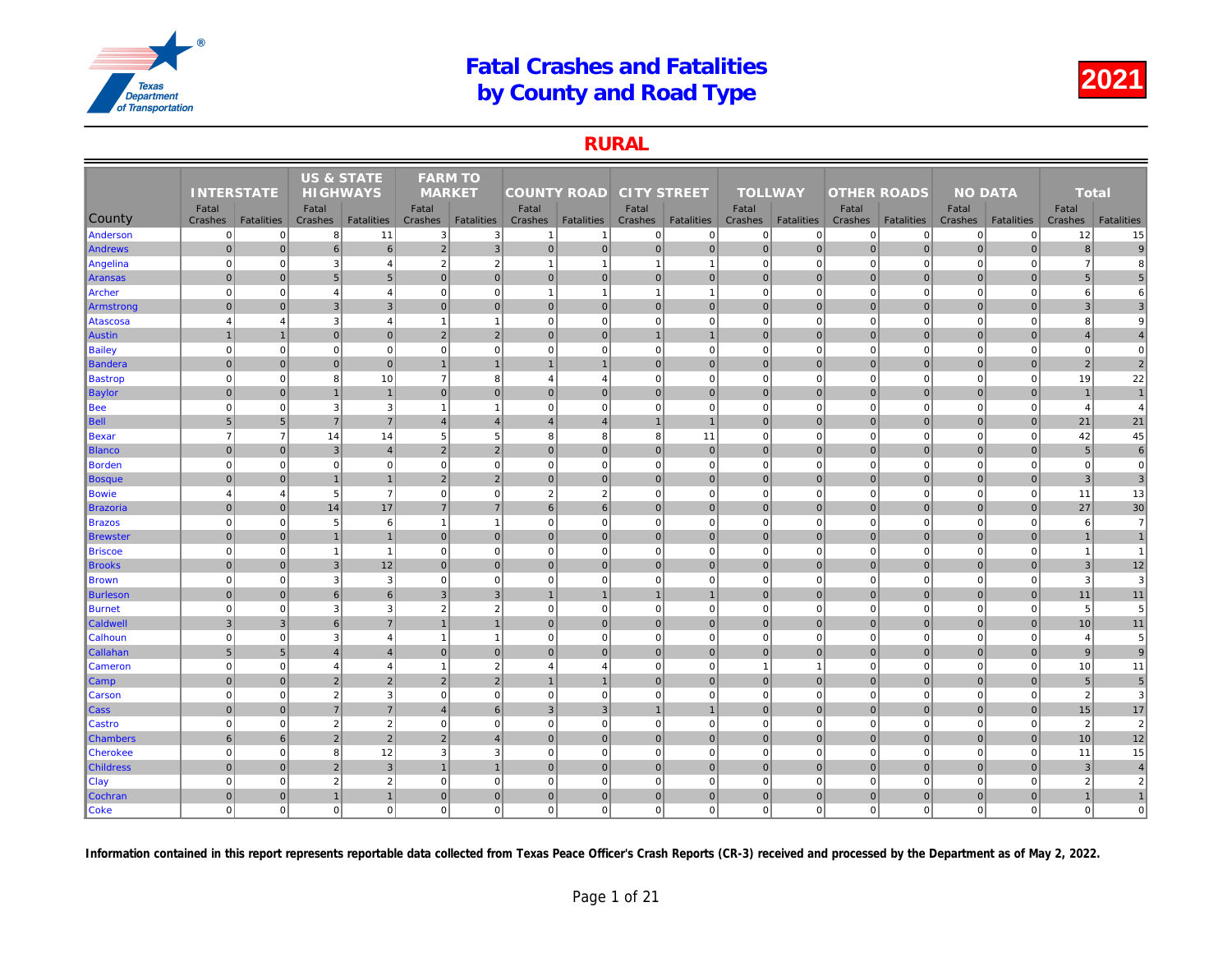# Fatal Crashes and Fatalities by County and Road Type

**2021**

## RURAL

| County | INTERSTATE | | US & STATE HIGHWAYS | | FARM TO MARKET | | COUNTY ROAD | | CITY STREET | | TOLLWAY | | OTHER ROADS | | NO DATA | | Total | |
|---|---|---|---|---|---|---|---|---|---|---|---|---|---|---|---|---|---|---|
| | Fatal Crashes | Fatalities | Fatal Crashes | Fatalities | Fatal Crashes | Fatalities | Fatal Crashes | Fatalities | Fatal Crashes | Fatalities | Fatal Crashes | Fatalities | Fatal Crashes | Fatalities | Fatal Crashes | Fatalities | Fatal Crashes | Fatalities |
| Anderson | 0 | 0 | 8 | 11 | 3 | 3 | 1 | 1 | 0 | 0 | 0 | 0 | 0 | 0 | 0 | 0 | 12 | 15 |
| Andrews | 0 | 0 | 6 | 6 | 2 | 3 | 0 | 0 | 0 | 0 | 0 | 0 | 0 | 0 | 0 | 0 | 8 | 9 |
| Angelina | 0 | 0 | 3 | 4 | 2 | 2 | 1 | 1 | 1 | 1 | 0 | 0 | 0 | 0 | 0 | 0 | 7 | 8 |
| Aransas | 0 | 0 | 5 | 5 | 0 | 0 | 0 | 0 | 0 | 0 | 0 | 0 | 0 | 0 | 0 | 0 | 5 | 5 |
| Archer | 0 | 0 | 4 | 4 | 0 | 0 | 1 | 1 | 1 | 1 | 0 | 0 | 0 | 0 | 0 | 0 | 6 | 6 |
| Armstrong | 0 | 0 | 3 | 3 | 0 | 0 | 0 | 0 | 0 | 0 | 0 | 0 | 0 | 0 | 0 | 0 | 3 | 3 |
| Atascosa | 4 | 4 | 3 | 4 | 1 | 1 | 0 | 0 | 0 | 0 | 0 | 0 | 0 | 0 | 0 | 0 | 8 | 9 |
| Austin | 1 | 1 | 0 | 0 | 2 | 2 | 0 | 0 | 1 | 1 | 0 | 0 | 0 | 0 | 0 | 0 | 4 | 4 |
| Bailey | 0 | 0 | 0 | 0 | 0 | 0 | 0 | 0 | 0 | 0 | 0 | 0 | 0 | 0 | 0 | 0 | 0 | 0 |
| Bandera | 0 | 0 | 0 | 0 | 1 | 1 | 1 | 1 | 0 | 0 | 0 | 0 | 0 | 0 | 0 | 0 | 2 | 2 |
| Bastrop | 0 | 0 | 8 | 10 | 7 | 8 | 4 | 4 | 0 | 0 | 0 | 0 | 0 | 0 | 0 | 0 | 19 | 22 |
| Baylor | 0 | 0 | 1 | 1 | 0 | 0 | 0 | 0 | 0 | 0 | 0 | 0 | 0 | 0 | 0 | 0 | 1 | 1 |
| Bee | 0 | 0 | 3 | 3 | 1 | 1 | 0 | 0 | 0 | 0 | 0 | 0 | 0 | 0 | 0 | 0 | 4 | 4 |
| Bell | 5 | 5 | 7 | 7 | 4 | 4 | 4 | 4 | 1 | 1 | 0 | 0 | 0 | 0 | 0 | 0 | 21 | 21 |
| Bexar | 7 | 7 | 14 | 14 | 5 | 5 | 8 | 8 | 8 | 11 | 0 | 0 | 0 | 0 | 0 | 0 | 42 | 45 |
| Blanco | 0 | 0 | 3 | 4 | 2 | 2 | 0 | 0 | 0 | 0 | 0 | 0 | 0 | 0 | 0 | 0 | 5 | 6 |
| Borden | 0 | 0 | 0 | 0 | 0 | 0 | 0 | 0 | 0 | 0 | 0 | 0 | 0 | 0 | 0 | 0 | 0 | 0 |
| Bosque | 0 | 0 | 1 | 1 | 2 | 2 | 0 | 0 | 0 | 0 | 0 | 0 | 0 | 0 | 0 | 0 | 3 | 3 |
| Bowie | 4 | 4 | 5 | 7 | 0 | 0 | 2 | 2 | 0 | 0 | 0 | 0 | 0 | 0 | 0 | 0 | 11 | 13 |
| Brazoria | 0 | 0 | 14 | 17 | 7 | 7 | 6 | 6 | 0 | 0 | 0 | 0 | 0 | 0 | 0 | 0 | 27 | 30 |
| Brazos | 0 | 0 | 5 | 6 | 1 | 1 | 0 | 0 | 0 | 0 | 0 | 0 | 0 | 0 | 0 | 0 | 6 | 7 |
| Brewster | 0 | 0 | 1 | 1 | 0 | 0 | 0 | 0 | 0 | 0 | 0 | 0 | 0 | 0 | 0 | 0 | 1 | 1 |
| Briscoe | 0 | 0 | 1 | 1 | 0 | 0 | 0 | 0 | 0 | 0 | 0 | 0 | 0 | 0 | 0 | 0 | 1 | 1 |
| Brooks | 0 | 0 | 3 | 12 | 0 | 0 | 0 | 0 | 0 | 0 | 0 | 0 | 0 | 0 | 0 | 0 | 3 | 12 |
| Brown | 0 | 0 | 3 | 3 | 0 | 0 | 0 | 0 | 0 | 0 | 0 | 0 | 0 | 0 | 0 | 0 | 3 | 3 |
| Burleson | 0 | 0 | 6 | 6 | 3 | 3 | 1 | 1 | 1 | 1 | 0 | 0 | 0 | 0 | 0 | 0 | 11 | 11 |
| Burnet | 0 | 0 | 3 | 3 | 2 | 2 | 0 | 0 | 0 | 0 | 0 | 0 | 0 | 0 | 0 | 0 | 5 | 5 |
| Caldwell | 3 | 3 | 6 | 7 | 1 | 1 | 0 | 0 | 0 | 0 | 0 | 0 | 0 | 0 | 0 | 0 | 10 | 11 |
| Calhoun | 0 | 0 | 3 | 4 | 1 | 1 | 0 | 0 | 0 | 0 | 0 | 0 | 0 | 0 | 0 | 0 | 4 | 5 |
| Callahan | 5 | 5 | 4 | 4 | 0 | 0 | 0 | 0 | 0 | 0 | 0 | 0 | 0 | 0 | 0 | 0 | 9 | 9 |
| Cameron | 0 | 0 | 4 | 4 | 1 | 2 | 4 | 4 | 0 | 0 | 1 | 1 | 0 | 0 | 0 | 0 | 10 | 11 |
| Camp | 0 | 0 | 2 | 2 | 2 | 2 | 1 | 1 | 0 | 0 | 0 | 0 | 0 | 0 | 0 | 0 | 5 | 5 |
| Carson | 0 | 0 | 2 | 3 | 0 | 0 | 0 | 0 | 0 | 0 | 0 | 0 | 0 | 0 | 0 | 0 | 2 | 3 |
| Cass | 0 | 0 | 7 | 7 | 4 | 6 | 3 | 3 | 1 | 1 | 0 | 0 | 0 | 0 | 0 | 0 | 15 | 17 |
| Castro | 0 | 0 | 2 | 2 | 0 | 0 | 0 | 0 | 0 | 0 | 0 | 0 | 0 | 0 | 0 | 0 | 2 | 2 |
| Chambers | 6 | 6 | 2 | 2 | 2 | 4 | 0 | 0 | 0 | 0 | 0 | 0 | 0 | 0 | 0 | 0 | 10 | 12 |
| Cherokee | 0 | 0 | 8 | 12 | 3 | 3 | 0 | 0 | 0 | 0 | 0 | 0 | 0 | 0 | 0 | 0 | 11 | 15 |
| Childress | 0 | 0 | 2 | 3 | 1 | 1 | 0 | 0 | 0 | 0 | 0 | 0 | 0 | 0 | 0 | 0 | 3 | 4 |
| Clay | 0 | 0 | 2 | 2 | 0 | 0 | 0 | 0 | 0 | 0 | 0 | 0 | 0 | 0 | 0 | 0 | 2 | 2 |
| Cochran | 0 | 0 | 1 | 1 | 0 | 0 | 0 | 0 | 0 | 0 | 0 | 0 | 0 | 0 | 0 | 0 | 1 | 1 |
| Coke | 0 | 0 | 0 | 0 | 0 | 0 | 0 | 0 | 0 | 0 | 0 | 0 | 0 | 0 | 0 | 0 | 0 | 0 |

**Information contained in this report represents reportable data collected from Texas Peace Officer's Crash Reports (CR-3) received and processed by the Department as of May 2, 2022.**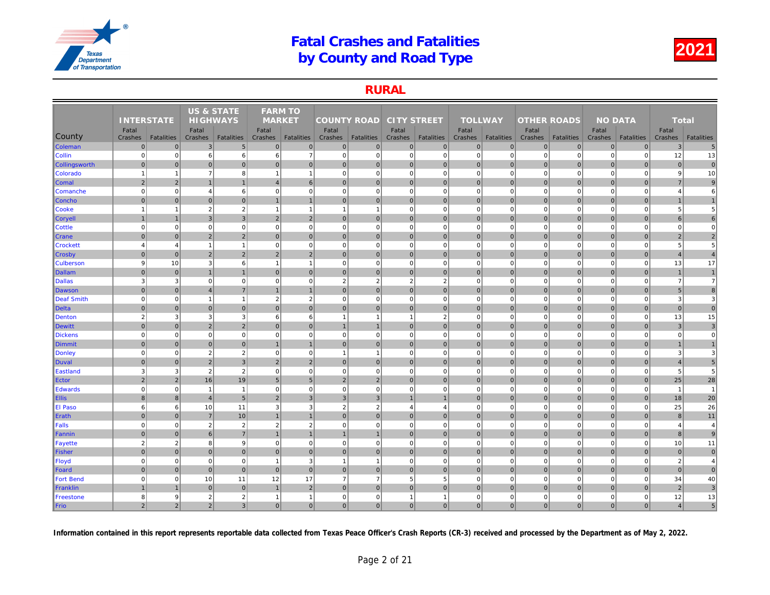# Fatal Crashes and Fatalities by County and Road Type

## 2021

## RURAL

| County | INTERSTATE | | US & STATE HIGHWAYS | | FARM TO MARKET | | COUNTY ROAD | | CITY STREET | | TOLLWAY | | OTHER ROADS | | NO DATA | | Total | |
|---|---|---|---|---|---|---|---|---|---|---|---|---|---|---|---|---|---|---|
| | Fatal Crashes | Fatalities | Fatal Crashes | Fatalities | Fatal Crashes | Fatalities | Fatal Crashes | Fatalities | Fatal Crashes | Fatalities | Fatal Crashes | Fatalities | Fatal Crashes | Fatalities | Fatal Crashes | Fatalities | Fatal Crashes | Fatalities |
| Coleman | 0 | 0 | 3 | 5 | 0 | 0 | 0 | 0 | 0 | 0 | 0 | 0 | 0 | 0 | 0 | 0 | 3 | 5 |
| Collin | 0 | 0 | 6 | 6 | 6 | 7 | 0 | 0 | 0 | 0 | 0 | 0 | 0 | 0 | 0 | 0 | 12 | 13 |
| Collingsworth | 0 | 0 | 0 | 0 | 0 | 0 | 0 | 0 | 0 | 0 | 0 | 0 | 0 | 0 | 0 | 0 | 0 | 0 |
| Colorado | 1 | 1 | 7 | 8 | 1 | 1 | 0 | 0 | 0 | 0 | 0 | 0 | 0 | 0 | 0 | 0 | 9 | 10 |
| Comal | 2 | 2 | 1 | 1 | 4 | 6 | 0 | 0 | 0 | 0 | 0 | 0 | 0 | 0 | 0 | 0 | 7 | 9 |
| Comanche | 0 | 0 | 4 | 6 | 0 | 0 | 0 | 0 | 0 | 0 | 0 | 0 | 0 | 0 | 0 | 0 | 4 | 6 |
| Concho | 0 | 0 | 0 | 0 | 1 | 1 | 0 | 0 | 0 | 0 | 0 | 0 | 0 | 0 | 0 | 0 | 1 | 1 |
| Cooke | 1 | 1 | 2 | 2 | 1 | 1 | 1 | 1 | 0 | 0 | 0 | 0 | 0 | 0 | 0 | 0 | 5 | 5 |
| Coryell | 1 | 1 | 3 | 3 | 2 | 2 | 0 | 0 | 0 | 0 | 0 | 0 | 0 | 0 | 0 | 0 | 6 | 6 |
| Cottle | 0 | 0 | 0 | 0 | 0 | 0 | 0 | 0 | 0 | 0 | 0 | 0 | 0 | 0 | 0 | 0 | 0 | 0 |
| Crane | 0 | 0 | 2 | 2 | 0 | 0 | 0 | 0 | 0 | 0 | 0 | 0 | 0 | 0 | 0 | 0 | 2 | 2 |
| Crockett | 4 | 4 | 1 | 1 | 0 | 0 | 0 | 0 | 0 | 0 | 0 | 0 | 0 | 0 | 0 | 0 | 5 | 5 |
| Crosby | 0 | 0 | 2 | 2 | 2 | 2 | 0 | 0 | 0 | 0 | 0 | 0 | 0 | 0 | 0 | 0 | 4 | 4 |
| Culberson | 9 | 10 | 3 | 6 | 1 | 1 | 0 | 0 | 0 | 0 | 0 | 0 | 0 | 0 | 0 | 0 | 13 | 17 |
| Dallam | 0 | 0 | 1 | 1 | 0 | 0 | 0 | 0 | 0 | 0 | 0 | 0 | 0 | 0 | 0 | 0 | 1 | 1 |
| Dallas | 3 | 3 | 0 | 0 | 0 | 0 | 2 | 2 | 2 | 2 | 0 | 0 | 0 | 0 | 0 | 0 | 7 | 7 |
| Dawson | 0 | 0 | 4 | 7 | 1 | 1 | 0 | 0 | 0 | 0 | 0 | 0 | 0 | 0 | 0 | 0 | 5 | 8 |
| Deaf Smith | 0 | 0 | 1 | 1 | 2 | 2 | 0 | 0 | 0 | 0 | 0 | 0 | 0 | 0 | 0 | 0 | 3 | 3 |
| Delta | 0 | 0 | 0 | 0 | 0 | 0 | 0 | 0 | 0 | 0 | 0 | 0 | 0 | 0 | 0 | 0 | 0 | 0 |
| Denton | 2 | 3 | 3 | 3 | 6 | 6 | 1 | 1 | 1 | 2 | 0 | 0 | 0 | 0 | 0 | 0 | 13 | 15 |
| Dewitt | 0 | 0 | 2 | 2 | 0 | 0 | 1 | 1 | 0 | 0 | 0 | 0 | 0 | 0 | 0 | 0 | 3 | 3 |
| Dickens | 0 | 0 | 0 | 0 | 0 | 0 | 0 | 0 | 0 | 0 | 0 | 0 | 0 | 0 | 0 | 0 | 0 | 0 |
| Dimmit | 0 | 0 | 0 | 0 | 1 | 1 | 0 | 0 | 0 | 0 | 0 | 0 | 0 | 0 | 0 | 0 | 1 | 1 |
| Donley | 0 | 0 | 2 | 2 | 0 | 0 | 1 | 1 | 0 | 0 | 0 | 0 | 0 | 0 | 0 | 0 | 3 | 3 |
| Duval | 0 | 0 | 2 | 3 | 2 | 2 | 0 | 0 | 0 | 0 | 0 | 0 | 0 | 0 | 0 | 0 | 4 | 5 |
| Eastland | 3 | 3 | 2 | 2 | 0 | 0 | 0 | 0 | 0 | 0 | 0 | 0 | 0 | 0 | 0 | 0 | 5 | 5 |
| Ector | 2 | 2 | 16 | 19 | 5 | 5 | 2 | 2 | 0 | 0 | 0 | 0 | 0 | 0 | 0 | 0 | 25 | 28 |
| Edwards | 0 | 0 | 1 | 1 | 0 | 0 | 0 | 0 | 0 | 0 | 0 | 0 | 0 | 0 | 0 | 0 | 1 | 1 |
| Ellis | 8 | 8 | 4 | 5 | 2 | 3 | 3 | 3 | 1 | 1 | 0 | 0 | 0 | 0 | 0 | 0 | 18 | 20 |
| El Paso | 6 | 6 | 10 | 11 | 3 | 3 | 2 | 2 | 4 | 4 | 0 | 0 | 0 | 0 | 0 | 0 | 25 | 26 |
| Erath | 0 | 0 | 7 | 10 | 1 | 1 | 0 | 0 | 0 | 0 | 0 | 0 | 0 | 0 | 0 | 0 | 8 | 11 |
| Falls | 0 | 0 | 2 | 2 | 2 | 2 | 0 | 0 | 0 | 0 | 0 | 0 | 0 | 0 | 0 | 0 | 4 | 4 |
| Fannin | 0 | 0 | 6 | 7 | 1 | 1 | 1 | 1 | 0 | 0 | 0 | 0 | 0 | 0 | 0 | 0 | 8 | 9 |
| Fayette | 2 | 2 | 8 | 9 | 0 | 0 | 0 | 0 | 0 | 0 | 0 | 0 | 0 | 0 | 0 | 0 | 10 | 11 |
| Fisher | 0 | 0 | 0 | 0 | 0 | 0 | 0 | 0 | 0 | 0 | 0 | 0 | 0 | 0 | 0 | 0 | 0 | 0 |
| Floyd | 0 | 0 | 0 | 0 | 1 | 3 | 1 | 1 | 0 | 0 | 0 | 0 | 0 | 0 | 0 | 0 | 2 | 4 |
| Foard | 0 | 0 | 0 | 0 | 0 | 0 | 0 | 0 | 0 | 0 | 0 | 0 | 0 | 0 | 0 | 0 | 0 | 0 |
| Fort Bend | 0 | 0 | 10 | 11 | 12 | 17 | 7 | 7 | 5 | 5 | 0 | 0 | 0 | 0 | 0 | 0 | 34 | 40 |
| Franklin | 1 | 1 | 0 | 0 | 1 | 2 | 0 | 0 | 0 | 0 | 0 | 0 | 0 | 0 | 0 | 0 | 2 | 3 |
| Freestone | 8 | 9 | 2 | 2 | 1 | 1 | 0 | 0 | 1 | 1 | 0 | 0 | 0 | 0 | 0 | 0 | 12 | 13 |
| Frio | 2 | 2 | 2 | 3 | 0 | 0 | 0 | 0 | 0 | 0 | 0 | 0 | 0 | 0 | 0 | 0 | 4 | 5 |

**Information contained in this report represents reportable data collected from Texas Peace Officer's Crash Reports (CR-3) received and processed by the Department as of May 2, 2022.**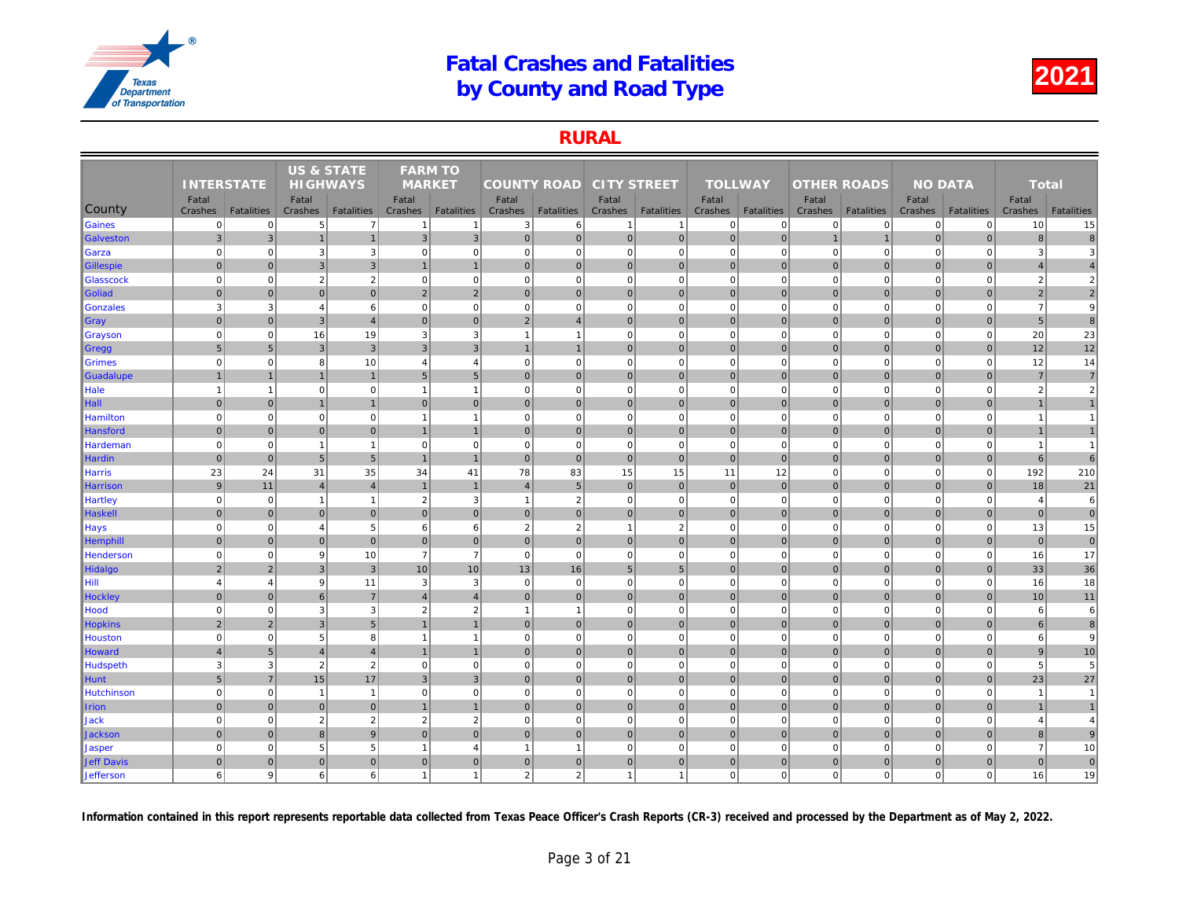# Fatal Crashes and Fatalities by County and Road Type

2021

## RURAL

| County | INTERSTATE | | US & STATE HIGHWAYS | | FARM TO MARKET | | COUNTY ROAD | | CITY STREET | | TOLLWAY | | OTHER ROADS | | NO DATA | | Total | |
|---|---|---|---|---|---|---|---|---|---|---|---|---|---|---|---|---|---|---|
| | Fatal Crashes | Fatalities | Fatal Crashes | Fatalities | Fatal Crashes | Fatalities | Fatal Crashes | Fatalities | Fatal Crashes | Fatalities | Fatal Crashes | Fatalities | Fatal Crashes | Fatalities | Fatal Crashes | Fatalities | Fatal Crashes | Fatalities |
| Gaines | 0 | 0 | 5 | 7 | 1 | 1 | 3 | 6 | 1 | 1 | 0 | 0 | 0 | 0 | 0 | 0 | 10 | 15 |
| Galveston | 3 | 3 | 1 | 1 | 3 | 3 | 0 | 0 | 0 | 0 | 0 | 0 | 1 | 1 | 0 | 0 | 8 | 8 |
| Garza | 0 | 0 | 3 | 3 | 0 | 0 | 0 | 0 | 0 | 0 | 0 | 0 | 0 | 0 | 0 | 0 | 3 | 3 |
| Gillespie | 0 | 0 | 3 | 3 | 1 | 1 | 0 | 0 | 0 | 0 | 0 | 0 | 0 | 0 | 0 | 0 | 4 | 4 |
| Glasscock | 0 | 0 | 2 | 2 | 0 | 0 | 0 | 0 | 0 | 0 | 0 | 0 | 0 | 0 | 0 | 0 | 2 | 2 |
| Goliad | 0 | 0 | 0 | 0 | 2 | 2 | 0 | 0 | 0 | 0 | 0 | 0 | 0 | 0 | 0 | 0 | 2 | 2 |
| Gonzales | 3 | 3 | 4 | 6 | 0 | 0 | 0 | 0 | 0 | 0 | 0 | 0 | 0 | 0 | 0 | 0 | 7 | 9 |
| Gray | 0 | 0 | 3 | 4 | 0 | 0 | 2 | 4 | 0 | 0 | 0 | 0 | 0 | 0 | 0 | 0 | 5 | 8 |
| Grayson | 0 | 0 | 16 | 19 | 3 | 3 | 1 | 1 | 0 | 0 | 0 | 0 | 0 | 0 | 0 | 0 | 20 | 23 |
| Gregg | 5 | 5 | 3 | 3 | 3 | 3 | 1 | 1 | 0 | 0 | 0 | 0 | 0 | 0 | 0 | 0 | 12 | 12 |
| Grimes | 0 | 0 | 8 | 10 | 4 | 4 | 0 | 0 | 0 | 0 | 0 | 0 | 0 | 0 | 0 | 0 | 12 | 14 |
| Guadalupe | 1 | 1 | 1 | 1 | 5 | 5 | 0 | 0 | 0 | 0 | 0 | 0 | 0 | 0 | 0 | 0 | 7 | 7 |
| Hale | 1 | 1 | 0 | 0 | 1 | 1 | 0 | 0 | 0 | 0 | 0 | 0 | 0 | 0 | 0 | 0 | 2 | 2 |
| Hall | 0 | 0 | 1 | 1 | 0 | 0 | 0 | 0 | 0 | 0 | 0 | 0 | 0 | 0 | 0 | 0 | 1 | 1 |
| Hamilton | 0 | 0 | 0 | 0 | 1 | 1 | 0 | 0 | 0 | 0 | 0 | 0 | 0 | 0 | 0 | 0 | 1 | 1 |
| Hansford | 0 | 0 | 0 | 0 | 1 | 1 | 0 | 0 | 0 | 0 | 0 | 0 | 0 | 0 | 0 | 0 | 1 | 1 |
| Hardeman | 0 | 0 | 1 | 1 | 0 | 0 | 0 | 0 | 0 | 0 | 0 | 0 | 0 | 0 | 0 | 0 | 1 | 1 |
| Hardin | 0 | 0 | 5 | 5 | 1 | 1 | 0 | 0 | 0 | 0 | 0 | 0 | 0 | 0 | 0 | 0 | 6 | 6 |
| Harris | 23 | 24 | 31 | 35 | 34 | 41 | 78 | 83 | 15 | 15 | 11 | 12 | 0 | 0 | 0 | 0 | 192 | 210 |
| Harrison | 9 | 11 | 4 | 4 | 1 | 1 | 4 | 5 | 0 | 0 | 0 | 0 | 0 | 0 | 0 | 0 | 18 | 21 |
| Hartley | 0 | 0 | 1 | 1 | 2 | 3 | 1 | 2 | 0 | 0 | 0 | 0 | 0 | 0 | 0 | 0 | 4 | 6 |
| Haskell | 0 | 0 | 0 | 0 | 0 | 0 | 0 | 0 | 0 | 0 | 0 | 0 | 0 | 0 | 0 | 0 | 0 | 0 |
| Hays | 0 | 0 | 4 | 5 | 6 | 6 | 2 | 2 | 1 | 2 | 0 | 0 | 0 | 0 | 0 | 0 | 13 | 15 |
| Hemphill | 0 | 0 | 0 | 0 | 0 | 0 | 0 | 0 | 0 | 0 | 0 | 0 | 0 | 0 | 0 | 0 | 0 | 0 |
| Henderson | 0 | 0 | 9 | 10 | 7 | 7 | 0 | 0 | 0 | 0 | 0 | 0 | 0 | 0 | 0 | 0 | 16 | 17 |
| Hidalgo | 2 | 2 | 3 | 3 | 10 | 10 | 13 | 16 | 5 | 5 | 0 | 0 | 0 | 0 | 0 | 0 | 33 | 36 |
| Hill | 4 | 4 | 9 | 11 | 3 | 3 | 0 | 0 | 0 | 0 | 0 | 0 | 0 | 0 | 0 | 0 | 16 | 18 |
| Hockley | 0 | 0 | 6 | 7 | 4 | 4 | 0 | 0 | 0 | 0 | 0 | 0 | 0 | 0 | 0 | 0 | 10 | 11 |
| Hood | 0 | 0 | 3 | 3 | 2 | 2 | 1 | 1 | 0 | 0 | 0 | 0 | 0 | 0 | 0 | 0 | 6 | 6 |
| Hopkins | 2 | 2 | 3 | 5 | 1 | 1 | 0 | 0 | 0 | 0 | 0 | 0 | 0 | 0 | 0 | 0 | 6 | 8 |
| Houston | 0 | 0 | 5 | 8 | 1 | 1 | 0 | 0 | 0 | 0 | 0 | 0 | 0 | 0 | 0 | 0 | 6 | 9 |
| Howard | 4 | 5 | 4 | 4 | 1 | 1 | 0 | 0 | 0 | 0 | 0 | 0 | 0 | 0 | 0 | 0 | 9 | 10 |
| Hudspeth | 3 | 3 | 2 | 2 | 0 | 0 | 0 | 0 | 0 | 0 | 0 | 0 | 0 | 0 | 0 | 0 | 5 | 5 |
| Hunt | 5 | 7 | 15 | 17 | 3 | 3 | 0 | 0 | 0 | 0 | 0 | 0 | 0 | 0 | 0 | 0 | 23 | 27 |
| Hutchinson | 0 | 0 | 1 | 1 | 0 | 0 | 0 | 0 | 0 | 0 | 0 | 0 | 0 | 0 | 0 | 0 | 1 | 1 |
| Irion | 0 | 0 | 0 | 0 | 1 | 1 | 0 | 0 | 0 | 0 | 0 | 0 | 0 | 0 | 0 | 0 | 1 | 1 |
| Jack | 0 | 0 | 2 | 2 | 2 | 2 | 0 | 0 | 0 | 0 | 0 | 0 | 0 | 0 | 0 | 0 | 4 | 4 |
| Jackson | 0 | 0 | 8 | 9 | 0 | 0 | 0 | 0 | 0 | 0 | 0 | 0 | 0 | 0 | 0 | 0 | 8 | 9 |
| Jasper | 0 | 0 | 5 | 5 | 1 | 4 | 1 | 1 | 0 | 0 | 0 | 0 | 0 | 0 | 0 | 0 | 7 | 10 |
| Jeff Davis | 0 | 0 | 0 | 0 | 0 | 0 | 0 | 0 | 0 | 0 | 0 | 0 | 0 | 0 | 0 | 0 | 0 | 0 |
| Jefferson | 6 | 9 | 6 | 6 | 1 | 1 | 2 | 2 | 1 | 1 | 0 | 0 | 0 | 0 | 0 | 0 | 16 | 19 |

**Information contained in this report represents reportable data collected from Texas Peace Officer's Crash Reports (CR-3) received and processed by the Department as of May 2, 2022.**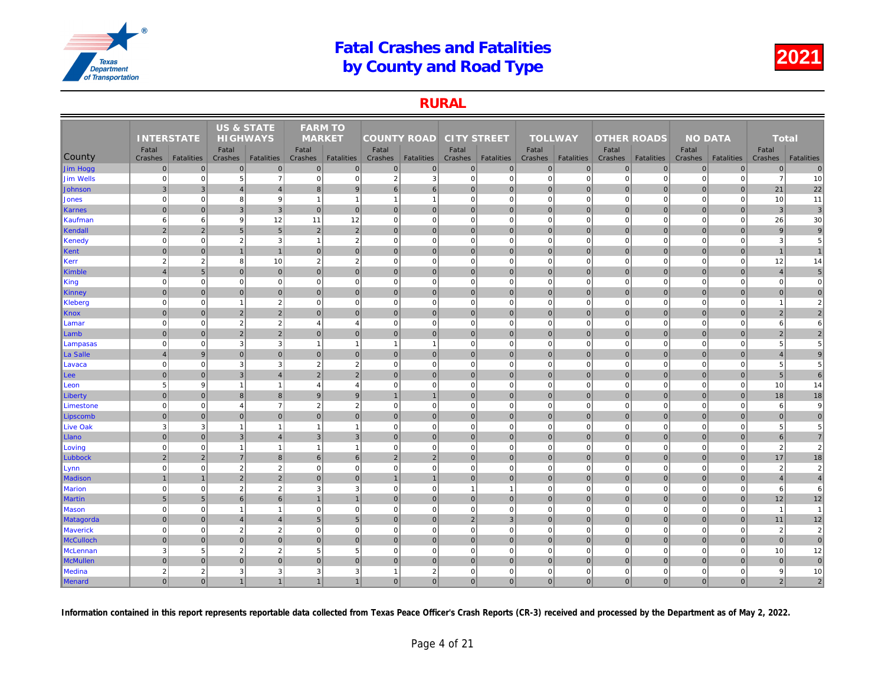# Fatal Crashes and Fatalities by County and Road Type

## 2021

## RURAL

| County | INTERSTATE | | US & STATE HIGHWAYS | | FARM TO MARKET | | COUNTY ROAD | | CITY STREET | | TOLLWAY | | OTHER ROADS | | NO DATA | | Total | |
|---|---|---|---|---|---|---|---|---|---|---|---|---|---|---|---|---|---|---|
| | Fatal Crashes | Fatalities | Fatal Crashes | Fatalities | Fatal Crashes | Fatalities | Fatal Crashes | Fatalities | Fatal Crashes | Fatalities | Fatal Crashes | Fatalities | Fatal Crashes | Fatalities | Fatal Crashes | Fatalities | Fatal Crashes | Fatalities |
| Jim Hogg | 0 | 0 | 0 | 0 | 0 | 0 | 0 | 0 | 0 | 0 | 0 | 0 | 0 | 0 | 0 | 0 | 0 | 0 |
| Jim Wells | 0 | 0 | 5 | 7 | 0 | 0 | 2 | 3 | 0 | 0 | 0 | 0 | 0 | 0 | 0 | 0 | 7 | 10 |
| Johnson | 3 | 3 | 4 | 4 | 8 | 9 | 6 | 6 | 0 | 0 | 0 | 0 | 0 | 0 | 0 | 0 | 21 | 22 |
| Jones | 0 | 0 | 8 | 9 | 1 | 1 | 1 | 1 | 0 | 0 | 0 | 0 | 0 | 0 | 0 | 0 | 10 | 11 |
| Karnes | 0 | 0 | 3 | 3 | 0 | 0 | 0 | 0 | 0 | 0 | 0 | 0 | 0 | 0 | 0 | 0 | 3 | 3 |
| Kaufman | 6 | 6 | 9 | 12 | 11 | 12 | 0 | 0 | 0 | 0 | 0 | 0 | 0 | 0 | 0 | 0 | 26 | 30 |
| Kendall | 2 | 2 | 5 | 5 | 2 | 2 | 0 | 0 | 0 | 0 | 0 | 0 | 0 | 0 | 0 | 0 | 9 | 9 |
| Kenedy | 0 | 0 | 2 | 3 | 1 | 2 | 0 | 0 | 0 | 0 | 0 | 0 | 0 | 0 | 0 | 0 | 3 | 5 |
| Kent | 0 | 0 | 1 | 1 | 0 | 0 | 0 | 0 | 0 | 0 | 0 | 0 | 0 | 0 | 0 | 0 | 1 | 1 |
| Kerr | 2 | 2 | 8 | 10 | 2 | 2 | 0 | 0 | 0 | 0 | 0 | 0 | 0 | 0 | 0 | 0 | 12 | 14 |
| Kimble | 4 | 5 | 0 | 0 | 0 | 0 | 0 | 0 | 0 | 0 | 0 | 0 | 0 | 0 | 0 | 0 | 4 | 5 |
| King | 0 | 0 | 0 | 0 | 0 | 0 | 0 | 0 | 0 | 0 | 0 | 0 | 0 | 0 | 0 | 0 | 0 | 0 |
| Kinney | 0 | 0 | 0 | 0 | 0 | 0 | 0 | 0 | 0 | 0 | 0 | 0 | 0 | 0 | 0 | 0 | 0 | 0 |
| Kleberg | 0 | 0 | 1 | 2 | 0 | 0 | 0 | 0 | 0 | 0 | 0 | 0 | 0 | 0 | 0 | 0 | 1 | 2 |
| Knox | 0 | 0 | 2 | 2 | 0 | 0 | 0 | 0 | 0 | 0 | 0 | 0 | 0 | 0 | 0 | 0 | 2 | 2 |
| Lamar | 0 | 0 | 2 | 2 | 4 | 4 | 0 | 0 | 0 | 0 | 0 | 0 | 0 | 0 | 0 | 0 | 6 | 6 |
| Lamb | 0 | 0 | 2 | 2 | 0 | 0 | 0 | 0 | 0 | 0 | 0 | 0 | 0 | 0 | 0 | 0 | 2 | 2 |
| Lampasas | 0 | 0 | 3 | 3 | 1 | 1 | 1 | 1 | 0 | 0 | 0 | 0 | 0 | 0 | 0 | 0 | 5 | 5 |
| La Salle | 4 | 9 | 0 | 0 | 0 | 0 | 0 | 0 | 0 | 0 | 0 | 0 | 0 | 0 | 0 | 0 | 4 | 9 |
| Lavaca | 0 | 0 | 3 | 3 | 2 | 2 | 0 | 0 | 0 | 0 | 0 | 0 | 0 | 0 | 0 | 0 | 5 | 5 |
| Lee | 0 | 0 | 3 | 4 | 2 | 2 | 0 | 0 | 0 | 0 | 0 | 0 | 0 | 0 | 0 | 0 | 5 | 6 |
| Leon | 5 | 9 | 1 | 1 | 4 | 4 | 0 | 0 | 0 | 0 | 0 | 0 | 0 | 0 | 0 | 0 | 10 | 14 |
| Liberty | 0 | 0 | 8 | 8 | 9 | 9 | 1 | 1 | 0 | 0 | 0 | 0 | 0 | 0 | 0 | 0 | 18 | 18 |
| Limestone | 0 | 0 | 4 | 7 | 2 | 2 | 0 | 0 | 0 | 0 | 0 | 0 | 0 | 0 | 0 | 0 | 6 | 9 |
| Lipscomb | 0 | 0 | 0 | 0 | 0 | 0 | 0 | 0 | 0 | 0 | 0 | 0 | 0 | 0 | 0 | 0 | 0 | 0 |
| Live Oak | 3 | 3 | 1 | 1 | 1 | 1 | 0 | 0 | 0 | 0 | 0 | 0 | 0 | 0 | 0 | 0 | 5 | 5 |
| Llano | 0 | 0 | 3 | 4 | 3 | 3 | 0 | 0 | 0 | 0 | 0 | 0 | 0 | 0 | 0 | 0 | 6 | 7 |
| Loving | 0 | 0 | 1 | 1 | 1 | 1 | 0 | 0 | 0 | 0 | 0 | 0 | 0 | 0 | 0 | 0 | 2 | 2 |
| Lubbock | 2 | 2 | 7 | 8 | 6 | 6 | 2 | 2 | 0 | 0 | 0 | 0 | 0 | 0 | 0 | 0 | 17 | 18 |
| Lynn | 0 | 0 | 2 | 2 | 0 | 0 | 0 | 0 | 0 | 0 | 0 | 0 | 0 | 0 | 0 | 0 | 2 | 2 |
| Madison | 1 | 1 | 2 | 2 | 0 | 0 | 1 | 1 | 0 | 0 | 0 | 0 | 0 | 0 | 0 | 0 | 4 | 4 |
| Marion | 0 | 0 | 2 | 2 | 3 | 3 | 0 | 0 | 1 | 1 | 0 | 0 | 0 | 0 | 0 | 0 | 6 | 6 |
| Martin | 5 | 5 | 6 | 6 | 1 | 1 | 0 | 0 | 0 | 0 | 0 | 0 | 0 | 0 | 0 | 0 | 12 | 12 |
| Mason | 0 | 0 | 1 | 1 | 0 | 0 | 0 | 0 | 0 | 0 | 0 | 0 | 0 | 0 | 0 | 0 | 1 | 1 |
| Matagorda | 0 | 0 | 4 | 4 | 5 | 5 | 0 | 0 | 2 | 3 | 0 | 0 | 0 | 0 | 0 | 0 | 11 | 12 |
| Maverick | 0 | 0 | 2 | 2 | 0 | 0 | 0 | 0 | 0 | 0 | 0 | 0 | 0 | 0 | 0 | 0 | 2 | 2 |
| McCulloch | 0 | 0 | 0 | 0 | 0 | 0 | 0 | 0 | 0 | 0 | 0 | 0 | 0 | 0 | 0 | 0 | 0 | 0 |
| McLennan | 3 | 5 | 2 | 2 | 5 | 5 | 0 | 0 | 0 | 0 | 0 | 0 | 0 | 0 | 0 | 0 | 10 | 12 |
| McMullen | 0 | 0 | 0 | 0 | 0 | 0 | 0 | 0 | 0 | 0 | 0 | 0 | 0 | 0 | 0 | 0 | 0 | 0 |
| Medina | 2 | 2 | 3 | 3 | 3 | 3 | 1 | 2 | 0 | 0 | 0 | 0 | 0 | 0 | 0 | 0 | 9 | 10 |
| Menard | 0 | 0 | 1 | 1 | 1 | 1 | 0 | 0 | 0 | 0 | 0 | 0 | 0 | 0 | 0 | 0 | 2 | 2 |

**Information contained in this report represents reportable data collected from Texas Peace Officer's Crash Reports (CR-3) received and processed by the Department as of May 2, 2022.**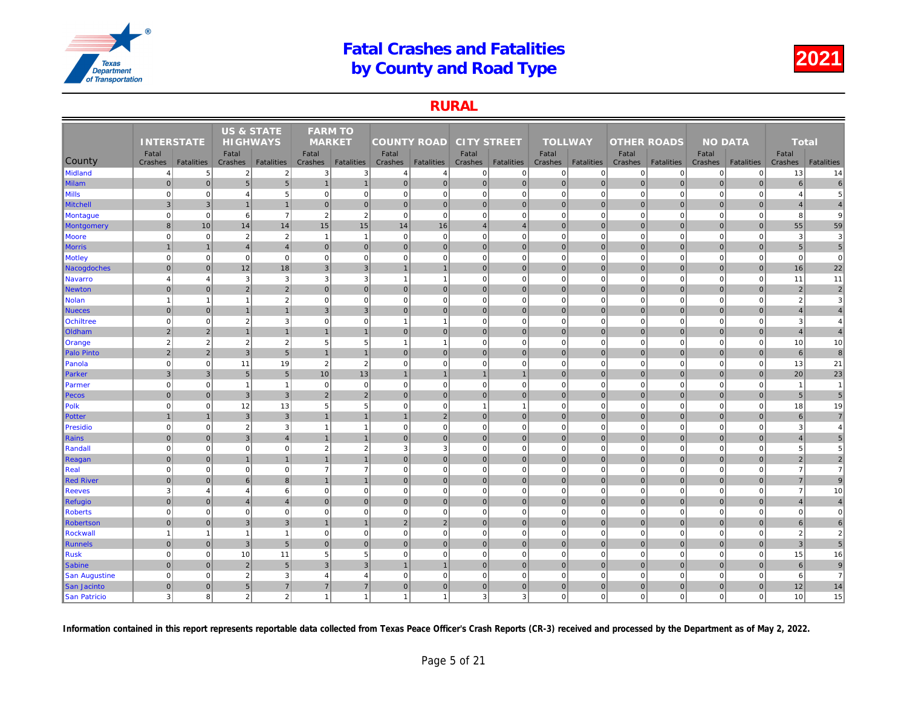# Fatal Crashes and Fatalities by County and Road Type

## 2021

## RURAL

| County | INTERSTATE | | US & STATE HIGHWAYS | | FARM TO MARKET | | COUNTY ROAD | | CITY STREET | | TOLLWAY | | OTHER ROADS | | NO DATA | | Total | |
|---|---|---|---|---|---|---|---|---|---|---|---|---|---|---|---|---|---|---|
| | Fatal Crashes | Fatalities | Fatal Crashes | Fatalities | Fatal Crashes | Fatalities | Fatal Crashes | Fatalities | Fatal Crashes | Fatalities | Fatal Crashes | Fatalities | Fatal Crashes | Fatalities | Fatal Crashes | Fatalities | Fatal Crashes | Fatalities |
| Midland | 4 | 5 | 2 | 2 | 3 | 3 | 4 | 4 | 0 | 0 | 0 | 0 | 0 | 0 | 0 | 0 | 13 | 14 |
| Milam | 0 | 0 | 5 | 5 | 1 | 1 | 0 | 0 | 0 | 0 | 0 | 0 | 0 | 0 | 0 | 0 | 6 | 6 |
| Mills | 0 | 0 | 4 | 5 | 0 | 0 | 0 | 0 | 0 | 0 | 0 | 0 | 0 | 0 | 0 | 0 | 4 | 5 |
| Mitchell | 3 | 3 | 1 | 1 | 0 | 0 | 0 | 0 | 0 | 0 | 0 | 0 | 0 | 0 | 0 | 0 | 4 | 4 |
| Montague | 0 | 0 | 6 | 7 | 2 | 2 | 0 | 0 | 0 | 0 | 0 | 0 | 0 | 0 | 0 | 0 | 8 | 9 |
| Montgomery | 8 | 10 | 14 | 14 | 15 | 15 | 14 | 16 | 4 | 4 | 0 | 0 | 0 | 0 | 0 | 0 | 55 | 59 |
| Moore | 0 | 0 | 2 | 2 | 1 | 1 | 0 | 0 | 0 | 0 | 0 | 0 | 0 | 0 | 0 | 0 | 3 | 3 |
| Morris | 1 | 1 | 4 | 4 | 0 | 0 | 0 | 0 | 0 | 0 | 0 | 0 | 0 | 0 | 0 | 0 | 5 | 5 |
| Motley | 0 | 0 | 0 | 0 | 0 | 0 | 0 | 0 | 0 | 0 | 0 | 0 | 0 | 0 | 0 | 0 | 0 | 0 |
| Nacogdoches | 0 | 0 | 12 | 18 | 3 | 3 | 1 | 1 | 0 | 0 | 0 | 0 | 0 | 0 | 0 | 0 | 16 | 22 |
| Navarro | 4 | 4 | 3 | 3 | 3 | 3 | 1 | 1 | 0 | 0 | 0 | 0 | 0 | 0 | 0 | 0 | 11 | 11 |
| Newton | 0 | 0 | 2 | 2 | 0 | 0 | 0 | 0 | 0 | 0 | 0 | 0 | 0 | 0 | 0 | 0 | 2 | 2 |
| Nolan | 1 | 1 | 1 | 2 | 0 | 0 | 0 | 0 | 0 | 0 | 0 | 0 | 0 | 0 | 0 | 0 | 2 | 3 |
| Nueces | 0 | 0 | 1 | 1 | 3 | 3 | 0 | 0 | 0 | 0 | 0 | 0 | 0 | 0 | 0 | 0 | 4 | 4 |
| Ochiltree | 0 | 0 | 2 | 3 | 0 | 0 | 1 | 1 | 0 | 0 | 0 | 0 | 0 | 0 | 0 | 0 | 3 | 4 |
| Oldham | 2 | 2 | 1 | 1 | 1 | 1 | 0 | 0 | 0 | 0 | 0 | 0 | 0 | 0 | 0 | 0 | 4 | 4 |
| Orange | 2 | 2 | 2 | 2 | 5 | 5 | 1 | 1 | 0 | 0 | 0 | 0 | 0 | 0 | 0 | 0 | 10 | 10 |
| Palo Pinto | 2 | 2 | 3 | 5 | 1 | 1 | 0 | 0 | 0 | 0 | 0 | 0 | 0 | 0 | 0 | 0 | 6 | 8 |
| Panola | 0 | 0 | 11 | 19 | 2 | 2 | 0 | 0 | 0 | 0 | 0 | 0 | 0 | 0 | 0 | 0 | 13 | 21 |
| Parker | 3 | 3 | 5 | 5 | 10 | 13 | 1 | 1 | 1 | 1 | 0 | 0 | 0 | 0 | 0 | 0 | 20 | 23 |
| Parmer | 0 | 0 | 1 | 1 | 0 | 0 | 0 | 0 | 0 | 0 | 0 | 0 | 0 | 0 | 0 | 0 | 1 | 1 |
| Pecos | 0 | 0 | 3 | 3 | 2 | 2 | 0 | 0 | 0 | 0 | 0 | 0 | 0 | 0 | 0 | 0 | 5 | 5 |
| Polk | 0 | 0 | 12 | 13 | 5 | 5 | 0 | 0 | 1 | 1 | 0 | 0 | 0 | 0 | 0 | 0 | 18 | 19 |
| Potter | 1 | 1 | 3 | 3 | 1 | 1 | 1 | 2 | 0 | 0 | 0 | 0 | 0 | 0 | 0 | 0 | 6 | 7 |
| Presidio | 0 | 0 | 2 | 3 | 1 | 1 | 0 | 0 | 0 | 0 | 0 | 0 | 0 | 0 | 0 | 0 | 3 | 4 |
| Rains | 0 | 0 | 3 | 4 | 1 | 1 | 0 | 0 | 0 | 0 | 0 | 0 | 0 | 0 | 0 | 0 | 4 | 5 |
| Randall | 0 | 0 | 0 | 0 | 2 | 2 | 3 | 3 | 0 | 0 | 0 | 0 | 0 | 0 | 0 | 0 | 5 | 5 |
| Reagan | 0 | 0 | 1 | 1 | 1 | 1 | 0 | 0 | 0 | 0 | 0 | 0 | 0 | 0 | 0 | 0 | 2 | 2 |
| Real | 0 | 0 | 0 | 0 | 7 | 7 | 0 | 0 | 0 | 0 | 0 | 0 | 0 | 0 | 0 | 0 | 7 | 7 |
| Red River | 0 | 0 | 6 | 8 | 1 | 1 | 0 | 0 | 0 | 0 | 0 | 0 | 0 | 0 | 0 | 0 | 7 | 9 |
| Reeves | 3 | 4 | 4 | 6 | 0 | 0 | 0 | 0 | 0 | 0 | 0 | 0 | 0 | 0 | 0 | 0 | 7 | 10 |
| Refugio | 0 | 0 | 4 | 4 | 0 | 0 | 0 | 0 | 0 | 0 | 0 | 0 | 0 | 0 | 0 | 0 | 4 | 4 |
| Roberts | 0 | 0 | 0 | 0 | 0 | 0 | 0 | 0 | 0 | 0 | 0 | 0 | 0 | 0 | 0 | 0 | 0 | 0 |
| Robertson | 0 | 0 | 3 | 3 | 1 | 1 | 2 | 2 | 0 | 0 | 0 | 0 | 0 | 0 | 0 | 0 | 6 | 6 |
| Rockwall | 1 | 1 | 1 | 1 | 0 | 0 | 0 | 0 | 0 | 0 | 0 | 0 | 0 | 0 | 0 | 0 | 2 | 2 |
| Runnels | 0 | 0 | 3 | 5 | 0 | 0 | 0 | 0 | 0 | 0 | 0 | 0 | 0 | 0 | 0 | 0 | 3 | 5 |
| Rusk | 0 | 0 | 10 | 11 | 5 | 5 | 0 | 0 | 0 | 0 | 0 | 0 | 0 | 0 | 0 | 0 | 15 | 16 |
| Sabine | 0 | 0 | 2 | 5 | 3 | 3 | 1 | 1 | 0 | 0 | 0 | 0 | 0 | 0 | 0 | 0 | 6 | 9 |
| San Augustine | 0 | 0 | 2 | 3 | 4 | 4 | 0 | 0 | 0 | 0 | 0 | 0 | 0 | 0 | 0 | 0 | 6 | 7 |
| San Jacinto | 0 | 0 | 5 | 7 | 7 | 7 | 0 | 0 | 0 | 0 | 0 | 0 | 0 | 0 | 0 | 0 | 12 | 14 |
| San Patricio | 3 | 8 | 2 | 2 | 1 | 1 | 1 | 1 | 3 | 3 | 0 | 0 | 0 | 0 | 0 | 0 | 10 | 15 |

**Information contained in this report represents reportable data collected from Texas Peace Officer's Crash Reports (CR-3) received and processed by the Department as of May 2, 2022.**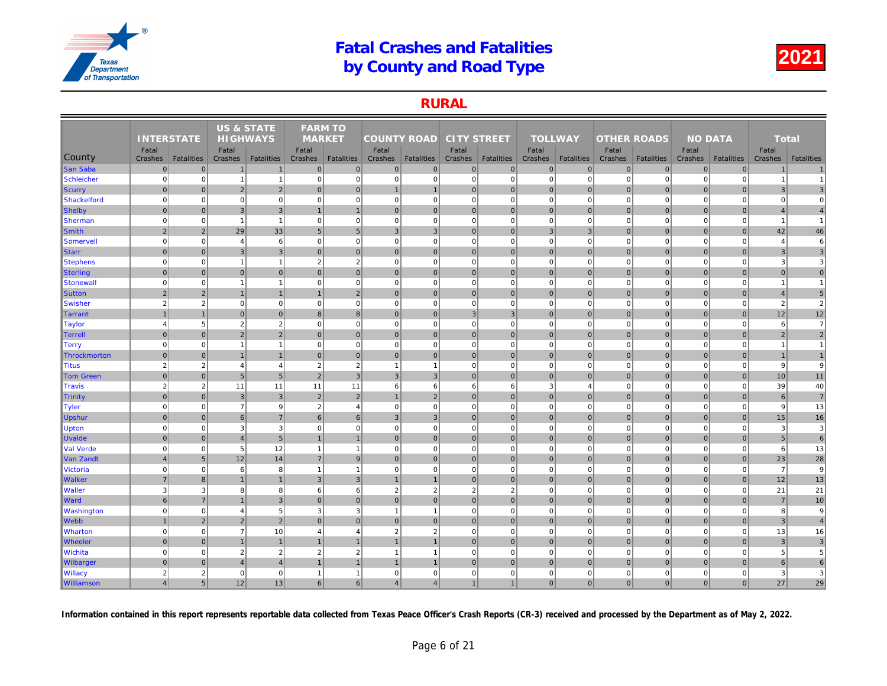# Fatal Crashes and Fatalities by County and Road Type

## 2021

## RURAL

| County | INTERSTATE | | US & STATE HIGHWAYS | | FARM TO MARKET | | COUNTY ROAD | | CITY STREET | | TOLLWAY | | OTHER ROADS | | NO DATA | | Total | |
|---|---|---|---|---|---|---|---|---|---|---|---|---|---|---|---|---|---|---|
| | Fatal Crashes | Fatalities | Fatal Crashes | Fatalities | Fatal Crashes | Fatalities | Fatal Crashes | Fatalities | Fatal Crashes | Fatalities | Fatal Crashes | Fatalities | Fatal Crashes | Fatalities | Fatal Crashes | Fatalities | Fatal Crashes | Fatalities |
| San Saba | 0 | 0 | 1 | 1 | 0 | 0 | 0 | 0 | 0 | 0 | 0 | 0 | 0 | 0 | 0 | 0 | 1 | 1 |
| Schleicher | 0 | 0 | 1 | 1 | 0 | 0 | 0 | 0 | 0 | 0 | 0 | 0 | 0 | 0 | 0 | 0 | 1 | 1 |
| Scurry | 0 | 0 | 2 | 2 | 0 | 0 | 1 | 1 | 0 | 0 | 0 | 0 | 0 | 0 | 0 | 0 | 3 | 3 |
| Shackelford | 0 | 0 | 0 | 0 | 0 | 0 | 0 | 0 | 0 | 0 | 0 | 0 | 0 | 0 | 0 | 0 | 0 | 0 |
| Shelby | 0 | 0 | 3 | 3 | 1 | 1 | 0 | 0 | 0 | 0 | 0 | 0 | 0 | 0 | 0 | 0 | 4 | 4 |
| Sherman | 0 | 0 | 1 | 1 | 0 | 0 | 0 | 0 | 0 | 0 | 0 | 0 | 0 | 0 | 0 | 0 | 1 | 1 |
| Smith | 2 | 2 | 29 | 33 | 5 | 5 | 3 | 3 | 0 | 0 | 3 | 3 | 0 | 0 | 0 | 0 | 42 | 46 |
| Somervell | 0 | 0 | 4 | 6 | 0 | 0 | 0 | 0 | 0 | 0 | 0 | 0 | 0 | 0 | 0 | 0 | 4 | 6 |
| Starr | 0 | 0 | 3 | 3 | 0 | 0 | 0 | 0 | 0 | 0 | 0 | 0 | 0 | 0 | 0 | 0 | 3 | 3 |
| Stephens | 0 | 0 | 1 | 1 | 2 | 2 | 0 | 0 | 0 | 0 | 0 | 0 | 0 | 0 | 0 | 0 | 3 | 3 |
| Sterling | 0 | 0 | 0 | 0 | 0 | 0 | 0 | 0 | 0 | 0 | 0 | 0 | 0 | 0 | 0 | 0 | 0 | 0 |
| Stonewall | 0 | 0 | 1 | 1 | 0 | 0 | 0 | 0 | 0 | 0 | 0 | 0 | 0 | 0 | 0 | 0 | 1 | 1 |
| Sutton | 2 | 2 | 1 | 1 | 1 | 2 | 0 | 0 | 0 | 0 | 0 | 0 | 0 | 0 | 0 | 0 | 4 | 5 |
| Swisher | 2 | 2 | 0 | 0 | 0 | 0 | 0 | 0 | 0 | 0 | 0 | 0 | 0 | 0 | 0 | 0 | 2 | 2 |
| Tarrant | 1 | 1 | 0 | 0 | 8 | 8 | 0 | 0 | 3 | 3 | 0 | 0 | 0 | 0 | 0 | 0 | 12 | 12 |
| Taylor | 4 | 5 | 2 | 2 | 0 | 0 | 0 | 0 | 0 | 0 | 0 | 0 | 0 | 0 | 0 | 0 | 6 | 7 |
| Terrell | 0 | 0 | 2 | 2 | 0 | 0 | 0 | 0 | 0 | 0 | 0 | 0 | 0 | 0 | 0 | 0 | 2 | 2 |
| Terry | 0 | 0 | 1 | 1 | 0 | 0 | 0 | 0 | 0 | 0 | 0 | 0 | 0 | 0 | 0 | 0 | 1 | 1 |
| Throckmorton | 0 | 0 | 1 | 1 | 0 | 0 | 0 | 0 | 0 | 0 | 0 | 0 | 0 | 0 | 0 | 0 | 1 | 1 |
| Titus | 2 | 2 | 4 | 4 | 2 | 2 | 1 | 1 | 0 | 0 | 0 | 0 | 0 | 0 | 0 | 0 | 9 | 9 |
| Tom Green | 0 | 0 | 5 | 5 | 2 | 3 | 3 | 3 | 0 | 0 | 0 | 0 | 0 | 0 | 0 | 0 | 10 | 11 |
| Travis | 2 | 2 | 11 | 11 | 11 | 11 | 6 | 6 | 6 | 6 | 3 | 4 | 0 | 0 | 0 | 0 | 39 | 40 |
| Trinity | 0 | 0 | 3 | 3 | 2 | 2 | 1 | 2 | 0 | 0 | 0 | 0 | 0 | 0 | 0 | 0 | 6 | 7 |
| Tyler | 0 | 0 | 7 | 9 | 2 | 4 | 0 | 0 | 0 | 0 | 0 | 0 | 0 | 0 | 0 | 0 | 9 | 13 |
| Upshur | 0 | 0 | 6 | 7 | 6 | 6 | 3 | 3 | 0 | 0 | 0 | 0 | 0 | 0 | 0 | 0 | 15 | 16 |
| Upton | 0 | 0 | 3 | 3 | 0 | 0 | 0 | 0 | 0 | 0 | 0 | 0 | 0 | 0 | 0 | 0 | 3 | 3 |
| Uvalde | 0 | 0 | 4 | 5 | 1 | 1 | 0 | 0 | 0 | 0 | 0 | 0 | 0 | 0 | 0 | 0 | 5 | 6 |
| Val Verde | 0 | 0 | 5 | 12 | 1 | 1 | 0 | 0 | 0 | 0 | 0 | 0 | 0 | 0 | 0 | 0 | 6 | 13 |
| Van Zandt | 4 | 5 | 12 | 14 | 7 | 9 | 0 | 0 | 0 | 0 | 0 | 0 | 0 | 0 | 0 | 0 | 23 | 28 |
| Victoria | 0 | 0 | 6 | 8 | 1 | 1 | 0 | 0 | 0 | 0 | 0 | 0 | 0 | 0 | 0 | 0 | 7 | 9 |
| Walker | 7 | 8 | 1 | 1 | 3 | 3 | 1 | 1 | 0 | 0 | 0 | 0 | 0 | 0 | 0 | 0 | 12 | 13 |
| Waller | 3 | 3 | 8 | 8 | 6 | 6 | 2 | 2 | 2 | 2 | 0 | 0 | 0 | 0 | 0 | 0 | 21 | 21 |
| Ward | 6 | 7 | 1 | 3 | 0 | 0 | 0 | 0 | 0 | 0 | 0 | 0 | 0 | 0 | 0 | 0 | 7 | 10 |
| Washington | 0 | 0 | 4 | 5 | 3 | 3 | 1 | 1 | 0 | 0 | 0 | 0 | 0 | 0 | 0 | 0 | 8 | 9 |
| Webb | 1 | 2 | 2 | 2 | 0 | 0 | 0 | 0 | 0 | 0 | 0 | 0 | 0 | 0 | 0 | 0 | 3 | 4 |
| Wharton | 0 | 0 | 7 | 10 | 4 | 4 | 2 | 2 | 0 | 0 | 0 | 0 | 0 | 0 | 0 | 0 | 13 | 16 |
| Wheeler | 0 | 0 | 1 | 1 | 1 | 1 | 1 | 1 | 0 | 0 | 0 | 0 | 0 | 0 | 0 | 0 | 3 | 3 |
| Wichita | 0 | 0 | 2 | 2 | 2 | 2 | 1 | 1 | 0 | 0 | 0 | 0 | 0 | 0 | 0 | 0 | 5 | 5 |
| Wilbarger | 0 | 0 | 4 | 4 | 1 | 1 | 1 | 1 | 0 | 0 | 0 | 0 | 0 | 0 | 0 | 0 | 6 | 6 |
| Willacy | 2 | 2 | 0 | 0 | 1 | 1 | 0 | 0 | 0 | 0 | 0 | 0 | 0 | 0 | 0 | 0 | 3 | 3 |
| Williamson | 4 | 5 | 12 | 13 | 6 | 6 | 4 | 4 | 1 | 1 | 0 | 0 | 0 | 0 | 0 | 0 | 27 | 29 |

**Information contained in this report represents reportable data collected from Texas Peace Officer's Crash Reports (CR-3) received and processed by the Department as of May 2, 2022.**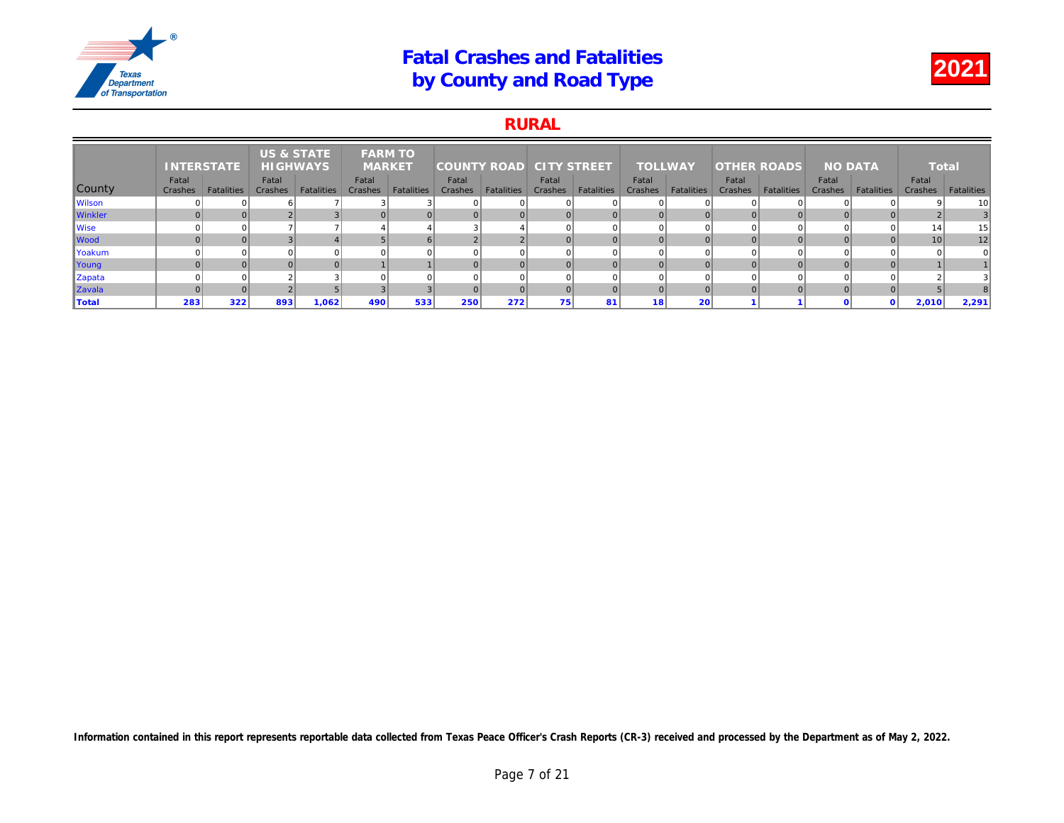# Fatal Crashes and Fatalities by County and Road Type

**2021**

## RURAL

| County | INTERSTATE | | US & STATE HIGHWAYS | | FARM TO MARKET | | COUNTY ROAD | | CITY STREET | | TOLLWAY | | OTHER ROADS | | NO DATA | | Total | |
|---|---|---|---|---|---|---|---|---|---|---|---|---|---|---|---|---|---|---|
| | Fatal Crashes | Fatalities | Fatal Crashes | Fatalities | Fatal Crashes | Fatalities | Fatal Crashes | Fatalities | Fatal Crashes | Fatalities | Fatal Crashes | Fatalities | Fatal Crashes | Fatalities | Fatal Crashes | Fatalities | Fatal Crashes | Fatalities |
| Wilson | 0 | 0 | 6 | 7 | 3 | 3 | 0 | 0 | 0 | 0 | 0 | 0 | 0 | 0 | 0 | 0 | 9 | 10 |
| Winkler | 0 | 0 | 2 | 3 | 0 | 0 | 0 | 0 | 0 | 0 | 0 | 0 | 0 | 0 | 0 | 0 | 2 | 3 |
| Wise | 0 | 0 | 7 | 7 | 4 | 4 | 3 | 4 | 0 | 0 | 0 | 0 | 0 | 0 | 0 | 0 | 14 | 15 |
| Wood | 0 | 0 | 3 | 4 | 5 | 6 | 2 | 2 | 0 | 0 | 0 | 0 | 0 | 0 | 0 | 0 | 10 | 12 |
| Yoakum | 0 | 0 | 0 | 0 | 0 | 0 | 0 | 0 | 0 | 0 | 0 | 0 | 0 | 0 | 0 | 0 | 0 | 0 |
| Young | 0 | 0 | 0 | 0 | 1 | 1 | 0 | 0 | 0 | 0 | 0 | 0 | 0 | 0 | 0 | 0 | 1 | 1 |
| Zapata | 0 | 0 | 2 | 3 | 0 | 0 | 0 | 0 | 0 | 0 | 0 | 0 | 0 | 0 | 0 | 0 | 2 | 3 |
| Zavala | 0 | 0 | 2 | 5 | 3 | 3 | 0 | 0 | 0 | 0 | 0 | 0 | 0 | 0 | 0 | 0 | 5 | 8 |
| **Total** | **283** | **322** | **893** | **1,062** | **490** | **533** | **250** | **272** | **75** | **81** | **18** | **20** | **1** | **1** | **0** | **0** | **2,010** | **2,291** |

**Information contained in this report represents reportable data collected from Texas Peace Officer's Crash Reports (CR-3) received and processed by the Department as of May 2, 2022.**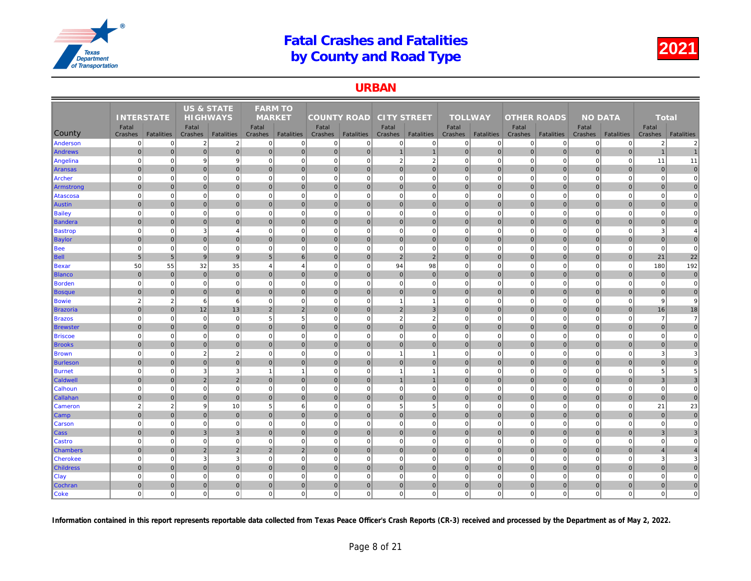# Fatal Crashes and Fatalities by County and Road Type

2021

## URBAN

| County | INTERSTATE | | US & STATE HIGHWAYS | | FARM TO MARKET | | COUNTY ROAD | | CITY STREET | | TOLLWAY | | OTHER ROADS | | NO DATA | | Total | |
|---|---|---|---|---|---|---|---|---|---|---|---|---|---|---|---|---|---|---|
| | Fatal Crashes | Fatalities | Fatal Crashes | Fatalities | Fatal Crashes | Fatalities | Fatal Crashes | Fatalities | Fatal Crashes | Fatalities | Fatal Crashes | Fatalities | Fatal Crashes | Fatalities | Fatal Crashes | Fatalities | Fatal Crashes | Fatalities |
| Anderson | 0 | 0 | 2 | 2 | 0 | 0 | 0 | 0 | 0 | 0 | 0 | 0 | 0 | 0 | 0 | 0 | 2 | 2 |
| Andrews | 0 | 0 | 0 | 0 | 0 | 0 | 0 | 0 | 1 | 1 | 0 | 0 | 0 | 0 | 0 | 0 | 1 | 1 |
| Angelina | 0 | 0 | 9 | 9 | 0 | 0 | 0 | 0 | 2 | 2 | 0 | 0 | 0 | 0 | 0 | 0 | 11 | 11 |
| Aransas | 0 | 0 | 0 | 0 | 0 | 0 | 0 | 0 | 0 | 0 | 0 | 0 | 0 | 0 | 0 | 0 | 0 | 0 |
| Archer | 0 | 0 | 0 | 0 | 0 | 0 | 0 | 0 | 0 | 0 | 0 | 0 | 0 | 0 | 0 | 0 | 0 | 0 |
| Armstrong | 0 | 0 | 0 | 0 | 0 | 0 | 0 | 0 | 0 | 0 | 0 | 0 | 0 | 0 | 0 | 0 | 0 | 0 |
| Atascosa | 0 | 0 | 0 | 0 | 0 | 0 | 0 | 0 | 0 | 0 | 0 | 0 | 0 | 0 | 0 | 0 | 0 | 0 |
| Austin | 0 | 0 | 0 | 0 | 0 | 0 | 0 | 0 | 0 | 0 | 0 | 0 | 0 | 0 | 0 | 0 | 0 | 0 |
| Bailey | 0 | 0 | 0 | 0 | 0 | 0 | 0 | 0 | 0 | 0 | 0 | 0 | 0 | 0 | 0 | 0 | 0 | 0 |
| Bandera | 0 | 0 | 0 | 0 | 0 | 0 | 0 | 0 | 0 | 0 | 0 | 0 | 0 | 0 | 0 | 0 | 0 | 0 |
| Bastrop | 0 | 0 | 3 | 4 | 0 | 0 | 0 | 0 | 0 | 0 | 0 | 0 | 0 | 0 | 0 | 0 | 3 | 4 |
| Baylor | 0 | 0 | 0 | 0 | 0 | 0 | 0 | 0 | 0 | 0 | 0 | 0 | 0 | 0 | 0 | 0 | 0 | 0 |
| Bee | 0 | 0 | 0 | 0 | 0 | 0 | 0 | 0 | 0 | 0 | 0 | 0 | 0 | 0 | 0 | 0 | 0 | 0 |
| Bell | 5 | 5 | 9 | 9 | 5 | 6 | 0 | 0 | 2 | 2 | 0 | 0 | 0 | 0 | 0 | 0 | 21 | 22 |
| Bexar | 50 | 55 | 32 | 35 | 4 | 4 | 0 | 0 | 94 | 98 | 0 | 0 | 0 | 0 | 0 | 0 | 180 | 192 |
| Blanco | 0 | 0 | 0 | 0 | 0 | 0 | 0 | 0 | 0 | 0 | 0 | 0 | 0 | 0 | 0 | 0 | 0 | 0 |
| Borden | 0 | 0 | 0 | 0 | 0 | 0 | 0 | 0 | 0 | 0 | 0 | 0 | 0 | 0 | 0 | 0 | 0 | 0 |
| Bosque | 0 | 0 | 0 | 0 | 0 | 0 | 0 | 0 | 0 | 0 | 0 | 0 | 0 | 0 | 0 | 0 | 0 | 0 |
| Bowie | 2 | 2 | 6 | 6 | 0 | 0 | 0 | 0 | 1 | 1 | 0 | 0 | 0 | 0 | 0 | 0 | 9 | 9 |
| Brazoria | 0 | 0 | 12 | 13 | 2 | 2 | 0 | 0 | 2 | 3 | 0 | 0 | 0 | 0 | 0 | 0 | 16 | 18 |
| Brazos | 0 | 0 | 0 | 0 | 5 | 5 | 0 | 0 | 2 | 2 | 0 | 0 | 0 | 0 | 0 | 0 | 7 | 7 |
| Brewster | 0 | 0 | 0 | 0 | 0 | 0 | 0 | 0 | 0 | 0 | 0 | 0 | 0 | 0 | 0 | 0 | 0 | 0 |
| Briscoe | 0 | 0 | 0 | 0 | 0 | 0 | 0 | 0 | 0 | 0 | 0 | 0 | 0 | 0 | 0 | 0 | 0 | 0 |
| Brooks | 0 | 0 | 0 | 0 | 0 | 0 | 0 | 0 | 0 | 0 | 0 | 0 | 0 | 0 | 0 | 0 | 0 | 0 |
| Brown | 0 | 0 | 2 | 2 | 0 | 0 | 0 | 0 | 1 | 1 | 0 | 0 | 0 | 0 | 0 | 0 | 3 | 3 |
| Burleson | 0 | 0 | 0 | 0 | 0 | 0 | 0 | 0 | 0 | 0 | 0 | 0 | 0 | 0 | 0 | 0 | 0 | 0 |
| Burnet | 0 | 0 | 3 | 3 | 1 | 1 | 0 | 0 | 1 | 1 | 0 | 0 | 0 | 0 | 0 | 0 | 5 | 5 |
| Caldwell | 0 | 0 | 2 | 2 | 0 | 0 | 0 | 0 | 1 | 1 | 0 | 0 | 0 | 0 | 0 | 0 | 3 | 3 |
| Calhoun | 0 | 0 | 0 | 0 | 0 | 0 | 0 | 0 | 0 | 0 | 0 | 0 | 0 | 0 | 0 | 0 | 0 | 0 |
| Callahan | 0 | 0 | 0 | 0 | 0 | 0 | 0 | 0 | 0 | 0 | 0 | 0 | 0 | 0 | 0 | 0 | 0 | 0 |
| Cameron | 2 | 2 | 9 | 10 | 5 | 6 | 0 | 0 | 5 | 5 | 0 | 0 | 0 | 0 | 0 | 0 | 21 | 23 |
| Camp | 0 | 0 | 0 | 0 | 0 | 0 | 0 | 0 | 0 | 0 | 0 | 0 | 0 | 0 | 0 | 0 | 0 | 0 |
| Carson | 0 | 0 | 0 | 0 | 0 | 0 | 0 | 0 | 0 | 0 | 0 | 0 | 0 | 0 | 0 | 0 | 0 | 0 |
| Cass | 0 | 0 | 3 | 3 | 0 | 0 | 0 | 0 | 0 | 0 | 0 | 0 | 0 | 0 | 0 | 0 | 3 | 3 |
| Castro | 0 | 0 | 0 | 0 | 0 | 0 | 0 | 0 | 0 | 0 | 0 | 0 | 0 | 0 | 0 | 0 | 0 | 0 |
| Chambers | 0 | 0 | 2 | 2 | 2 | 2 | 0 | 0 | 0 | 0 | 0 | 0 | 0 | 0 | 0 | 0 | 4 | 4 |
| Cherokee | 0 | 0 | 3 | 3 | 0 | 0 | 0 | 0 | 0 | 0 | 0 | 0 | 0 | 0 | 0 | 0 | 3 | 3 |
| Childress | 0 | 0 | 0 | 0 | 0 | 0 | 0 | 0 | 0 | 0 | 0 | 0 | 0 | 0 | 0 | 0 | 0 | 0 |
| Clay | 0 | 0 | 0 | 0 | 0 | 0 | 0 | 0 | 0 | 0 | 0 | 0 | 0 | 0 | 0 | 0 | 0 | 0 |
| Cochran | 0 | 0 | 0 | 0 | 0 | 0 | 0 | 0 | 0 | 0 | 0 | 0 | 0 | 0 | 0 | 0 | 0 | 0 |
| Coke | 0 | 0 | 0 | 0 | 0 | 0 | 0 | 0 | 0 | 0 | 0 | 0 | 0 | 0 | 0 | 0 | 0 | 0 |

**Information contained in this report represents reportable data collected from Texas Peace Officer's Crash Reports (CR-3) received and processed by the Department as of May 2, 2022.**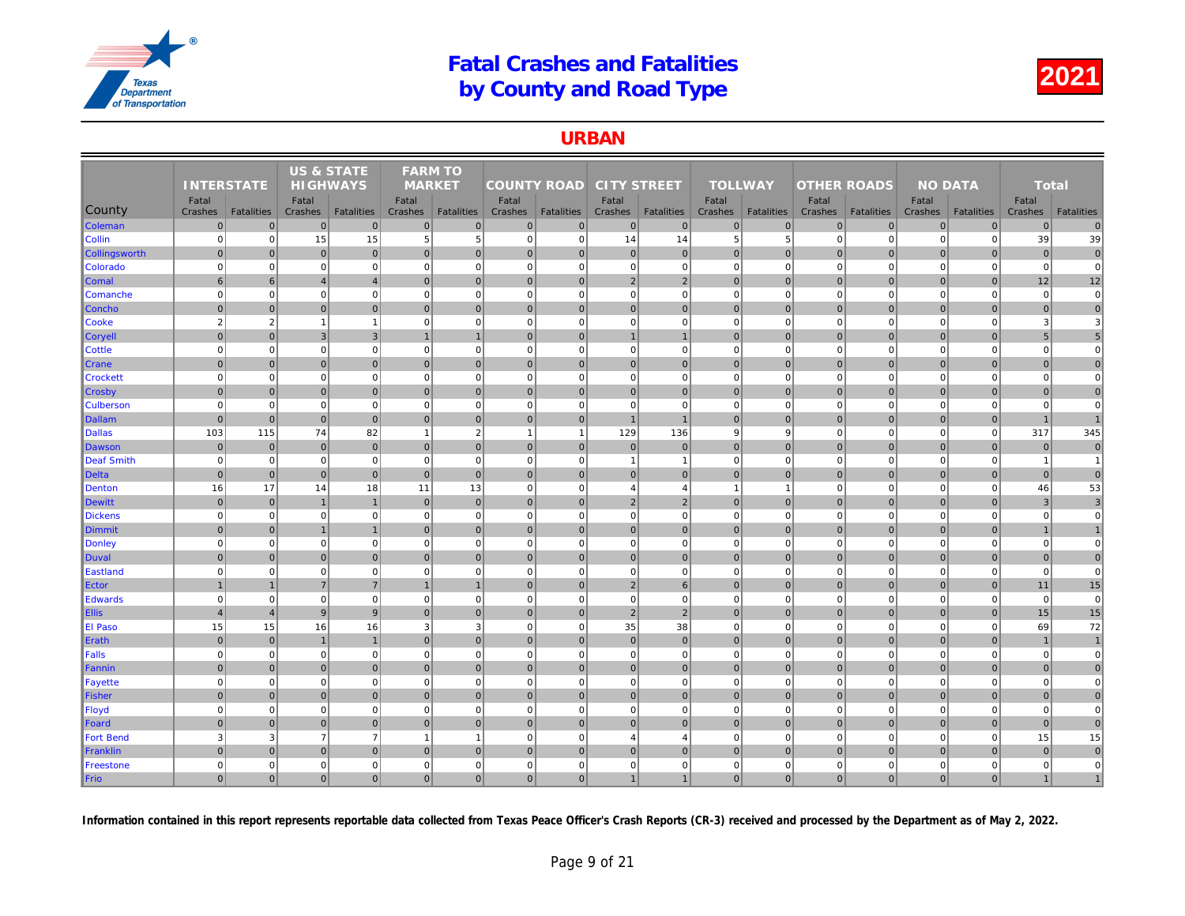# Fatal Crashes and Fatalities by County and Road Type

## 2021

## URBAN

| County | INTERSTATE | | US & STATE HIGHWAYS | | FARM TO MARKET | | COUNTY ROAD | | CITY STREET | | TOLLWAY | | OTHER ROADS | | NO DATA | | Total | |
|---|---|---|---|---|---|---|---|---|---|---|---|---|---|---|---|---|---|---|
| | Fatal Crashes | Fatalities | Fatal Crashes | Fatalities | Fatal Crashes | Fatalities | Fatal Crashes | Fatalities | Fatal Crashes | Fatalities | Fatal Crashes | Fatalities | Fatal Crashes | Fatalities | Fatal Crashes | Fatalities | Fatal Crashes | Fatalities |
| Coleman | 0 | 0 | 0 | 0 | 0 | 0 | 0 | 0 | 0 | 0 | 0 | 0 | 0 | 0 | 0 | 0 | 0 | 0 |
| Collin | 0 | 0 | 15 | 15 | 5 | 5 | 0 | 0 | 14 | 14 | 5 | 5 | 0 | 0 | 0 | 0 | 39 | 39 |
| Collingsworth | 0 | 0 | 0 | 0 | 0 | 0 | 0 | 0 | 0 | 0 | 0 | 0 | 0 | 0 | 0 | 0 | 0 | 0 |
| Colorado | 0 | 0 | 0 | 0 | 0 | 0 | 0 | 0 | 0 | 0 | 0 | 0 | 0 | 0 | 0 | 0 | 0 | 0 |
| Comal | 6 | 6 | 4 | 4 | 0 | 0 | 0 | 0 | 2 | 2 | 0 | 0 | 0 | 0 | 0 | 0 | 12 | 12 |
| Comanche | 0 | 0 | 0 | 0 | 0 | 0 | 0 | 0 | 0 | 0 | 0 | 0 | 0 | 0 | 0 | 0 | 0 | 0 |
| Concho | 0 | 0 | 0 | 0 | 0 | 0 | 0 | 0 | 0 | 0 | 0 | 0 | 0 | 0 | 0 | 0 | 0 | 0 |
| Cooke | 2 | 2 | 1 | 1 | 0 | 0 | 0 | 0 | 0 | 0 | 0 | 0 | 0 | 0 | 0 | 0 | 3 | 3 |
| Coryell | 0 | 0 | 3 | 3 | 1 | 1 | 0 | 0 | 1 | 1 | 0 | 0 | 0 | 0 | 0 | 0 | 5 | 5 |
| Cottle | 0 | 0 | 0 | 0 | 0 | 0 | 0 | 0 | 0 | 0 | 0 | 0 | 0 | 0 | 0 | 0 | 0 | 0 |
| Crane | 0 | 0 | 0 | 0 | 0 | 0 | 0 | 0 | 0 | 0 | 0 | 0 | 0 | 0 | 0 | 0 | 0 | 0 |
| Crockett | 0 | 0 | 0 | 0 | 0 | 0 | 0 | 0 | 0 | 0 | 0 | 0 | 0 | 0 | 0 | 0 | 0 | 0 |
| Crosby | 0 | 0 | 0 | 0 | 0 | 0 | 0 | 0 | 0 | 0 | 0 | 0 | 0 | 0 | 0 | 0 | 0 | 0 |
| Culberson | 0 | 0 | 0 | 0 | 0 | 0 | 0 | 0 | 0 | 0 | 0 | 0 | 0 | 0 | 0 | 0 | 0 | 0 |
| Dallam | 0 | 0 | 0 | 0 | 0 | 0 | 0 | 0 | 1 | 1 | 0 | 0 | 0 | 0 | 0 | 0 | 1 | 1 |
| Dallas | 103 | 115 | 74 | 82 | 1 | 2 | 1 | 1 | 129 | 136 | 9 | 9 | 0 | 0 | 0 | 0 | 317 | 345 |
| Dawson | 0 | 0 | 0 | 0 | 0 | 0 | 0 | 0 | 0 | 0 | 0 | 0 | 0 | 0 | 0 | 0 | 0 | 0 |
| Deaf Smith | 0 | 0 | 0 | 0 | 0 | 0 | 0 | 0 | 1 | 1 | 0 | 0 | 0 | 0 | 0 | 0 | 1 | 1 |
| Delta | 0 | 0 | 0 | 0 | 0 | 0 | 0 | 0 | 0 | 0 | 0 | 0 | 0 | 0 | 0 | 0 | 0 | 0 |
| Denton | 16 | 17 | 14 | 18 | 11 | 13 | 0 | 0 | 4 | 4 | 1 | 1 | 0 | 0 | 0 | 0 | 46 | 53 |
| Dewitt | 0 | 0 | 1 | 1 | 0 | 0 | 0 | 0 | 2 | 2 | 0 | 0 | 0 | 0 | 0 | 0 | 3 | 3 |
| Dickens | 0 | 0 | 0 | 0 | 0 | 0 | 0 | 0 | 0 | 0 | 0 | 0 | 0 | 0 | 0 | 0 | 0 | 0 |
| Dimmit | 0 | 0 | 1 | 1 | 0 | 0 | 0 | 0 | 0 | 0 | 0 | 0 | 0 | 0 | 0 | 0 | 1 | 1 |
| Donley | 0 | 0 | 0 | 0 | 0 | 0 | 0 | 0 | 0 | 0 | 0 | 0 | 0 | 0 | 0 | 0 | 0 | 0 |
| Duval | 0 | 0 | 0 | 0 | 0 | 0 | 0 | 0 | 0 | 0 | 0 | 0 | 0 | 0 | 0 | 0 | 0 | 0 |
| Eastland | 0 | 0 | 0 | 0 | 0 | 0 | 0 | 0 | 0 | 0 | 0 | 0 | 0 | 0 | 0 | 0 | 0 | 0 |
| Ector | 1 | 1 | 7 | 7 | 1 | 1 | 0 | 0 | 2 | 6 | 0 | 0 | 0 | 0 | 0 | 0 | 11 | 15 |
| Edwards | 0 | 0 | 0 | 0 | 0 | 0 | 0 | 0 | 0 | 0 | 0 | 0 | 0 | 0 | 0 | 0 | 0 | 0 |
| Ellis | 4 | 4 | 9 | 9 | 0 | 0 | 0 | 0 | 2 | 2 | 0 | 0 | 0 | 0 | 0 | 0 | 15 | 15 |
| El Paso | 15 | 15 | 16 | 16 | 3 | 3 | 0 | 0 | 35 | 38 | 0 | 0 | 0 | 0 | 0 | 0 | 69 | 72 |
| Erath | 0 | 0 | 1 | 1 | 0 | 0 | 0 | 0 | 0 | 0 | 0 | 0 | 0 | 0 | 0 | 0 | 1 | 1 |
| Falls | 0 | 0 | 0 | 0 | 0 | 0 | 0 | 0 | 0 | 0 | 0 | 0 | 0 | 0 | 0 | 0 | 0 | 0 |
| Fannin | 0 | 0 | 0 | 0 | 0 | 0 | 0 | 0 | 0 | 0 | 0 | 0 | 0 | 0 | 0 | 0 | 0 | 0 |
| Fayette | 0 | 0 | 0 | 0 | 0 | 0 | 0 | 0 | 0 | 0 | 0 | 0 | 0 | 0 | 0 | 0 | 0 | 0 |
| Fisher | 0 | 0 | 0 | 0 | 0 | 0 | 0 | 0 | 0 | 0 | 0 | 0 | 0 | 0 | 0 | 0 | 0 | 0 |
| Floyd | 0 | 0 | 0 | 0 | 0 | 0 | 0 | 0 | 0 | 0 | 0 | 0 | 0 | 0 | 0 | 0 | 0 | 0 |
| Foard | 0 | 0 | 0 | 0 | 0 | 0 | 0 | 0 | 0 | 0 | 0 | 0 | 0 | 0 | 0 | 0 | 0 | 0 |
| Fort Bend | 3 | 3 | 7 | 7 | 1 | 1 | 0 | 0 | 4 | 4 | 0 | 0 | 0 | 0 | 0 | 0 | 15 | 15 |
| Franklin | 0 | 0 | 0 | 0 | 0 | 0 | 0 | 0 | 0 | 0 | 0 | 0 | 0 | 0 | 0 | 0 | 0 | 0 |
| Freestone | 0 | 0 | 0 | 0 | 0 | 0 | 0 | 0 | 0 | 0 | 0 | 0 | 0 | 0 | 0 | 0 | 0 | 0 |
| Frio | 0 | 0 | 0 | 0 | 0 | 0 | 0 | 0 | 1 | 1 | 0 | 0 | 0 | 0 | 0 | 0 | 1 | 1 |

**Information contained in this report represents reportable data collected from Texas Peace Officer's Crash Reports (CR-3) received and processed by the Department as of May 2, 2022.**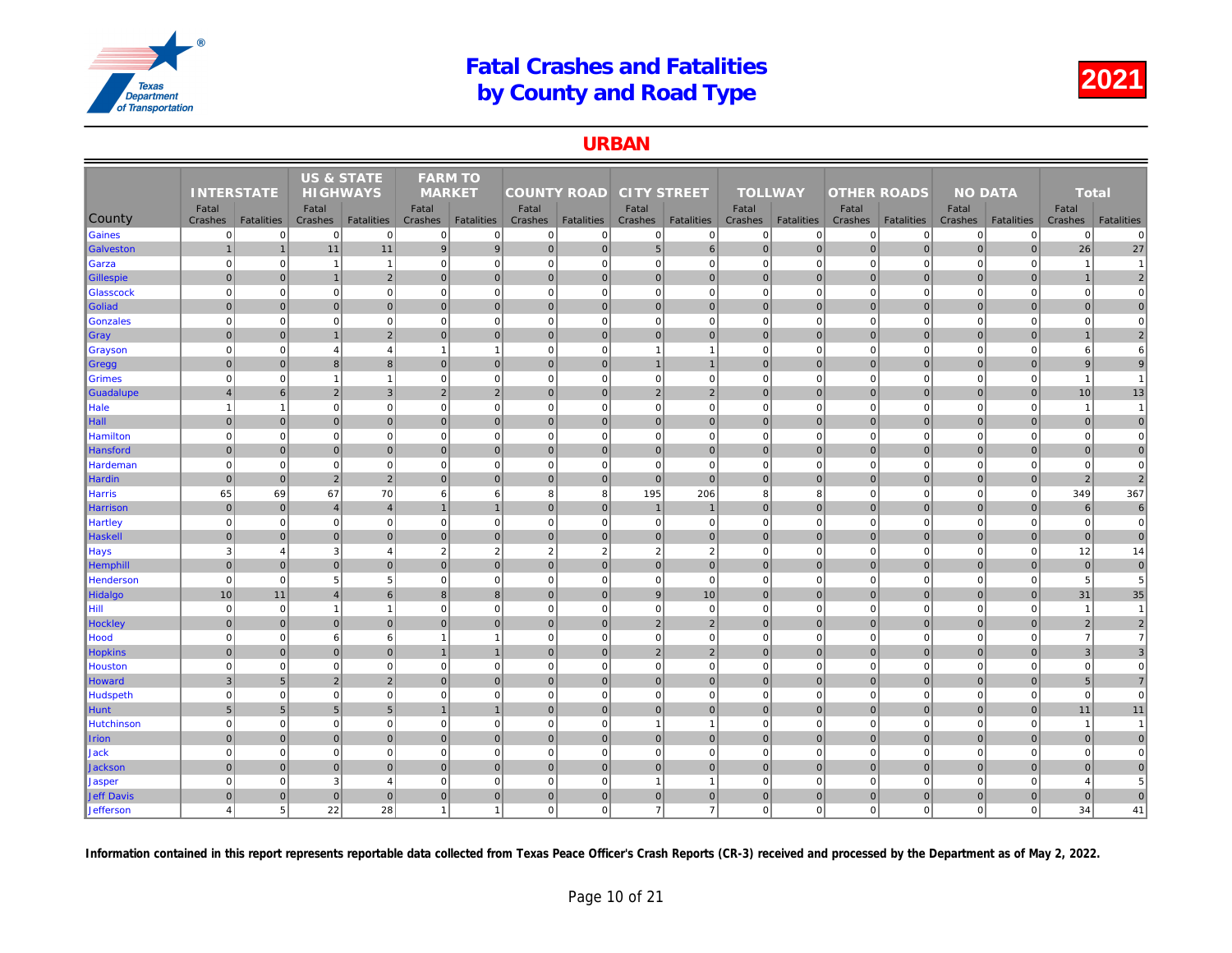# Fatal Crashes and Fatalities by County and Road Type

2021

## URBAN

| County | INTERSTATE | | US & STATE HIGHWAYS | | FARM TO MARKET | | COUNTY ROAD | | CITY STREET | | TOLLWAY | | OTHER ROADS | | NO DATA | | Total | |
|---|---|---|---|---|---|---|---|---|---|---|---|---|---|---|---|---|---|---|
| | Fatal Crashes | Fatalities | Fatal Crashes | Fatalities | Fatal Crashes | Fatalities | Fatal Crashes | Fatalities | Fatal Crashes | Fatalities | Fatal Crashes | Fatalities | Fatal Crashes | Fatalities | Fatal Crashes | Fatalities | Fatal Crashes | Fatalities |
| Gaines | 0 | 0 | 0 | 0 | 0 | 0 | 0 | 0 | 0 | 0 | 0 | 0 | 0 | 0 | 0 | 0 | 0 | 0 |
| Galveston | 1 | 1 | 11 | 11 | 9 | 9 | 0 | 0 | 5 | 6 | 0 | 0 | 0 | 0 | 0 | 0 | 26 | 27 |
| Garza | 0 | 0 | 1 | 1 | 0 | 0 | 0 | 0 | 0 | 0 | 0 | 0 | 0 | 0 | 0 | 0 | 1 | 1 |
| Gillespie | 0 | 0 | 1 | 2 | 0 | 0 | 0 | 0 | 0 | 0 | 0 | 0 | 0 | 0 | 0 | 0 | 1 | 2 |
| Glasscock | 0 | 0 | 0 | 0 | 0 | 0 | 0 | 0 | 0 | 0 | 0 | 0 | 0 | 0 | 0 | 0 | 0 | 0 |
| Goliad | 0 | 0 | 0 | 0 | 0 | 0 | 0 | 0 | 0 | 0 | 0 | 0 | 0 | 0 | 0 | 0 | 0 | 0 |
| Gonzales | 0 | 0 | 0 | 0 | 0 | 0 | 0 | 0 | 0 | 0 | 0 | 0 | 0 | 0 | 0 | 0 | 0 | 0 |
| Gray | 0 | 0 | 1 | 2 | 0 | 0 | 0 | 0 | 0 | 0 | 0 | 0 | 0 | 0 | 0 | 0 | 1 | 2 |
| Grayson | 0 | 0 | 4 | 4 | 1 | 1 | 0 | 0 | 1 | 1 | 0 | 0 | 0 | 0 | 0 | 0 | 6 | 6 |
| Gregg | 0 | 0 | 8 | 8 | 0 | 0 | 0 | 0 | 1 | 1 | 0 | 0 | 0 | 0 | 0 | 0 | 9 | 9 |
| Grimes | 0 | 0 | 1 | 1 | 0 | 0 | 0 | 0 | 0 | 0 | 0 | 0 | 0 | 0 | 0 | 0 | 1 | 1 |
| Guadalupe | 4 | 6 | 2 | 3 | 2 | 2 | 0 | 0 | 2 | 2 | 0 | 0 | 0 | 0 | 0 | 0 | 10 | 13 |
| Hale | 1 | 1 | 0 | 0 | 0 | 0 | 0 | 0 | 0 | 0 | 0 | 0 | 0 | 0 | 0 | 0 | 1 | 1 |
| Hall | 0 | 0 | 0 | 0 | 0 | 0 | 0 | 0 | 0 | 0 | 0 | 0 | 0 | 0 | 0 | 0 | 0 | 0 |
| Hamilton | 0 | 0 | 0 | 0 | 0 | 0 | 0 | 0 | 0 | 0 | 0 | 0 | 0 | 0 | 0 | 0 | 0 | 0 |
| Hansford | 0 | 0 | 0 | 0 | 0 | 0 | 0 | 0 | 0 | 0 | 0 | 0 | 0 | 0 | 0 | 0 | 0 | 0 |
| Hardeman | 0 | 0 | 0 | 0 | 0 | 0 | 0 | 0 | 0 | 0 | 0 | 0 | 0 | 0 | 0 | 0 | 0 | 0 |
| Hardin | 0 | 0 | 2 | 2 | 0 | 0 | 0 | 0 | 0 | 0 | 0 | 0 | 0 | 0 | 0 | 0 | 2 | 2 |
| Harris | 65 | 69 | 67 | 70 | 6 | 6 | 8 | 8 | 195 | 206 | 8 | 8 | 0 | 0 | 0 | 0 | 349 | 367 |
| Harrison | 0 | 0 | 4 | 4 | 1 | 1 | 0 | 0 | 1 | 1 | 0 | 0 | 0 | 0 | 0 | 0 | 6 | 6 |
| Hartley | 0 | 0 | 0 | 0 | 0 | 0 | 0 | 0 | 0 | 0 | 0 | 0 | 0 | 0 | 0 | 0 | 0 | 0 |
| Haskell | 0 | 0 | 0 | 0 | 0 | 0 | 0 | 0 | 0 | 0 | 0 | 0 | 0 | 0 | 0 | 0 | 0 | 0 |
| Hays | 3 | 4 | 3 | 4 | 2 | 2 | 2 | 2 | 2 | 2 | 0 | 0 | 0 | 0 | 0 | 0 | 12 | 14 |
| Hemphill | 0 | 0 | 0 | 0 | 0 | 0 | 0 | 0 | 0 | 0 | 0 | 0 | 0 | 0 | 0 | 0 | 0 | 0 |
| Henderson | 0 | 0 | 5 | 5 | 0 | 0 | 0 | 0 | 0 | 0 | 0 | 0 | 0 | 0 | 0 | 0 | 5 | 5 |
| Hidalgo | 10 | 11 | 4 | 6 | 8 | 8 | 0 | 0 | 9 | 10 | 0 | 0 | 0 | 0 | 0 | 0 | 31 | 35 |
| Hill | 0 | 0 | 1 | 1 | 0 | 0 | 0 | 0 | 0 | 0 | 0 | 0 | 0 | 0 | 0 | 0 | 1 | 1 |
| Hockley | 0 | 0 | 0 | 0 | 0 | 0 | 0 | 0 | 2 | 2 | 0 | 0 | 0 | 0 | 0 | 0 | 2 | 2 |
| Hood | 0 | 0 | 6 | 6 | 1 | 1 | 0 | 0 | 0 | 0 | 0 | 0 | 0 | 0 | 0 | 0 | 7 | 7 |
| Hopkins | 0 | 0 | 0 | 0 | 1 | 1 | 0 | 0 | 2 | 2 | 0 | 0 | 0 | 0 | 0 | 0 | 3 | 3 |
| Houston | 0 | 0 | 0 | 0 | 0 | 0 | 0 | 0 | 0 | 0 | 0 | 0 | 0 | 0 | 0 | 0 | 0 | 0 |
| Howard | 3 | 5 | 2 | 2 | 0 | 0 | 0 | 0 | 0 | 0 | 0 | 0 | 0 | 0 | 0 | 0 | 5 | 7 |
| Hudspeth | 0 | 0 | 0 | 0 | 0 | 0 | 0 | 0 | 0 | 0 | 0 | 0 | 0 | 0 | 0 | 0 | 0 | 0 |
| Hunt | 5 | 5 | 5 | 5 | 1 | 1 | 0 | 0 | 0 | 0 | 0 | 0 | 0 | 0 | 0 | 0 | 11 | 11 |
| Hutchinson | 0 | 0 | 0 | 0 | 0 | 0 | 0 | 0 | 1 | 1 | 0 | 0 | 0 | 0 | 0 | 0 | 1 | 1 |
| Irion | 0 | 0 | 0 | 0 | 0 | 0 | 0 | 0 | 0 | 0 | 0 | 0 | 0 | 0 | 0 | 0 | 0 | 0 |
| Jack | 0 | 0 | 0 | 0 | 0 | 0 | 0 | 0 | 0 | 0 | 0 | 0 | 0 | 0 | 0 | 0 | 0 | 0 |
| Jackson | 0 | 0 | 0 | 0 | 0 | 0 | 0 | 0 | 0 | 0 | 0 | 0 | 0 | 0 | 0 | 0 | 0 | 0 |
| Jasper | 0 | 0 | 3 | 4 | 0 | 0 | 0 | 0 | 1 | 1 | 0 | 0 | 0 | 0 | 0 | 0 | 4 | 5 |
| Jeff Davis | 0 | 0 | 0 | 0 | 0 | 0 | 0 | 0 | 0 | 0 | 0 | 0 | 0 | 0 | 0 | 0 | 0 | 0 |
| Jefferson | 4 | 5 | 22 | 28 | 1 | 1 | 0 | 0 | 7 | 7 | 0 | 0 | 0 | 0 | 0 | 0 | 34 | 41 |

**Information contained in this report represents reportable data collected from Texas Peace Officer's Crash Reports (CR-3) received and processed by the Department as of May 2, 2022.**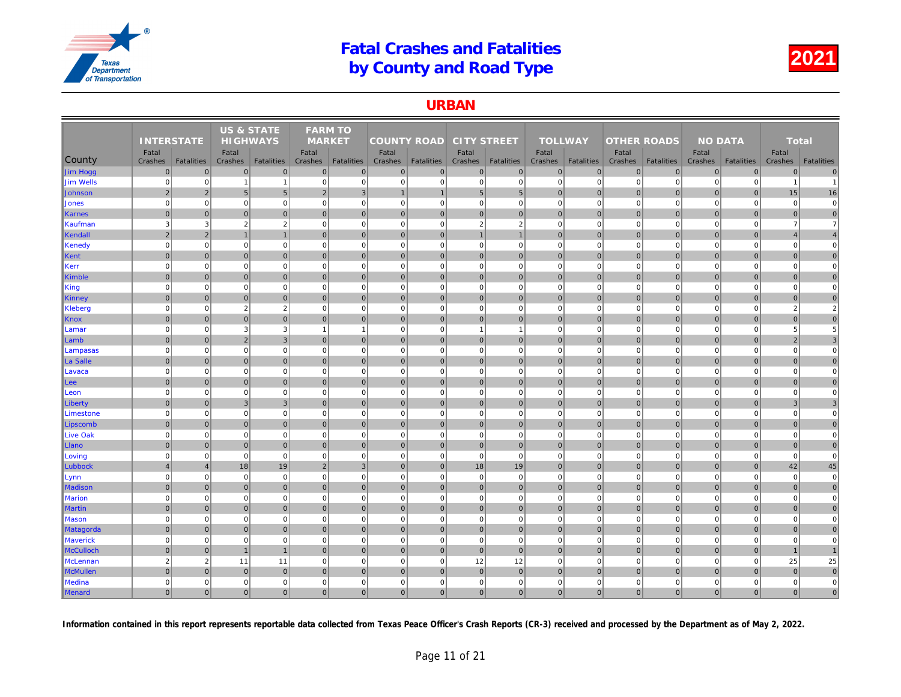# Fatal Crashes and Fatalities by County and Road Type

2021

## URBAN

| County | INTERSTATE | | US & STATE HIGHWAYS | | FARM TO MARKET | | COUNTY ROAD | | CITY STREET | | TOLLWAY | | OTHER ROADS | | NO DATA | | Total | |
|---|---|---|---|---|---|---|---|---|---|---|---|---|---|---|---|---|---|---|
| | Fatal Crashes | Fatalities | Fatal Crashes | Fatalities | Fatal Crashes | Fatalities | Fatal Crashes | Fatalities | Fatal Crashes | Fatalities | Fatal Crashes | Fatalities | Fatal Crashes | Fatalities | Fatal Crashes | Fatalities | Fatal Crashes | Fatalities |
| Jim Hogg | 0 | 0 | 0 | 0 | 0 | 0 | 0 | 0 | 0 | 0 | 0 | 0 | 0 | 0 | 0 | 0 | 0 | 0 |
| Jim Wells | 0 | 0 | 1 | 1 | 0 | 0 | 0 | 0 | 0 | 0 | 0 | 0 | 0 | 0 | 0 | 0 | 1 | 1 |
| Johnson | 2 | 2 | 5 | 5 | 2 | 3 | 1 | 1 | 5 | 5 | 0 | 0 | 0 | 0 | 0 | 0 | 15 | 16 |
| Jones | 0 | 0 | 0 | 0 | 0 | 0 | 0 | 0 | 0 | 0 | 0 | 0 | 0 | 0 | 0 | 0 | 0 | 0 |
| Karnes | 0 | 0 | 0 | 0 | 0 | 0 | 0 | 0 | 0 | 0 | 0 | 0 | 0 | 0 | 0 | 0 | 0 | 0 |
| Kaufman | 3 | 3 | 2 | 2 | 0 | 0 | 0 | 0 | 2 | 2 | 0 | 0 | 0 | 0 | 0 | 0 | 7 | 7 |
| Kendall | 2 | 2 | 1 | 1 | 0 | 0 | 0 | 0 | 1 | 1 | 0 | 0 | 0 | 0 | 0 | 0 | 4 | 4 |
| Kenedy | 0 | 0 | 0 | 0 | 0 | 0 | 0 | 0 | 0 | 0 | 0 | 0 | 0 | 0 | 0 | 0 | 0 | 0 |
| Kent | 0 | 0 | 0 | 0 | 0 | 0 | 0 | 0 | 0 | 0 | 0 | 0 | 0 | 0 | 0 | 0 | 0 | 0 |
| Kerr | 0 | 0 | 0 | 0 | 0 | 0 | 0 | 0 | 0 | 0 | 0 | 0 | 0 | 0 | 0 | 0 | 0 | 0 |
| Kimble | 0 | 0 | 0 | 0 | 0 | 0 | 0 | 0 | 0 | 0 | 0 | 0 | 0 | 0 | 0 | 0 | 0 | 0 |
| King | 0 | 0 | 0 | 0 | 0 | 0 | 0 | 0 | 0 | 0 | 0 | 0 | 0 | 0 | 0 | 0 | 0 | 0 |
| Kinney | 0 | 0 | 0 | 0 | 0 | 0 | 0 | 0 | 0 | 0 | 0 | 0 | 0 | 0 | 0 | 0 | 0 | 0 |
| Kleberg | 0 | 0 | 2 | 2 | 0 | 0 | 0 | 0 | 0 | 0 | 0 | 0 | 0 | 0 | 0 | 0 | 2 | 2 |
| Knox | 0 | 0 | 0 | 0 | 0 | 0 | 0 | 0 | 0 | 0 | 0 | 0 | 0 | 0 | 0 | 0 | 0 | 0 |
| Lamar | 0 | 0 | 3 | 3 | 1 | 1 | 0 | 0 | 1 | 1 | 0 | 0 | 0 | 0 | 0 | 0 | 5 | 5 |
| Lamb | 0 | 0 | 2 | 3 | 0 | 0 | 0 | 0 | 0 | 0 | 0 | 0 | 0 | 0 | 0 | 0 | 2 | 3 |
| Lampasas | 0 | 0 | 0 | 0 | 0 | 0 | 0 | 0 | 0 | 0 | 0 | 0 | 0 | 0 | 0 | 0 | 0 | 0 |
| La Salle | 0 | 0 | 0 | 0 | 0 | 0 | 0 | 0 | 0 | 0 | 0 | 0 | 0 | 0 | 0 | 0 | 0 | 0 |
| Lavaca | 0 | 0 | 0 | 0 | 0 | 0 | 0 | 0 | 0 | 0 | 0 | 0 | 0 | 0 | 0 | 0 | 0 | 0 |
| Lee | 0 | 0 | 0 | 0 | 0 | 0 | 0 | 0 | 0 | 0 | 0 | 0 | 0 | 0 | 0 | 0 | 0 | 0 |
| Leon | 0 | 0 | 0 | 0 | 0 | 0 | 0 | 0 | 0 | 0 | 0 | 0 | 0 | 0 | 0 | 0 | 0 | 0 |
| Liberty | 0 | 0 | 3 | 3 | 0 | 0 | 0 | 0 | 0 | 0 | 0 | 0 | 0 | 0 | 0 | 0 | 3 | 3 |
| Limestone | 0 | 0 | 0 | 0 | 0 | 0 | 0 | 0 | 0 | 0 | 0 | 0 | 0 | 0 | 0 | 0 | 0 | 0 |
| Lipscomb | 0 | 0 | 0 | 0 | 0 | 0 | 0 | 0 | 0 | 0 | 0 | 0 | 0 | 0 | 0 | 0 | 0 | 0 |
| Live Oak | 0 | 0 | 0 | 0 | 0 | 0 | 0 | 0 | 0 | 0 | 0 | 0 | 0 | 0 | 0 | 0 | 0 | 0 |
| Llano | 0 | 0 | 0 | 0 | 0 | 0 | 0 | 0 | 0 | 0 | 0 | 0 | 0 | 0 | 0 | 0 | 0 | 0 |
| Loving | 0 | 0 | 0 | 0 | 0 | 0 | 0 | 0 | 0 | 0 | 0 | 0 | 0 | 0 | 0 | 0 | 0 | 0 |
| Lubbock | 4 | 4 | 18 | 19 | 2 | 3 | 0 | 0 | 18 | 19 | 0 | 0 | 0 | 0 | 0 | 0 | 42 | 45 |
| Lynn | 0 | 0 | 0 | 0 | 0 | 0 | 0 | 0 | 0 | 0 | 0 | 0 | 0 | 0 | 0 | 0 | 0 | 0 |
| Madison | 0 | 0 | 0 | 0 | 0 | 0 | 0 | 0 | 0 | 0 | 0 | 0 | 0 | 0 | 0 | 0 | 0 | 0 |
| Marion | 0 | 0 | 0 | 0 | 0 | 0 | 0 | 0 | 0 | 0 | 0 | 0 | 0 | 0 | 0 | 0 | 0 | 0 |
| Martin | 0 | 0 | 0 | 0 | 0 | 0 | 0 | 0 | 0 | 0 | 0 | 0 | 0 | 0 | 0 | 0 | 0 | 0 |
| Mason | 0 | 0 | 0 | 0 | 0 | 0 | 0 | 0 | 0 | 0 | 0 | 0 | 0 | 0 | 0 | 0 | 0 | 0 |
| Matagorda | 0 | 0 | 0 | 0 | 0 | 0 | 0 | 0 | 0 | 0 | 0 | 0 | 0 | 0 | 0 | 0 | 0 | 0 |
| Maverick | 0 | 0 | 0 | 0 | 0 | 0 | 0 | 0 | 0 | 0 | 0 | 0 | 0 | 0 | 0 | 0 | 0 | 0 |
| McCulloch | 0 | 0 | 1 | 1 | 0 | 0 | 0 | 0 | 0 | 0 | 0 | 0 | 0 | 0 | 0 | 0 | 1 | 1 |
| McLennan | 2 | 2 | 11 | 11 | 0 | 0 | 0 | 0 | 12 | 12 | 0 | 0 | 0 | 0 | 0 | 0 | 25 | 25 |
| McMullen | 0 | 0 | 0 | 0 | 0 | 0 | 0 | 0 | 0 | 0 | 0 | 0 | 0 | 0 | 0 | 0 | 0 | 0 |
| Medina | 0 | 0 | 0 | 0 | 0 | 0 | 0 | 0 | 0 | 0 | 0 | 0 | 0 | 0 | 0 | 0 | 0 | 0 |
| Menard | 0 | 0 | 0 | 0 | 0 | 0 | 0 | 0 | 0 | 0 | 0 | 0 | 0 | 0 | 0 | 0 | 0 | 0 |

**Information contained in this report represents reportable data collected from Texas Peace Officer's Crash Reports (CR-3) received and processed by the Department as of May 2, 2022.**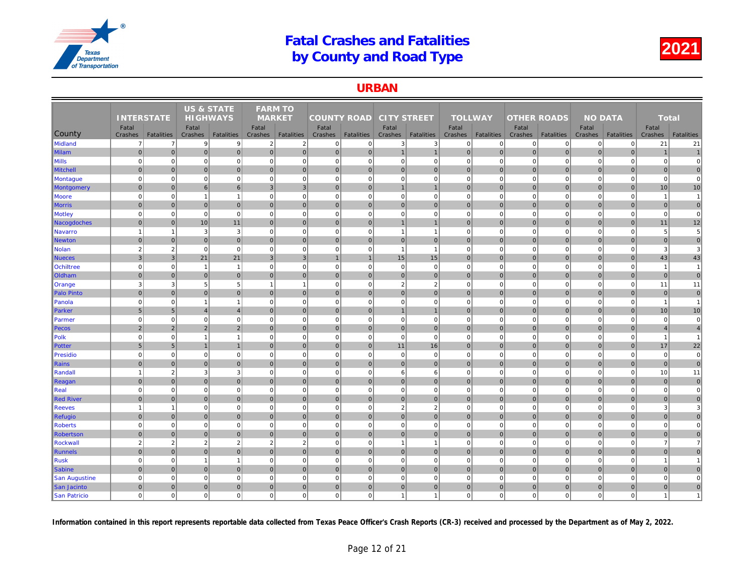# Fatal Crashes and Fatalities by County and Road Type

2021

## URBAN

| County | INTERSTATE | | US & STATE HIGHWAYS | | FARM TO MARKET | | COUNTY ROAD | | CITY STREET | | TOLLWAY | | OTHER ROADS | | NO DATA | | Total | |
|---|---|---|---|---|---|---|---|---|---|---|---|---|---|---|---|---|---|---|
| | Fatal Crashes | Fatalities | Fatal Crashes | Fatalities | Fatal Crashes | Fatalities | Fatal Crashes | Fatalities | Fatal Crashes | Fatalities | Fatal Crashes | Fatalities | Fatal Crashes | Fatalities | Fatal Crashes | Fatalities | Fatal Crashes | Fatalities |
| Midland | 7 | 7 | 9 | 9 | 2 | 2 | 0 | 0 | 3 | 3 | 0 | 0 | 0 | 0 | 0 | 0 | 21 | 21 |
| Milam | 0 | 0 | 0 | 0 | 0 | 0 | 0 | 0 | 1 | 1 | 0 | 0 | 0 | 0 | 0 | 0 | 1 | 1 |
| Mills | 0 | 0 | 0 | 0 | 0 | 0 | 0 | 0 | 0 | 0 | 0 | 0 | 0 | 0 | 0 | 0 | 0 | 0 |
| Mitchell | 0 | 0 | 0 | 0 | 0 | 0 | 0 | 0 | 0 | 0 | 0 | 0 | 0 | 0 | 0 | 0 | 0 | 0 |
| Montague | 0 | 0 | 0 | 0 | 0 | 0 | 0 | 0 | 0 | 0 | 0 | 0 | 0 | 0 | 0 | 0 | 0 | 0 |
| Montgomery | 0 | 0 | 6 | 6 | 3 | 3 | 0 | 0 | 1 | 1 | 0 | 0 | 0 | 0 | 0 | 0 | 10 | 10 |
| Moore | 0 | 0 | 1 | 1 | 0 | 0 | 0 | 0 | 0 | 0 | 0 | 0 | 0 | 0 | 0 | 0 | 1 | 1 |
| Morris | 0 | 0 | 0 | 0 | 0 | 0 | 0 | 0 | 0 | 0 | 0 | 0 | 0 | 0 | 0 | 0 | 0 | 0 |
| Motley | 0 | 0 | 0 | 0 | 0 | 0 | 0 | 0 | 0 | 0 | 0 | 0 | 0 | 0 | 0 | 0 | 0 | 0 |
| Nacogdoches | 0 | 0 | 10 | 11 | 0 | 0 | 0 | 0 | 1 | 1 | 0 | 0 | 0 | 0 | 0 | 0 | 11 | 12 |
| Navarro | 1 | 1 | 3 | 3 | 0 | 0 | 0 | 0 | 1 | 1 | 0 | 0 | 0 | 0 | 0 | 0 | 5 | 5 |
| Newton | 0 | 0 | 0 | 0 | 0 | 0 | 0 | 0 | 0 | 0 | 0 | 0 | 0 | 0 | 0 | 0 | 0 | 0 |
| Nolan | 2 | 2 | 0 | 0 | 0 | 0 | 0 | 0 | 1 | 1 | 0 | 0 | 0 | 0 | 0 | 0 | 3 | 3 |
| Nueces | 3 | 3 | 21 | 21 | 3 | 3 | 1 | 1 | 15 | 15 | 0 | 0 | 0 | 0 | 0 | 0 | 43 | 43 |
| Ochiltree | 0 | 0 | 1 | 1 | 0 | 0 | 0 | 0 | 0 | 0 | 0 | 0 | 0 | 0 | 0 | 0 | 1 | 1 |
| Oldham | 0 | 0 | 0 | 0 | 0 | 0 | 0 | 0 | 0 | 0 | 0 | 0 | 0 | 0 | 0 | 0 | 0 | 0 |
| Orange | 3 | 3 | 5 | 5 | 1 | 1 | 0 | 0 | 2 | 2 | 0 | 0 | 0 | 0 | 0 | 0 | 11 | 11 |
| Palo Pinto | 0 | 0 | 0 | 0 | 0 | 0 | 0 | 0 | 0 | 0 | 0 | 0 | 0 | 0 | 0 | 0 | 0 | 0 |
| Panola | 0 | 0 | 1 | 1 | 0 | 0 | 0 | 0 | 0 | 0 | 0 | 0 | 0 | 0 | 0 | 0 | 1 | 1 |
| Parker | 5 | 5 | 4 | 4 | 0 | 0 | 0 | 0 | 1 | 1 | 0 | 0 | 0 | 0 | 0 | 0 | 10 | 10 |
| Parmer | 0 | 0 | 0 | 0 | 0 | 0 | 0 | 0 | 0 | 0 | 0 | 0 | 0 | 0 | 0 | 0 | 0 | 0 |
| Pecos | 2 | 2 | 2 | 2 | 0 | 0 | 0 | 0 | 0 | 0 | 0 | 0 | 0 | 0 | 0 | 0 | 4 | 4 |
| Polk | 0 | 0 | 1 | 1 | 0 | 0 | 0 | 0 | 0 | 0 | 0 | 0 | 0 | 0 | 0 | 0 | 1 | 1 |
| Potter | 5 | 5 | 1 | 1 | 0 | 0 | 0 | 0 | 11 | 16 | 0 | 0 | 0 | 0 | 0 | 0 | 17 | 22 |
| Presidio | 0 | 0 | 0 | 0 | 0 | 0 | 0 | 0 | 0 | 0 | 0 | 0 | 0 | 0 | 0 | 0 | 0 | 0 |
| Rains | 0 | 0 | 0 | 0 | 0 | 0 | 0 | 0 | 0 | 0 | 0 | 0 | 0 | 0 | 0 | 0 | 0 | 0 |
| Randall | 1 | 2 | 3 | 3 | 0 | 0 | 0 | 0 | 6 | 6 | 0 | 0 | 0 | 0 | 0 | 0 | 10 | 11 |
| Reagan | 0 | 0 | 0 | 0 | 0 | 0 | 0 | 0 | 0 | 0 | 0 | 0 | 0 | 0 | 0 | 0 | 0 | 0 |
| Real | 0 | 0 | 0 | 0 | 0 | 0 | 0 | 0 | 0 | 0 | 0 | 0 | 0 | 0 | 0 | 0 | 0 | 0 |
| Red River | 0 | 0 | 0 | 0 | 0 | 0 | 0 | 0 | 0 | 0 | 0 | 0 | 0 | 0 | 0 | 0 | 0 | 0 |
| Reeves | 1 | 1 | 0 | 0 | 0 | 0 | 0 | 0 | 2 | 2 | 0 | 0 | 0 | 0 | 0 | 0 | 3 | 3 |
| Refugio | 0 | 0 | 0 | 0 | 0 | 0 | 0 | 0 | 0 | 0 | 0 | 0 | 0 | 0 | 0 | 0 | 0 | 0 |
| Roberts | 0 | 0 | 0 | 0 | 0 | 0 | 0 | 0 | 0 | 0 | 0 | 0 | 0 | 0 | 0 | 0 | 0 | 0 |
| Robertson | 0 | 0 | 0 | 0 | 0 | 0 | 0 | 0 | 0 | 0 | 0 | 0 | 0 | 0 | 0 | 0 | 0 | 0 |
| Rockwall | 2 | 2 | 2 | 2 | 2 | 2 | 0 | 0 | 1 | 1 | 0 | 0 | 0 | 0 | 0 | 0 | 7 | 7 |
| Runnels | 0 | 0 | 0 | 0 | 0 | 0 | 0 | 0 | 0 | 0 | 0 | 0 | 0 | 0 | 0 | 0 | 0 | 0 |
| Rusk | 0 | 0 | 1 | 1 | 0 | 0 | 0 | 0 | 0 | 0 | 0 | 0 | 0 | 0 | 0 | 0 | 1 | 1 |
| Sabine | 0 | 0 | 0 | 0 | 0 | 0 | 0 | 0 | 0 | 0 | 0 | 0 | 0 | 0 | 0 | 0 | 0 | 0 |
| San Augustine | 0 | 0 | 0 | 0 | 0 | 0 | 0 | 0 | 0 | 0 | 0 | 0 | 0 | 0 | 0 | 0 | 0 | 0 |
| San Jacinto | 0 | 0 | 0 | 0 | 0 | 0 | 0 | 0 | 0 | 0 | 0 | 0 | 0 | 0 | 0 | 0 | 0 | 0 |
| San Patricio | 0 | 0 | 0 | 0 | 0 | 0 | 0 | 0 | 1 | 1 | 0 | 0 | 0 | 0 | 0 | 0 | 1 | 1 |

**Information contained in this report represents reportable data collected from Texas Peace Officer's Crash Reports (CR-3) received and processed by the Department as of May 2, 2022.**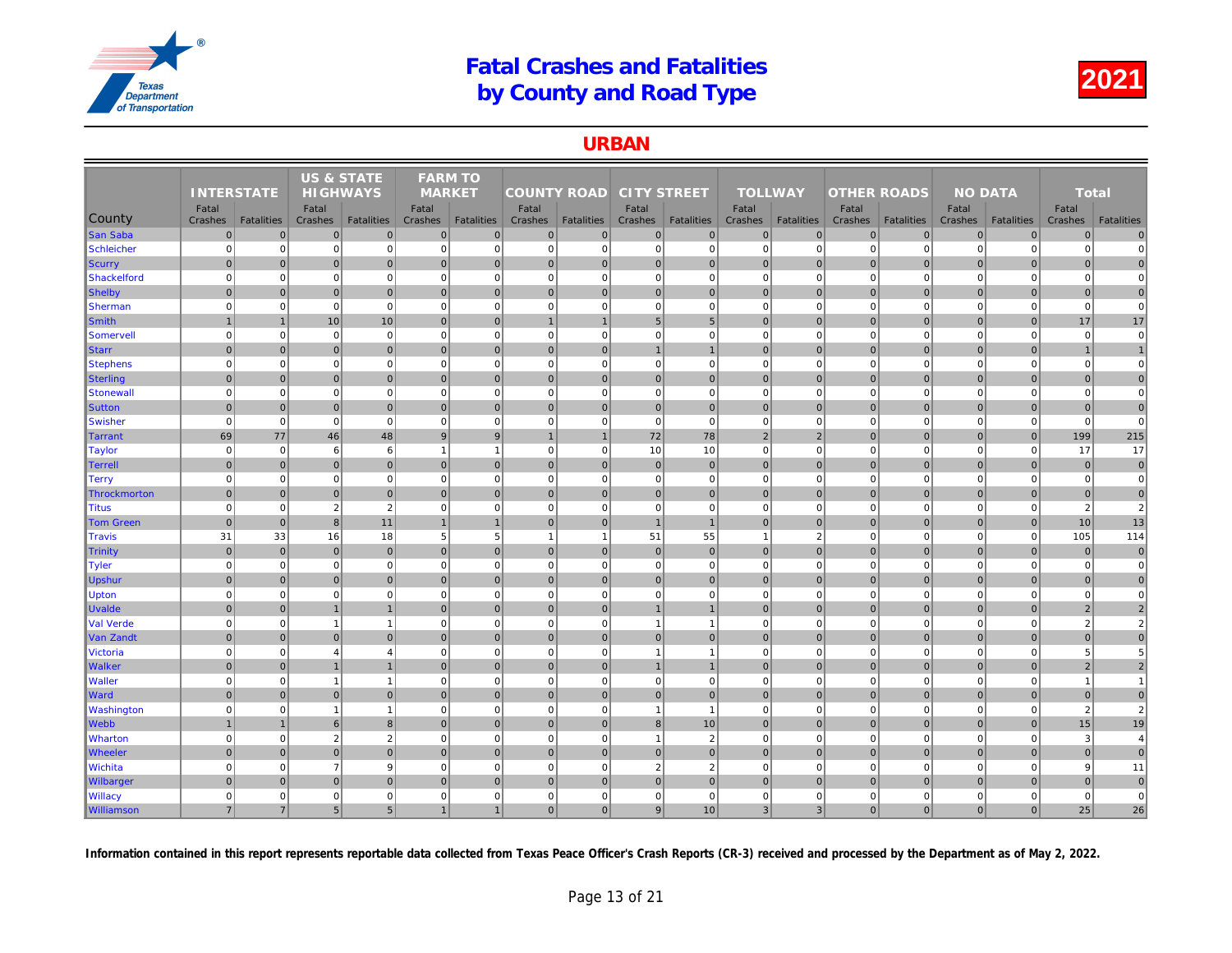# Fatal Crashes and Fatalities by County and Road Type

2021

## URBAN

| County | INTERSTATE | | US & STATE HIGHWAYS | | FARM TO MARKET | | COUNTY ROAD | | CITY STREET | | TOLLWAY | | OTHER ROADS | | NO DATA | | Total | |
|---|---|---|---|---|---|---|---|---|---|---|---|---|---|---|---|---|---|---|
| | Fatal Crashes | Fatalities | Fatal Crashes | Fatalities | Fatal Crashes | Fatalities | Fatal Crashes | Fatalities | Fatal Crashes | Fatalities | Fatal Crashes | Fatalities | Fatal Crashes | Fatalities | Fatal Crashes | Fatalities | Fatal Crashes | Fatalities |
| San Saba | 0 | 0 | 0 | 0 | 0 | 0 | 0 | 0 | 0 | 0 | 0 | 0 | 0 | 0 | 0 | 0 | 0 | 0 |
| Schleicher | 0 | 0 | 0 | 0 | 0 | 0 | 0 | 0 | 0 | 0 | 0 | 0 | 0 | 0 | 0 | 0 | 0 | 0 |
| Scurry | 0 | 0 | 0 | 0 | 0 | 0 | 0 | 0 | 0 | 0 | 0 | 0 | 0 | 0 | 0 | 0 | 0 | 0 |
| Shackelford | 0 | 0 | 0 | 0 | 0 | 0 | 0 | 0 | 0 | 0 | 0 | 0 | 0 | 0 | 0 | 0 | 0 | 0 |
| Shelby | 0 | 0 | 0 | 0 | 0 | 0 | 0 | 0 | 0 | 0 | 0 | 0 | 0 | 0 | 0 | 0 | 0 | 0 |
| Sherman | 0 | 0 | 0 | 0 | 0 | 0 | 0 | 0 | 0 | 0 | 0 | 0 | 0 | 0 | 0 | 0 | 0 | 0 |
| Smith | 1 | 1 | 10 | 10 | 0 | 0 | 1 | 1 | 5 | 5 | 0 | 0 | 0 | 0 | 0 | 0 | 17 | 17 |
| Somervell | 0 | 0 | 0 | 0 | 0 | 0 | 0 | 0 | 0 | 0 | 0 | 0 | 0 | 0 | 0 | 0 | 0 | 0 |
| Starr | 0 | 0 | 0 | 0 | 0 | 0 | 0 | 0 | 1 | 1 | 0 | 0 | 0 | 0 | 0 | 0 | 1 | 1 |
| Stephens | 0 | 0 | 0 | 0 | 0 | 0 | 0 | 0 | 0 | 0 | 0 | 0 | 0 | 0 | 0 | 0 | 0 | 0 |
| Sterling | 0 | 0 | 0 | 0 | 0 | 0 | 0 | 0 | 0 | 0 | 0 | 0 | 0 | 0 | 0 | 0 | 0 | 0 |
| Stonewall | 0 | 0 | 0 | 0 | 0 | 0 | 0 | 0 | 0 | 0 | 0 | 0 | 0 | 0 | 0 | 0 | 0 | 0 |
| Sutton | 0 | 0 | 0 | 0 | 0 | 0 | 0 | 0 | 0 | 0 | 0 | 0 | 0 | 0 | 0 | 0 | 0 | 0 |
| Swisher | 0 | 0 | 0 | 0 | 0 | 0 | 0 | 0 | 0 | 0 | 0 | 0 | 0 | 0 | 0 | 0 | 0 | 0 |
| Tarrant | 69 | 77 | 46 | 48 | 9 | 9 | 1 | 1 | 72 | 78 | 2 | 2 | 0 | 0 | 0 | 0 | 199 | 215 |
| Taylor | 0 | 0 | 6 | 6 | 1 | 1 | 0 | 0 | 10 | 10 | 0 | 0 | 0 | 0 | 0 | 0 | 17 | 17 |
| Terrell | 0 | 0 | 0 | 0 | 0 | 0 | 0 | 0 | 0 | 0 | 0 | 0 | 0 | 0 | 0 | 0 | 0 | 0 |
| Terry | 0 | 0 | 0 | 0 | 0 | 0 | 0 | 0 | 0 | 0 | 0 | 0 | 0 | 0 | 0 | 0 | 0 | 0 |
| Throckmorton | 0 | 0 | 0 | 0 | 0 | 0 | 0 | 0 | 0 | 0 | 0 | 0 | 0 | 0 | 0 | 0 | 0 | 0 |
| Titus | 0 | 0 | 2 | 2 | 0 | 0 | 0 | 0 | 0 | 0 | 0 | 0 | 0 | 0 | 0 | 0 | 2 | 2 |
| Tom Green | 0 | 0 | 8 | 11 | 1 | 1 | 0 | 0 | 1 | 1 | 0 | 0 | 0 | 0 | 0 | 0 | 10 | 13 |
| Travis | 31 | 33 | 16 | 18 | 5 | 5 | 1 | 1 | 51 | 55 | 1 | 2 | 0 | 0 | 0 | 0 | 105 | 114 |
| Trinity | 0 | 0 | 0 | 0 | 0 | 0 | 0 | 0 | 0 | 0 | 0 | 0 | 0 | 0 | 0 | 0 | 0 | 0 |
| Tyler | 0 | 0 | 0 | 0 | 0 | 0 | 0 | 0 | 0 | 0 | 0 | 0 | 0 | 0 | 0 | 0 | 0 | 0 |
| Upshur | 0 | 0 | 0 | 0 | 0 | 0 | 0 | 0 | 0 | 0 | 0 | 0 | 0 | 0 | 0 | 0 | 0 | 0 |
| Upton | 0 | 0 | 0 | 0 | 0 | 0 | 0 | 0 | 0 | 0 | 0 | 0 | 0 | 0 | 0 | 0 | 0 | 0 |
| Uvalde | 0 | 0 | 1 | 1 | 0 | 0 | 0 | 0 | 1 | 1 | 0 | 0 | 0 | 0 | 0 | 0 | 2 | 2 |
| Val Verde | 0 | 0 | 1 | 1 | 0 | 0 | 0 | 0 | 1 | 1 | 0 | 0 | 0 | 0 | 0 | 0 | 2 | 2 |
| Van Zandt | 0 | 0 | 0 | 0 | 0 | 0 | 0 | 0 | 0 | 0 | 0 | 0 | 0 | 0 | 0 | 0 | 0 | 0 |
| Victoria | 0 | 0 | 4 | 4 | 0 | 0 | 0 | 0 | 1 | 1 | 0 | 0 | 0 | 0 | 0 | 0 | 5 | 5 |
| Walker | 0 | 0 | 1 | 1 | 0 | 0 | 0 | 0 | 1 | 1 | 0 | 0 | 0 | 0 | 0 | 0 | 2 | 2 |
| Waller | 0 | 0 | 1 | 1 | 0 | 0 | 0 | 0 | 0 | 0 | 0 | 0 | 0 | 0 | 0 | 0 | 1 | 1 |
| Ward | 0 | 0 | 0 | 0 | 0 | 0 | 0 | 0 | 0 | 0 | 0 | 0 | 0 | 0 | 0 | 0 | 0 | 0 |
| Washington | 0 | 0 | 1 | 1 | 0 | 0 | 0 | 0 | 1 | 1 | 0 | 0 | 0 | 0 | 0 | 0 | 2 | 2 |
| Webb | 1 | 1 | 6 | 8 | 0 | 0 | 0 | 0 | 8 | 10 | 0 | 0 | 0 | 0 | 0 | 0 | 15 | 19 |
| Wharton | 0 | 0 | 2 | 2 | 0 | 0 | 0 | 0 | 1 | 2 | 0 | 0 | 0 | 0 | 0 | 0 | 3 | 4 |
| Wheeler | 0 | 0 | 0 | 0 | 0 | 0 | 0 | 0 | 0 | 0 | 0 | 0 | 0 | 0 | 0 | 0 | 0 | 0 |
| Wichita | 0 | 0 | 7 | 9 | 0 | 0 | 0 | 0 | 2 | 2 | 0 | 0 | 0 | 0 | 0 | 0 | 9 | 11 |
| Wilbarger | 0 | 0 | 0 | 0 | 0 | 0 | 0 | 0 | 0 | 0 | 0 | 0 | 0 | 0 | 0 | 0 | 0 | 0 |
| Willacy | 0 | 0 | 0 | 0 | 0 | 0 | 0 | 0 | 0 | 0 | 0 | 0 | 0 | 0 | 0 | 0 | 0 | 0 |
| Williamson | 7 | 7 | 5 | 5 | 1 | 1 | 0 | 0 | 9 | 10 | 3 | 3 | 0 | 0 | 0 | 0 | 25 | 26 |

**Information contained in this report represents reportable data collected from Texas Peace Officer's Crash Reports (CR-3) received and processed by the Department as of May 2, 2022.**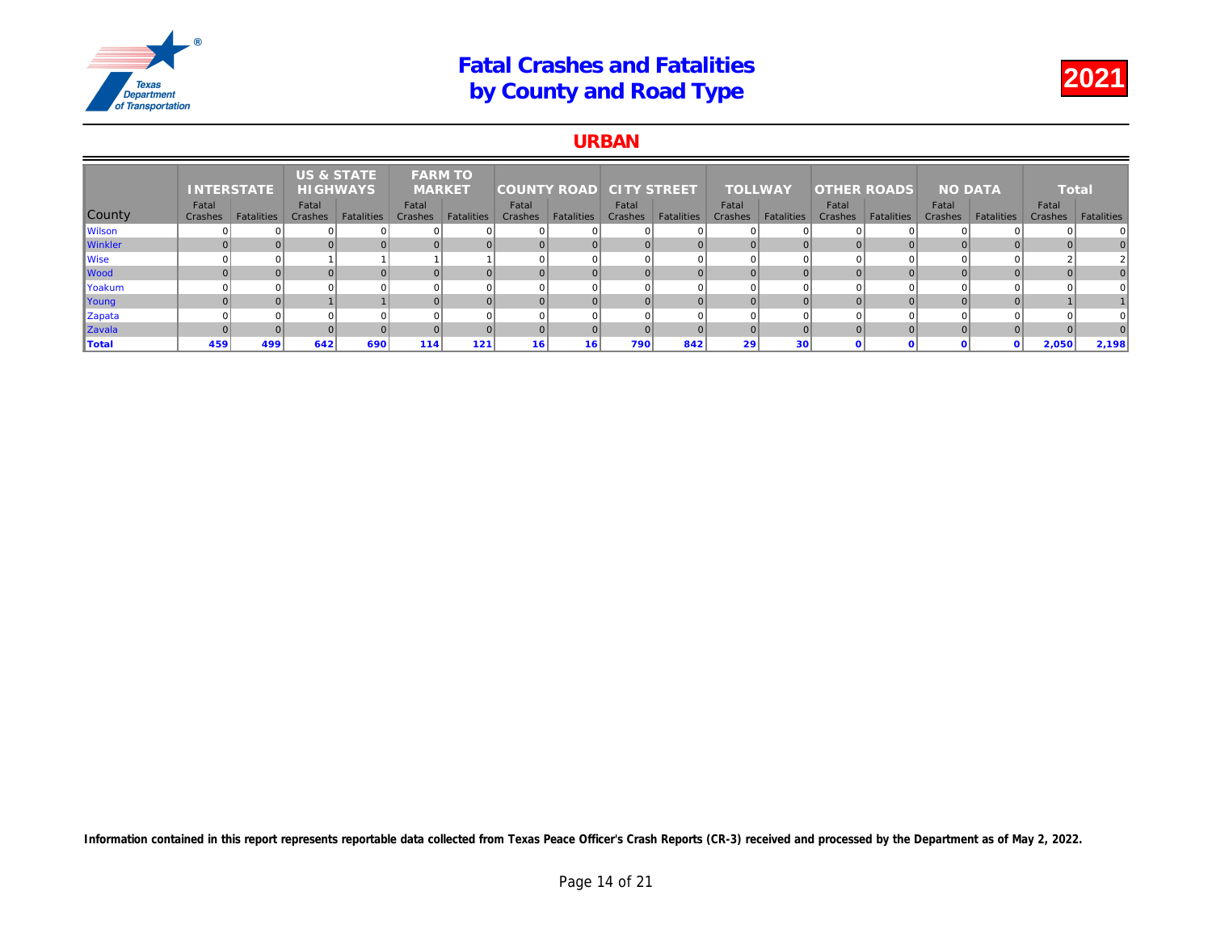# Fatal Crashes and Fatalities by County and Road Type

2021

## URBAN

| County | INTERSTATE | | US & STATE HIGHWAYS | | FARM TO MARKET | | COUNTY ROAD | | CITY STREET | | TOLLWAY | | OTHER ROADS | | NO DATA | | Total | |
|---|---|---|---|---|---|---|---|---|---|---|---|---|---|---|---|---|---|---|
| | Fatal Crashes | Fatalities | Fatal Crashes | Fatalities | Fatal Crashes | Fatalities | Fatal Crashes | Fatalities | Fatal Crashes | Fatalities | Fatal Crashes | Fatalities | Fatal Crashes | Fatalities | Fatal Crashes | Fatalities | Fatal Crashes | Fatalities |
| Wilson | 0 | 0 | 0 | 0 | 0 | 0 | 0 | 0 | 0 | 0 | 0 | 0 | 0 | 0 | 0 | 0 | 0 | 0 |
| Winkler | 0 | 0 | 0 | 0 | 0 | 0 | 0 | 0 | 0 | 0 | 0 | 0 | 0 | 0 | 0 | 0 | 0 | 0 |
| Wise | 0 | 0 | 1 | 1 | 1 | 1 | 0 | 0 | 0 | 0 | 0 | 0 | 0 | 0 | 0 | 0 | 2 | 2 |
| Wood | 0 | 0 | 0 | 0 | 0 | 0 | 0 | 0 | 0 | 0 | 0 | 0 | 0 | 0 | 0 | 0 | 0 | 0 |
| Yoakum | 0 | 0 | 0 | 0 | 0 | 0 | 0 | 0 | 0 | 0 | 0 | 0 | 0 | 0 | 0 | 0 | 0 | 0 |
| Young | 0 | 0 | 1 | 1 | 0 | 0 | 0 | 0 | 0 | 0 | 0 | 0 | 0 | 0 | 0 | 0 | 1 | 1 |
| Zapata | 0 | 0 | 0 | 0 | 0 | 0 | 0 | 0 | 0 | 0 | 0 | 0 | 0 | 0 | 0 | 0 | 0 | 0 |
| Zavala | 0 | 0 | 0 | 0 | 0 | 0 | 0 | 0 | 0 | 0 | 0 | 0 | 0 | 0 | 0 | 0 | 0 | 0 |
| **Total** | **459** | **499** | **642** | **690** | **114** | **121** | **16** | **16** | **790** | **842** | **29** | **30** | **0** | **0** | **0** | **0** | **2,050** | **2,198** |

**Information contained in this report represents reportable data collected from Texas Peace Officer's Crash Reports (CR-3) received and processed by the Department as of May 2, 2022.**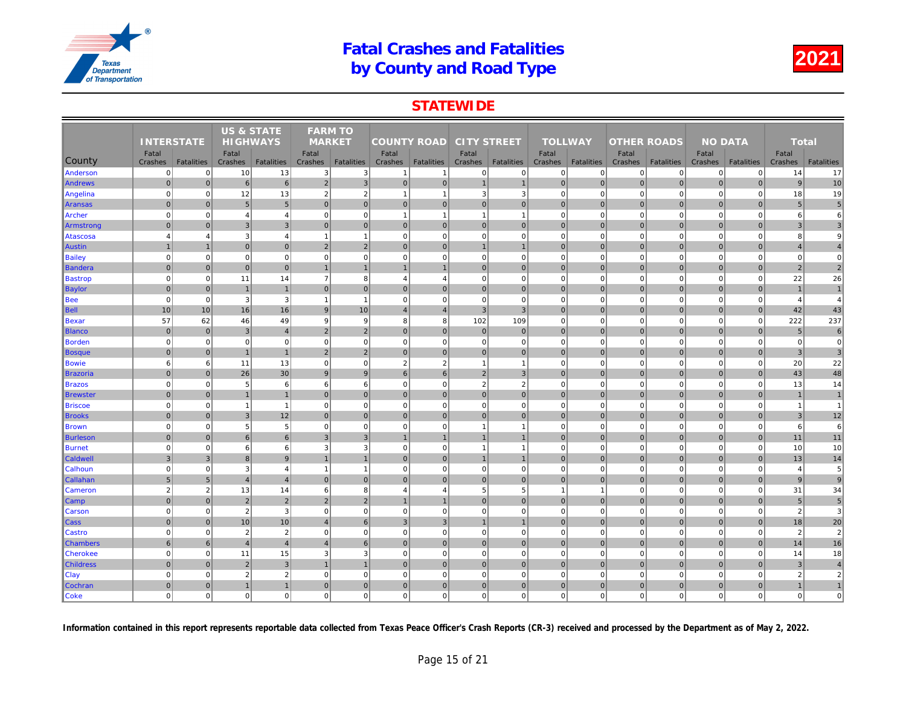# Fatal Crashes and Fatalities by County and Road Type

2021

## STATEWIDE

| County | INTERSTATE | | US & STATE HIGHWAYS | | FARM TO MARKET | | COUNTY ROAD | | CITY STREET | | TOLLWAY | | OTHER ROADS | | NO DATA | | Total | |
|---|---|---|---|---|---|---|---|---|---|---|---|---|---|---|---|---|---|---|
| | Fatal Crashes | Fatalities | Fatal Crashes | Fatalities | Fatal Crashes | Fatalities | Fatal Crashes | Fatalities | Fatal Crashes | Fatalities | Fatal Crashes | Fatalities | Fatal Crashes | Fatalities | Fatal Crashes | Fatalities | Fatal Crashes | Fatalities |
| Anderson | 0 | 0 | 10 | 13 | 3 | 3 | 1 | 1 | 0 | 0 | 0 | 0 | 0 | 0 | 0 | 0 | 14 | 17 |
| Andrews | 0 | 0 | 6 | 6 | 2 | 3 | 0 | 0 | 1 | 1 | 0 | 0 | 0 | 0 | 0 | 0 | 9 | 10 |
| Angelina | 0 | 0 | 12 | 13 | 2 | 2 | 1 | 1 | 3 | 3 | 0 | 0 | 0 | 0 | 0 | 0 | 18 | 19 |
| Aransas | 0 | 0 | 5 | 5 | 0 | 0 | 0 | 0 | 0 | 0 | 0 | 0 | 0 | 0 | 0 | 0 | 5 | 5 |
| Archer | 0 | 0 | 4 | 4 | 0 | 0 | 1 | 1 | 1 | 1 | 0 | 0 | 0 | 0 | 0 | 0 | 6 | 6 |
| Armstrong | 0 | 0 | 3 | 3 | 0 | 0 | 0 | 0 | 0 | 0 | 0 | 0 | 0 | 0 | 0 | 0 | 3 | 3 |
| Atascosa | 4 | 4 | 3 | 4 | 1 | 1 | 0 | 0 | 0 | 0 | 0 | 0 | 0 | 0 | 0 | 0 | 8 | 9 |
| Austin | 1 | 1 | 0 | 0 | 2 | 2 | 0 | 0 | 1 | 1 | 0 | 0 | 0 | 0 | 0 | 0 | 4 | 4 |
| Bailey | 0 | 0 | 0 | 0 | 0 | 0 | 0 | 0 | 0 | 0 | 0 | 0 | 0 | 0 | 0 | 0 | 0 | 0 |
| Bandera | 0 | 0 | 0 | 0 | 1 | 1 | 1 | 1 | 0 | 0 | 0 | 0 | 0 | 0 | 0 | 0 | 2 | 2 |
| Bastrop | 0 | 0 | 11 | 14 | 7 | 8 | 4 | 4 | 0 | 0 | 0 | 0 | 0 | 0 | 0 | 0 | 22 | 26 |
| Baylor | 0 | 0 | 1 | 1 | 0 | 0 | 0 | 0 | 0 | 0 | 0 | 0 | 0 | 0 | 0 | 0 | 1 | 1 |
| Bee | 0 | 0 | 3 | 3 | 1 | 1 | 0 | 0 | 0 | 0 | 0 | 0 | 0 | 0 | 0 | 0 | 4 | 4 |
| Bell | 10 | 10 | 16 | 16 | 9 | 10 | 4 | 4 | 3 | 3 | 0 | 0 | 0 | 0 | 0 | 0 | 42 | 43 |
| Bexar | 57 | 62 | 46 | 49 | 9 | 9 | 8 | 8 | 102 | 109 | 0 | 0 | 0 | 0 | 0 | 0 | 222 | 237 |
| Blanco | 0 | 0 | 3 | 4 | 2 | 2 | 0 | 0 | 0 | 0 | 0 | 0 | 0 | 0 | 0 | 0 | 5 | 6 |
| Borden | 0 | 0 | 0 | 0 | 0 | 0 | 0 | 0 | 0 | 0 | 0 | 0 | 0 | 0 | 0 | 0 | 0 | 0 |
| Bosque | 0 | 0 | 1 | 1 | 2 | 2 | 0 | 0 | 0 | 0 | 0 | 0 | 0 | 0 | 0 | 0 | 3 | 3 |
| Bowie | 6 | 6 | 11 | 13 | 0 | 0 | 2 | 2 | 1 | 1 | 0 | 0 | 0 | 0 | 0 | 0 | 20 | 22 |
| Brazoria | 0 | 0 | 26 | 30 | 9 | 9 | 6 | 6 | 2 | 3 | 0 | 0 | 0 | 0 | 0 | 0 | 43 | 48 |
| Brazos | 0 | 0 | 5 | 6 | 6 | 6 | 0 | 0 | 2 | 2 | 0 | 0 | 0 | 0 | 0 | 0 | 13 | 14 |
| Brewster | 0 | 0 | 1 | 1 | 0 | 0 | 0 | 0 | 0 | 0 | 0 | 0 | 0 | 0 | 0 | 0 | 1 | 1 |
| Briscoe | 0 | 0 | 1 | 1 | 0 | 0 | 0 | 0 | 0 | 0 | 0 | 0 | 0 | 0 | 0 | 0 | 1 | 1 |
| Brooks | 0 | 0 | 3 | 12 | 0 | 0 | 0 | 0 | 0 | 0 | 0 | 0 | 0 | 0 | 0 | 0 | 3 | 12 |
| Brown | 0 | 0 | 5 | 5 | 0 | 0 | 0 | 0 | 1 | 1 | 0 | 0 | 0 | 0 | 0 | 0 | 6 | 6 |
| Burleson | 0 | 0 | 6 | 6 | 3 | 3 | 1 | 1 | 1 | 1 | 0 | 0 | 0 | 0 | 0 | 0 | 11 | 11 |
| Burnet | 0 | 0 | 6 | 6 | 3 | 3 | 0 | 0 | 1 | 1 | 0 | 0 | 0 | 0 | 0 | 0 | 10 | 10 |
| Caldwell | 3 | 3 | 8 | 9 | 1 | 1 | 0 | 0 | 1 | 1 | 0 | 0 | 0 | 0 | 0 | 0 | 13 | 14 |
| Calhoun | 0 | 0 | 3 | 4 | 1 | 1 | 0 | 0 | 0 | 0 | 0 | 0 | 0 | 0 | 0 | 0 | 4 | 5 |
| Callahan | 5 | 5 | 4 | 4 | 0 | 0 | 0 | 0 | 0 | 0 | 0 | 0 | 0 | 0 | 0 | 0 | 9 | 9 |
| Cameron | 2 | 2 | 13 | 14 | 6 | 8 | 4 | 4 | 5 | 5 | 1 | 1 | 0 | 0 | 0 | 0 | 31 | 34 |
| Camp | 0 | 0 | 2 | 2 | 2 | 2 | 1 | 1 | 0 | 0 | 0 | 0 | 0 | 0 | 0 | 0 | 5 | 5 |
| Carson | 0 | 0 | 2 | 3 | 0 | 0 | 0 | 0 | 0 | 0 | 0 | 0 | 0 | 0 | 0 | 0 | 2 | 3 |
| Cass | 0 | 0 | 10 | 10 | 4 | 6 | 3 | 3 | 1 | 1 | 0 | 0 | 0 | 0 | 0 | 0 | 18 | 20 |
| Castro | 0 | 0 | 2 | 2 | 0 | 0 | 0 | 0 | 0 | 0 | 0 | 0 | 0 | 0 | 0 | 0 | 2 | 2 |
| Chambers | 6 | 6 | 4 | 4 | 4 | 6 | 0 | 0 | 0 | 0 | 0 | 0 | 0 | 0 | 0 | 0 | 14 | 16 |
| Cherokee | 0 | 0 | 11 | 15 | 3 | 3 | 0 | 0 | 0 | 0 | 0 | 0 | 0 | 0 | 0 | 0 | 14 | 18 |
| Childress | 0 | 0 | 2 | 3 | 1 | 1 | 0 | 0 | 0 | 0 | 0 | 0 | 0 | 0 | 0 | 0 | 3 | 4 |
| Clay | 0 | 0 | 2 | 2 | 0 | 0 | 0 | 0 | 0 | 0 | 0 | 0 | 0 | 0 | 0 | 0 | 2 | 2 |
| Cochran | 0 | 0 | 1 | 1 | 0 | 0 | 0 | 0 | 0 | 0 | 0 | 0 | 0 | 0 | 0 | 0 | 1 | 1 |
| Coke | 0 | 0 | 0 | 0 | 0 | 0 | 0 | 0 | 0 | 0 | 0 | 0 | 0 | 0 | 0 | 0 | 0 | 0 |

**Information contained in this report represents reportable data collected from Texas Peace Officer's Crash Reports (CR-3) received and processed by the Department as of May 2, 2022.**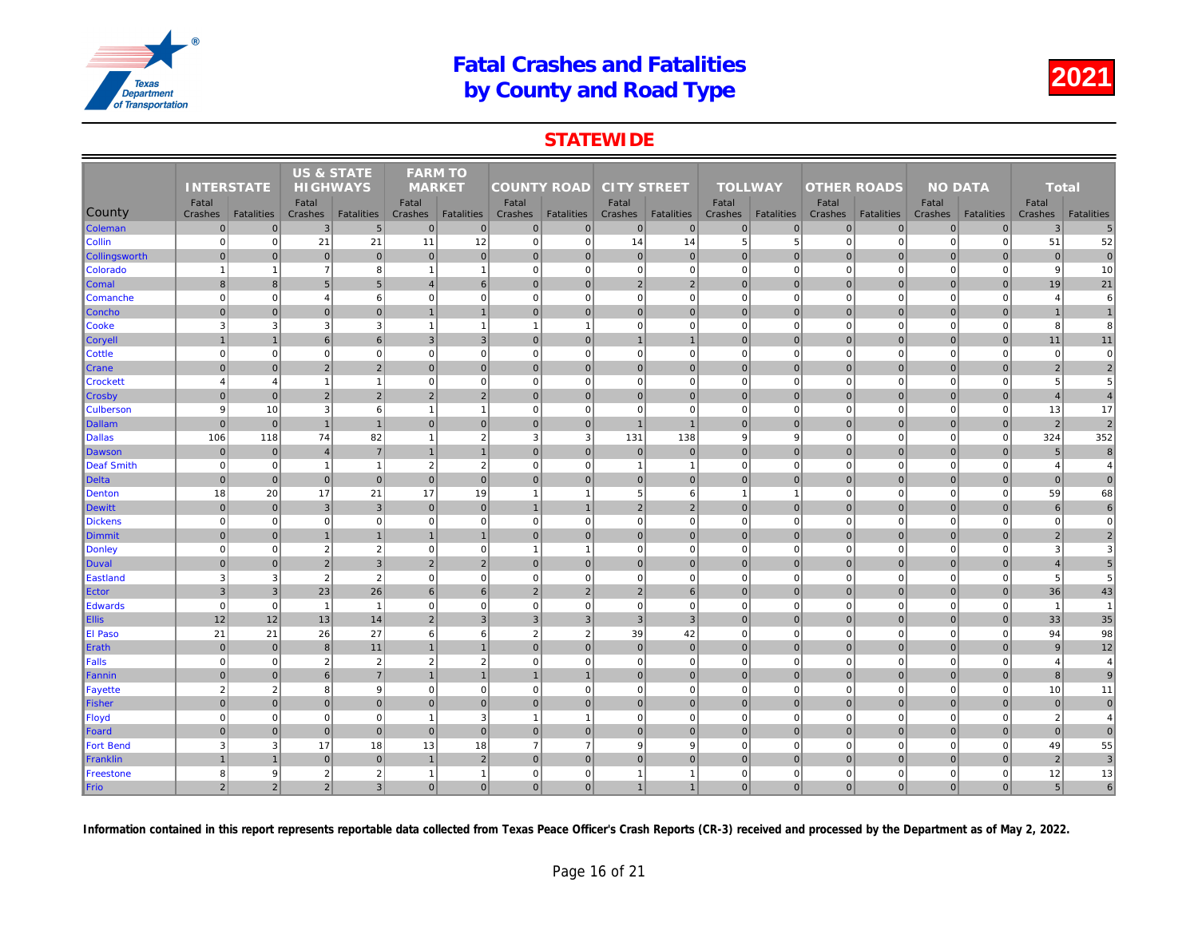# Fatal Crashes and Fatalities by County and Road Type

# 2021

## STATEWIDE

| County | INTERSTATE | | US & STATE HIGHWAYS | | FARM TO MARKET | | COUNTY ROAD | | CITY STREET | | TOLLWAY | | OTHER ROADS | | NO DATA | | Total | |
|---|---|---|---|---|---|---|---|---|---|---|---|---|---|---|---|---|---|---|
| | Fatal Crashes | Fatalities | Fatal Crashes | Fatalities | Fatal Crashes | Fatalities | Fatal Crashes | Fatalities | Fatal Crashes | Fatalities | Fatal Crashes | Fatalities | Fatal Crashes | Fatalities | Fatal Crashes | Fatalities | Fatal Crashes | Fatalities |
| Coleman | 0 | 0 | 3 | 5 | 0 | 0 | 0 | 0 | 0 | 0 | 0 | 0 | 0 | 0 | 0 | 0 | 3 | 5 |
| Collin | 0 | 0 | 21 | 21 | 11 | 12 | 0 | 0 | 14 | 14 | 5 | 5 | 0 | 0 | 0 | 0 | 51 | 52 |
| Collingsworth | 0 | 0 | 0 | 0 | 0 | 0 | 0 | 0 | 0 | 0 | 0 | 0 | 0 | 0 | 0 | 0 | 0 | 0 |
| Colorado | 1 | 1 | 7 | 8 | 1 | 1 | 0 | 0 | 0 | 0 | 0 | 0 | 0 | 0 | 0 | 0 | 9 | 10 |
| Comal | 8 | 8 | 5 | 5 | 4 | 6 | 0 | 0 | 2 | 2 | 0 | 0 | 0 | 0 | 0 | 0 | 19 | 21 |
| Comanche | 0 | 0 | 4 | 6 | 0 | 0 | 0 | 0 | 0 | 0 | 0 | 0 | 0 | 0 | 0 | 0 | 4 | 6 |
| Concho | 0 | 0 | 0 | 0 | 1 | 1 | 0 | 0 | 0 | 0 | 0 | 0 | 0 | 0 | 0 | 0 | 1 | 1 |
| Cooke | 3 | 3 | 3 | 3 | 1 | 1 | 1 | 1 | 0 | 0 | 0 | 0 | 0 | 0 | 0 | 0 | 8 | 8 |
| Coryell | 1 | 1 | 6 | 6 | 3 | 3 | 0 | 0 | 1 | 1 | 0 | 0 | 0 | 0 | 0 | 0 | 11 | 11 |
| Cottle | 0 | 0 | 0 | 0 | 0 | 0 | 0 | 0 | 0 | 0 | 0 | 0 | 0 | 0 | 0 | 0 | 0 | 0 |
| Crane | 0 | 0 | 2 | 2 | 0 | 0 | 0 | 0 | 0 | 0 | 0 | 0 | 0 | 0 | 0 | 0 | 2 | 2 |
| Crockett | 4 | 4 | 1 | 1 | 0 | 0 | 0 | 0 | 0 | 0 | 0 | 0 | 0 | 0 | 0 | 0 | 5 | 5 |
| Crosby | 0 | 0 | 2 | 2 | 2 | 2 | 0 | 0 | 0 | 0 | 0 | 0 | 0 | 0 | 0 | 0 | 4 | 4 |
| Culberson | 9 | 10 | 3 | 6 | 1 | 1 | 0 | 0 | 0 | 0 | 0 | 0 | 0 | 0 | 0 | 0 | 13 | 17 |
| Dallam | 0 | 0 | 1 | 1 | 0 | 0 | 0 | 0 | 1 | 1 | 0 | 0 | 0 | 0 | 0 | 0 | 2 | 2 |
| Dallas | 106 | 118 | 74 | 82 | 1 | 2 | 3 | 3 | 131 | 138 | 9 | 9 | 0 | 0 | 0 | 0 | 324 | 352 |
| Dawson | 0 | 0 | 4 | 7 | 1 | 1 | 0 | 0 | 0 | 0 | 0 | 0 | 0 | 0 | 0 | 0 | 5 | 8 |
| Deaf Smith | 0 | 0 | 1 | 1 | 2 | 2 | 0 | 0 | 1 | 1 | 0 | 0 | 0 | 0 | 0 | 0 | 4 | 4 |
| Delta | 0 | 0 | 0 | 0 | 0 | 0 | 0 | 0 | 0 | 0 | 0 | 0 | 0 | 0 | 0 | 0 | 0 | 0 |
| Denton | 18 | 20 | 17 | 21 | 17 | 19 | 1 | 1 | 5 | 6 | 1 | 1 | 0 | 0 | 0 | 0 | 59 | 68 |
| Dewitt | 0 | 0 | 3 | 3 | 0 | 0 | 1 | 1 | 2 | 2 | 0 | 0 | 0 | 0 | 0 | 0 | 6 | 6 |
| Dickens | 0 | 0 | 0 | 0 | 0 | 0 | 0 | 0 | 0 | 0 | 0 | 0 | 0 | 0 | 0 | 0 | 0 | 0 |
| Dimmit | 0 | 0 | 1 | 1 | 1 | 1 | 0 | 0 | 0 | 0 | 0 | 0 | 0 | 0 | 0 | 0 | 2 | 2 |
| Donley | 0 | 0 | 2 | 2 | 0 | 0 | 1 | 1 | 0 | 0 | 0 | 0 | 0 | 0 | 0 | 0 | 3 | 3 |
| Duval | 0 | 0 | 2 | 3 | 2 | 2 | 0 | 0 | 0 | 0 | 0 | 0 | 0 | 0 | 0 | 0 | 4 | 5 |
| Eastland | 3 | 3 | 2 | 2 | 0 | 0 | 0 | 0 | 0 | 0 | 0 | 0 | 0 | 0 | 0 | 0 | 5 | 5 |
| Ector | 3 | 3 | 23 | 26 | 6 | 6 | 2 | 2 | 2 | 6 | 0 | 0 | 0 | 0 | 0 | 0 | 36 | 43 |
| Edwards | 0 | 0 | 1 | 1 | 0 | 0 | 0 | 0 | 0 | 0 | 0 | 0 | 0 | 0 | 0 | 0 | 1 | 1 |
| Ellis | 12 | 12 | 13 | 14 | 2 | 3 | 3 | 3 | 3 | 3 | 0 | 0 | 0 | 0 | 0 | 0 | 33 | 35 |
| El Paso | 21 | 21 | 26 | 27 | 6 | 6 | 2 | 2 | 39 | 42 | 0 | 0 | 0 | 0 | 0 | 0 | 94 | 98 |
| Erath | 0 | 0 | 8 | 11 | 1 | 1 | 0 | 0 | 0 | 0 | 0 | 0 | 0 | 0 | 0 | 0 | 9 | 12 |
| Falls | 0 | 0 | 2 | 2 | 2 | 2 | 0 | 0 | 0 | 0 | 0 | 0 | 0 | 0 | 0 | 0 | 4 | 4 |
| Fannin | 0 | 0 | 6 | 7 | 1 | 1 | 1 | 1 | 0 | 0 | 0 | 0 | 0 | 0 | 0 | 0 | 8 | 9 |
| Fayette | 2 | 2 | 8 | 9 | 0 | 0 | 0 | 0 | 0 | 0 | 0 | 0 | 0 | 0 | 0 | 0 | 10 | 11 |
| Fisher | 0 | 0 | 0 | 0 | 0 | 0 | 0 | 0 | 0 | 0 | 0 | 0 | 0 | 0 | 0 | 0 | 0 | 0 |
| Floyd | 0 | 0 | 0 | 0 | 1 | 3 | 1 | 1 | 0 | 0 | 0 | 0 | 0 | 0 | 0 | 0 | 2 | 4 |
| Foard | 0 | 0 | 0 | 0 | 0 | 0 | 0 | 0 | 0 | 0 | 0 | 0 | 0 | 0 | 0 | 0 | 0 | 0 |
| Fort Bend | 3 | 3 | 17 | 18 | 13 | 18 | 7 | 7 | 9 | 9 | 0 | 0 | 0 | 0 | 0 | 0 | 49 | 55 |
| Franklin | 1 | 1 | 0 | 0 | 1 | 2 | 0 | 0 | 0 | 0 | 0 | 0 | 0 | 0 | 0 | 0 | 2 | 3 |
| Freestone | 8 | 9 | 2 | 2 | 1 | 1 | 0 | 0 | 1 | 1 | 0 | 0 | 0 | 0 | 0 | 0 | 12 | 13 |
| Frio | 2 | 2 | 2 | 3 | 0 | 0 | 0 | 0 | 1 | 1 | 0 | 0 | 0 | 0 | 0 | 0 | 5 | 6 |

**Information contained in this report represents reportable data collected from Texas Peace Officer's Crash Reports (CR-3) received and processed by the Department as of May 2, 2022.**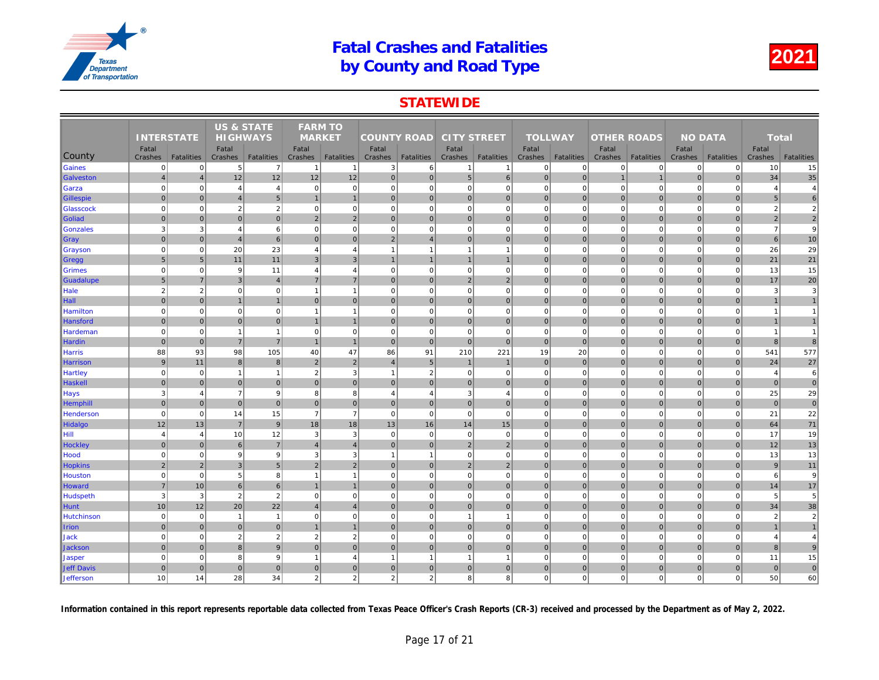# Fatal Crashes and Fatalities by County and Road Type

**2021**

## STATEWIDE

| County | INTERSTATE | | US & STATE HIGHWAYS | | FARM TO MARKET | | COUNTY ROAD | | CITY STREET | | TOLLWAY | | OTHER ROADS | | NO DATA | | Total | |
|---|---|---|---|---|---|---|---|---|---|---|---|---|---|---|---|---|---|---|
| | Fatal Crashes | Fatalities | Fatal Crashes | Fatalities | Fatal Crashes | Fatalities | Fatal Crashes | Fatalities | Fatal Crashes | Fatalities | Fatal Crashes | Fatalities | Fatal Crashes | Fatalities | Fatal Crashes | Fatalities | Fatal Crashes | Fatalities |
| Gaines | 0 | 0 | 5 | 7 | 1 | 1 | 3 | 6 | 1 | 1 | 0 | 0 | 0 | 0 | 0 | 0 | 10 | 15 |
| Galveston | 4 | 4 | 12 | 12 | 12 | 12 | 0 | 0 | 5 | 6 | 0 | 0 | 1 | 1 | 0 | 0 | 34 | 35 |
| Garza | 0 | 0 | 4 | 4 | 0 | 0 | 0 | 0 | 0 | 0 | 0 | 0 | 0 | 0 | 0 | 0 | 4 | 4 |
| Gillespie | 0 | 0 | 4 | 5 | 1 | 1 | 0 | 0 | 0 | 0 | 0 | 0 | 0 | 0 | 0 | 0 | 5 | 6 |
| Glasscock | 0 | 0 | 2 | 2 | 0 | 0 | 0 | 0 | 0 | 0 | 0 | 0 | 0 | 0 | 0 | 0 | 2 | 2 |
| Goliad | 0 | 0 | 0 | 0 | 2 | 2 | 0 | 0 | 0 | 0 | 0 | 0 | 0 | 0 | 0 | 0 | 2 | 2 |
| Gonzales | 3 | 3 | 4 | 6 | 0 | 0 | 0 | 0 | 0 | 0 | 0 | 0 | 0 | 0 | 0 | 0 | 7 | 9 |
| Gray | 0 | 0 | 4 | 6 | 0 | 0 | 2 | 4 | 0 | 0 | 0 | 0 | 0 | 0 | 0 | 0 | 6 | 10 |
| Grayson | 0 | 0 | 20 | 23 | 4 | 4 | 1 | 1 | 1 | 1 | 0 | 0 | 0 | 0 | 0 | 0 | 26 | 29 |
| Gregg | 5 | 5 | 11 | 11 | 3 | 3 | 1 | 1 | 1 | 1 | 0 | 0 | 0 | 0 | 0 | 0 | 21 | 21 |
| Grimes | 0 | 0 | 9 | 11 | 4 | 4 | 0 | 0 | 0 | 0 | 0 | 0 | 0 | 0 | 0 | 0 | 13 | 15 |
| Guadalupe | 5 | 7 | 3 | 4 | 7 | 7 | 0 | 0 | 2 | 2 | 0 | 0 | 0 | 0 | 0 | 0 | 17 | 20 |
| Hale | 2 | 2 | 0 | 0 | 1 | 1 | 0 | 0 | 0 | 0 | 0 | 0 | 0 | 0 | 0 | 0 | 3 | 3 |
| Hall | 0 | 0 | 1 | 1 | 0 | 0 | 0 | 0 | 0 | 0 | 0 | 0 | 0 | 0 | 0 | 0 | 1 | 1 |
| Hamilton | 0 | 0 | 0 | 0 | 1 | 1 | 0 | 0 | 0 | 0 | 0 | 0 | 0 | 0 | 0 | 0 | 1 | 1 |
| Hansford | 0 | 0 | 0 | 0 | 1 | 1 | 0 | 0 | 0 | 0 | 0 | 0 | 0 | 0 | 0 | 0 | 1 | 1 |
| Hardeman | 0 | 0 | 1 | 1 | 0 | 0 | 0 | 0 | 0 | 0 | 0 | 0 | 0 | 0 | 0 | 0 | 1 | 1 |
| Hardin | 0 | 0 | 7 | 7 | 1 | 1 | 0 | 0 | 0 | 0 | 0 | 0 | 0 | 0 | 0 | 0 | 8 | 8 |
| Harris | 88 | 93 | 98 | 105 | 40 | 47 | 86 | 91 | 210 | 221 | 19 | 20 | 0 | 0 | 0 | 0 | 541 | 577 |
| Harrison | 9 | 11 | 8 | 8 | 2 | 2 | 4 | 5 | 1 | 1 | 0 | 0 | 0 | 0 | 0 | 0 | 24 | 27 |
| Hartley | 0 | 0 | 1 | 1 | 2 | 3 | 1 | 2 | 0 | 0 | 0 | 0 | 0 | 0 | 0 | 0 | 4 | 6 |
| Haskell | 0 | 0 | 0 | 0 | 0 | 0 | 0 | 0 | 0 | 0 | 0 | 0 | 0 | 0 | 0 | 0 | 0 | 0 |
| Hays | 3 | 4 | 7 | 9 | 8 | 8 | 4 | 4 | 3 | 4 | 0 | 0 | 0 | 0 | 0 | 0 | 25 | 29 |
| Hemphill | 0 | 0 | 0 | 0 | 0 | 0 | 0 | 0 | 0 | 0 | 0 | 0 | 0 | 0 | 0 | 0 | 0 | 0 |
| Henderson | 0 | 0 | 14 | 15 | 7 | 7 | 0 | 0 | 0 | 0 | 0 | 0 | 0 | 0 | 0 | 0 | 21 | 22 |
| Hidalgo | 12 | 13 | 7 | 9 | 18 | 18 | 13 | 16 | 14 | 15 | 0 | 0 | 0 | 0 | 0 | 0 | 64 | 71 |
| Hill | 4 | 4 | 10 | 12 | 3 | 3 | 0 | 0 | 0 | 0 | 0 | 0 | 0 | 0 | 0 | 0 | 17 | 19 |
| Hockley | 0 | 0 | 6 | 7 | 4 | 4 | 0 | 0 | 2 | 2 | 0 | 0 | 0 | 0 | 0 | 0 | 12 | 13 |
| Hood | 0 | 0 | 9 | 9 | 3 | 3 | 1 | 1 | 0 | 0 | 0 | 0 | 0 | 0 | 0 | 0 | 13 | 13 |
| Hopkins | 2 | 2 | 3 | 5 | 2 | 2 | 0 | 0 | 2 | 2 | 0 | 0 | 0 | 0 | 0 | 0 | 9 | 11 |
| Houston | 0 | 0 | 5 | 8 | 1 | 1 | 0 | 0 | 0 | 0 | 0 | 0 | 0 | 0 | 0 | 0 | 6 | 9 |
| Howard | 7 | 10 | 6 | 6 | 1 | 1 | 0 | 0 | 0 | 0 | 0 | 0 | 0 | 0 | 0 | 0 | 14 | 17 |
| Hudspeth | 3 | 3 | 2 | 2 | 0 | 0 | 0 | 0 | 0 | 0 | 0 | 0 | 0 | 0 | 0 | 0 | 5 | 5 |
| Hunt | 10 | 12 | 20 | 22 | 4 | 4 | 0 | 0 | 0 | 0 | 0 | 0 | 0 | 0 | 0 | 0 | 34 | 38 |
| Hutchinson | 0 | 0 | 1 | 1 | 0 | 0 | 0 | 0 | 1 | 1 | 0 | 0 | 0 | 0 | 0 | 0 | 2 | 2 |
| Irion | 0 | 0 | 0 | 0 | 1 | 1 | 0 | 0 | 0 | 0 | 0 | 0 | 0 | 0 | 0 | 0 | 1 | 1 |
| Jack | 0 | 0 | 2 | 2 | 2 | 2 | 0 | 0 | 0 | 0 | 0 | 0 | 0 | 0 | 0 | 0 | 4 | 4 |
| Jackson | 0 | 0 | 8 | 9 | 0 | 0 | 0 | 0 | 0 | 0 | 0 | 0 | 0 | 0 | 0 | 0 | 8 | 9 |
| Jasper | 0 | 0 | 8 | 9 | 1 | 4 | 1 | 1 | 1 | 1 | 0 | 0 | 0 | 0 | 0 | 0 | 11 | 15 |
| Jeff Davis | 0 | 0 | 0 | 0 | 0 | 0 | 0 | 0 | 0 | 0 | 0 | 0 | 0 | 0 | 0 | 0 | 0 | 0 |
| Jefferson | 10 | 14 | 28 | 34 | 2 | 2 | 2 | 2 | 8 | 8 | 0 | 0 | 0 | 0 | 0 | 0 | 50 | 60 |

**Information contained in this report represents reportable data collected from Texas Peace Officer's Crash Reports (CR-3) received and processed by the Department as of May 2, 2022.**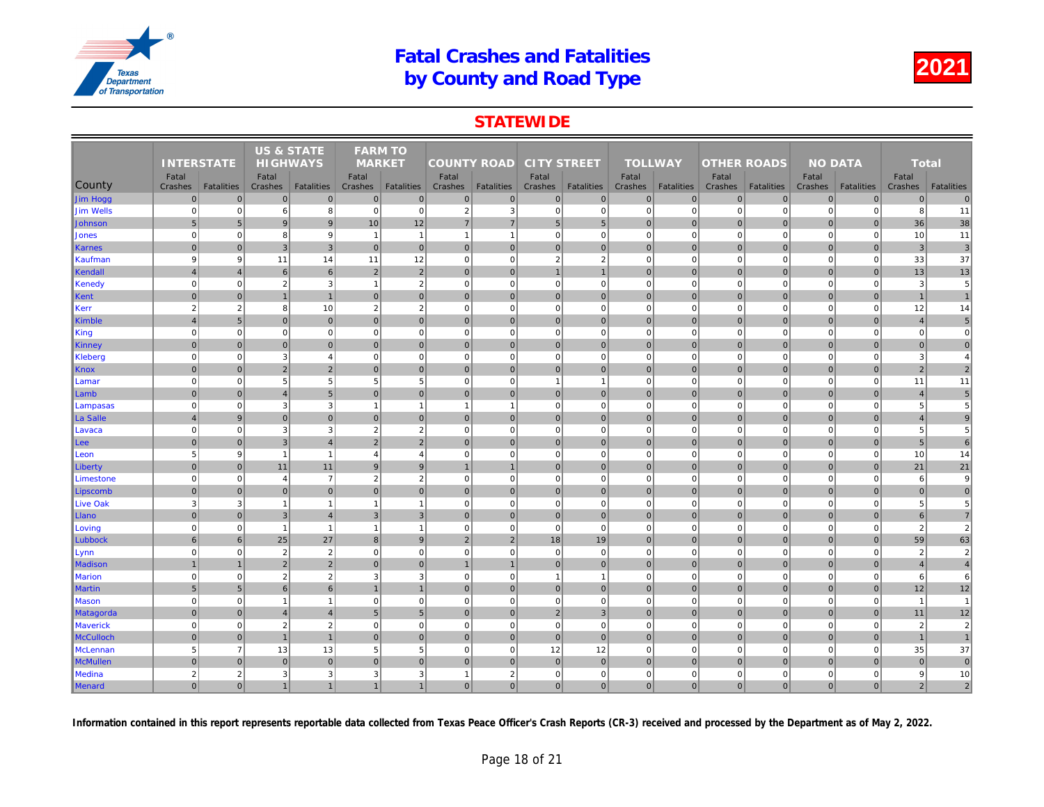# Fatal Crashes and Fatalities by County and Road Type

2021

## STATEWIDE

| County | INTERSTATE | | US & STATE HIGHWAYS | | FARM TO MARKET | | COUNTY ROAD | | CITY STREET | | TOLLWAY | | OTHER ROADS | | NO DATA | | Total | |
|---|---|---|---|---|---|---|---|---|---|---|---|---|---|---|---|---|---|---|
| | Fatal Crashes | Fatalities | Fatal Crashes | Fatalities | Fatal Crashes | Fatalities | Fatal Crashes | Fatalities | Fatal Crashes | Fatalities | Fatal Crashes | Fatalities | Fatal Crashes | Fatalities | Fatal Crashes | Fatalities | Fatal Crashes | Fatalities |
| Jim Hogg | 0 | 0 | 0 | 0 | 0 | 0 | 0 | 0 | 0 | 0 | 0 | 0 | 0 | 0 | 0 | 0 | 0 | 0 |
| Jim Wells | 0 | 0 | 6 | 8 | 0 | 0 | 2 | 3 | 0 | 0 | 0 | 0 | 0 | 0 | 0 | 0 | 8 | 11 |
| Johnson | 5 | 5 | 9 | 9 | 10 | 12 | 7 | 7 | 5 | 5 | 0 | 0 | 0 | 0 | 0 | 0 | 36 | 38 |
| Jones | 0 | 0 | 8 | 9 | 1 | 1 | 1 | 1 | 0 | 0 | 0 | 0 | 0 | 0 | 0 | 0 | 10 | 11 |
| Karnes | 0 | 0 | 3 | 3 | 0 | 0 | 0 | 0 | 0 | 0 | 0 | 0 | 0 | 0 | 0 | 0 | 3 | 3 |
| Kaufman | 9 | 9 | 11 | 14 | 11 | 12 | 0 | 0 | 2 | 2 | 0 | 0 | 0 | 0 | 0 | 0 | 33 | 37 |
| Kendall | 4 | 4 | 6 | 6 | 2 | 2 | 0 | 0 | 1 | 1 | 0 | 0 | 0 | 0 | 0 | 0 | 13 | 13 |
| Kenedy | 0 | 0 | 2 | 3 | 1 | 2 | 0 | 0 | 0 | 0 | 0 | 0 | 0 | 0 | 0 | 0 | 3 | 5 |
| Kent | 0 | 0 | 1 | 1 | 0 | 0 | 0 | 0 | 0 | 0 | 0 | 0 | 0 | 0 | 0 | 0 | 1 | 1 |
| Kerr | 2 | 2 | 8 | 10 | 2 | 2 | 0 | 0 | 0 | 0 | 0 | 0 | 0 | 0 | 0 | 0 | 12 | 14 |
| Kimble | 4 | 5 | 0 | 0 | 0 | 0 | 0 | 0 | 0 | 0 | 0 | 0 | 0 | 0 | 0 | 0 | 4 | 5 |
| King | 0 | 0 | 0 | 0 | 0 | 0 | 0 | 0 | 0 | 0 | 0 | 0 | 0 | 0 | 0 | 0 | 0 | 0 |
| Kinney | 0 | 0 | 0 | 0 | 0 | 0 | 0 | 0 | 0 | 0 | 0 | 0 | 0 | 0 | 0 | 0 | 0 | 0 |
| Kleberg | 0 | 0 | 3 | 4 | 0 | 0 | 0 | 0 | 0 | 0 | 0 | 0 | 0 | 0 | 0 | 0 | 3 | 4 |
| Knox | 0 | 0 | 2 | 2 | 0 | 0 | 0 | 0 | 0 | 0 | 0 | 0 | 0 | 0 | 0 | 0 | 2 | 2 |
| Lamar | 0 | 0 | 5 | 5 | 5 | 5 | 0 | 0 | 1 | 1 | 0 | 0 | 0 | 0 | 0 | 0 | 11 | 11 |
| Lamb | 0 | 0 | 4 | 5 | 0 | 0 | 0 | 0 | 0 | 0 | 0 | 0 | 0 | 0 | 0 | 0 | 4 | 5 |
| Lampasas | 0 | 0 | 3 | 3 | 1 | 1 | 1 | 1 | 0 | 0 | 0 | 0 | 0 | 0 | 0 | 0 | 5 | 5 |
| La Salle | 4 | 9 | 0 | 0 | 0 | 0 | 0 | 0 | 0 | 0 | 0 | 0 | 0 | 0 | 0 | 0 | 4 | 9 |
| Lavaca | 0 | 0 | 3 | 3 | 2 | 2 | 0 | 0 | 0 | 0 | 0 | 0 | 0 | 0 | 0 | 0 | 5 | 5 |
| Lee | 0 | 0 | 3 | 4 | 2 | 2 | 0 | 0 | 0 | 0 | 0 | 0 | 0 | 0 | 0 | 0 | 5 | 6 |
| Leon | 5 | 9 | 1 | 1 | 4 | 4 | 0 | 0 | 0 | 0 | 0 | 0 | 0 | 0 | 0 | 0 | 10 | 14 |
| Liberty | 0 | 0 | 11 | 11 | 9 | 9 | 1 | 1 | 0 | 0 | 0 | 0 | 0 | 0 | 0 | 0 | 21 | 21 |
| Limestone | 0 | 0 | 4 | 7 | 2 | 2 | 0 | 0 | 0 | 0 | 0 | 0 | 0 | 0 | 0 | 0 | 6 | 9 |
| Lipscomb | 0 | 0 | 0 | 0 | 0 | 0 | 0 | 0 | 0 | 0 | 0 | 0 | 0 | 0 | 0 | 0 | 0 | 0 |
| Live Oak | 3 | 3 | 1 | 1 | 1 | 1 | 0 | 0 | 0 | 0 | 0 | 0 | 0 | 0 | 0 | 0 | 5 | 5 |
| Llano | 0 | 0 | 3 | 4 | 3 | 3 | 0 | 0 | 0 | 0 | 0 | 0 | 0 | 0 | 0 | 0 | 6 | 7 |
| Loving | 0 | 0 | 1 | 1 | 1 | 1 | 0 | 0 | 0 | 0 | 0 | 0 | 0 | 0 | 0 | 0 | 2 | 2 |
| Lubbock | 6 | 6 | 25 | 27 | 8 | 9 | 2 | 2 | 18 | 19 | 0 | 0 | 0 | 0 | 0 | 0 | 59 | 63 |
| Lynn | 0 | 0 | 2 | 2 | 0 | 0 | 0 | 0 | 0 | 0 | 0 | 0 | 0 | 0 | 0 | 0 | 2 | 2 |
| Madison | 1 | 1 | 2 | 2 | 0 | 0 | 1 | 1 | 0 | 0 | 0 | 0 | 0 | 0 | 0 | 0 | 4 | 4 |
| Marion | 0 | 0 | 2 | 2 | 3 | 3 | 0 | 0 | 1 | 1 | 0 | 0 | 0 | 0 | 0 | 0 | 6 | 6 |
| Martin | 5 | 5 | 6 | 6 | 1 | 1 | 0 | 0 | 0 | 0 | 0 | 0 | 0 | 0 | 0 | 0 | 12 | 12 |
| Mason | 0 | 0 | 1 | 1 | 0 | 0 | 0 | 0 | 0 | 0 | 0 | 0 | 0 | 0 | 0 | 0 | 1 | 1 |
| Matagorda | 0 | 0 | 4 | 4 | 5 | 5 | 0 | 0 | 2 | 3 | 0 | 0 | 0 | 0 | 0 | 0 | 11 | 12 |
| Maverick | 0 | 0 | 2 | 2 | 0 | 0 | 0 | 0 | 0 | 0 | 0 | 0 | 0 | 0 | 0 | 0 | 2 | 2 |
| McCulloch | 0 | 0 | 1 | 1 | 0 | 0 | 0 | 0 | 0 | 0 | 0 | 0 | 0 | 0 | 0 | 0 | 1 | 1 |
| McLennan | 5 | 7 | 13 | 13 | 5 | 5 | 0 | 0 | 12 | 12 | 0 | 0 | 0 | 0 | 0 | 0 | 35 | 37 |
| McMullen | 0 | 0 | 0 | 0 | 0 | 0 | 0 | 0 | 0 | 0 | 0 | 0 | 0 | 0 | 0 | 0 | 0 | 0 |
| Medina | 2 | 2 | 3 | 3 | 3 | 3 | 1 | 2 | 0 | 0 | 0 | 0 | 0 | 0 | 0 | 0 | 9 | 10 |
| Menard | 0 | 0 | 1 | 1 | 1 | 1 | 0 | 0 | 0 | 0 | 0 | 0 | 0 | 0 | 0 | 0 | 2 | 2 |

**Information contained in this report represents reportable data collected from Texas Peace Officer's Crash Reports (CR-3) received and processed by the Department as of May 2, 2022.**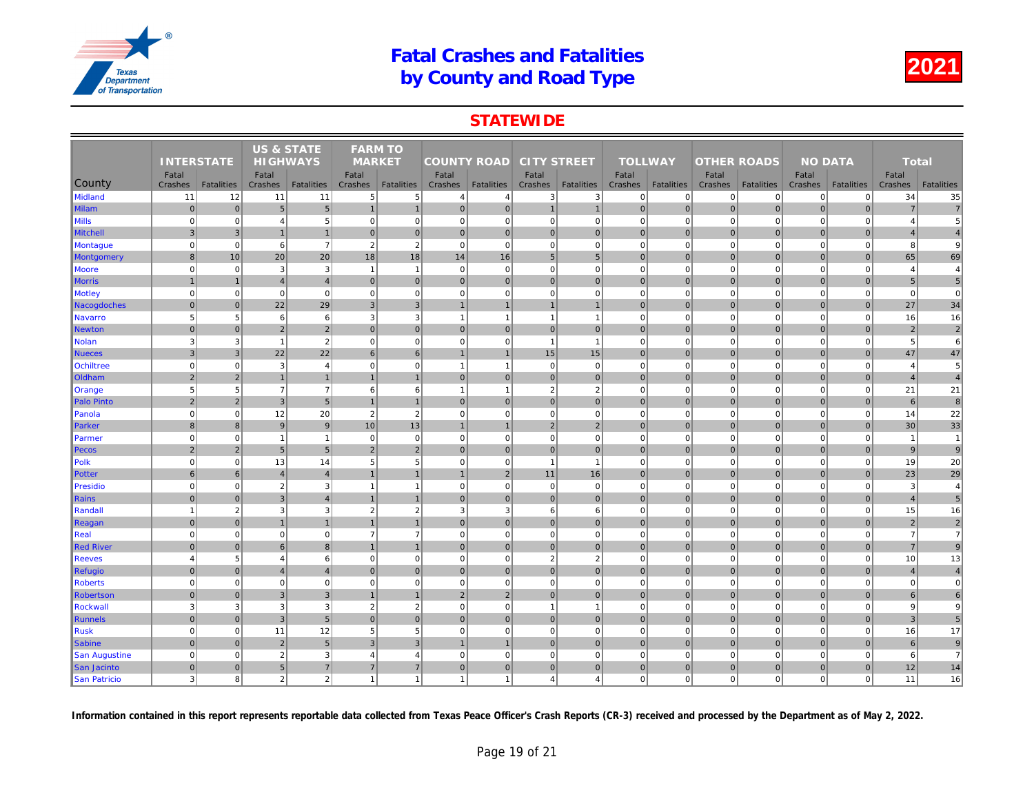# Fatal Crashes and Fatalities by County and Road Type

**2021**

## STATEWIDE

| County | INTERSTATE | | US & STATE HIGHWAYS | | FARM TO MARKET | | COUNTY ROAD | | CITY STREET | | TOLLWAY | | OTHER ROADS | | NO DATA | | Total | |
|---|---|---|---|---|---|---|---|---|---|---|---|---|---|---|---|---|---|---|
| | Fatal Crashes | Fatalities | Fatal Crashes | Fatalities | Fatal Crashes | Fatalities | Fatal Crashes | Fatalities | Fatal Crashes | Fatalities | Fatal Crashes | Fatalities | Fatal Crashes | Fatalities | Fatal Crashes | Fatalities | Fatal Crashes | Fatalities |
| Midland | 11 | 12 | 11 | 11 | 5 | 5 | 4 | 4 | 3 | 3 | 0 | 0 | 0 | 0 | 0 | 0 | 34 | 35 |
| Milam | 0 | 0 | 5 | 5 | 1 | 1 | 0 | 0 | 1 | 1 | 0 | 0 | 0 | 0 | 0 | 0 | 7 | 7 |
| Mills | 0 | 0 | 4 | 5 | 0 | 0 | 0 | 0 | 0 | 0 | 0 | 0 | 0 | 0 | 0 | 0 | 4 | 5 |
| Mitchell | 3 | 3 | 1 | 1 | 0 | 0 | 0 | 0 | 0 | 0 | 0 | 0 | 0 | 0 | 0 | 0 | 4 | 4 |
| Montague | 0 | 0 | 6 | 7 | 2 | 2 | 0 | 0 | 0 | 0 | 0 | 0 | 0 | 0 | 0 | 0 | 8 | 9 |
| Montgomery | 8 | 10 | 20 | 20 | 18 | 18 | 14 | 16 | 5 | 5 | 0 | 0 | 0 | 0 | 0 | 0 | 65 | 69 |
| Moore | 0 | 0 | 3 | 3 | 1 | 1 | 0 | 0 | 0 | 0 | 0 | 0 | 0 | 0 | 0 | 0 | 4 | 4 |
| Morris | 1 | 1 | 4 | 4 | 0 | 0 | 0 | 0 | 0 | 0 | 0 | 0 | 0 | 0 | 0 | 0 | 5 | 5 |
| Motley | 0 | 0 | 0 | 0 | 0 | 0 | 0 | 0 | 0 | 0 | 0 | 0 | 0 | 0 | 0 | 0 | 0 | 0 |
| Nacogdoches | 0 | 0 | 22 | 29 | 3 | 3 | 1 | 1 | 1 | 1 | 0 | 0 | 0 | 0 | 0 | 0 | 27 | 34 |
| Navarro | 5 | 5 | 6 | 6 | 3 | 3 | 1 | 1 | 1 | 1 | 0 | 0 | 0 | 0 | 0 | 0 | 16 | 16 |
| Newton | 0 | 0 | 2 | 2 | 0 | 0 | 0 | 0 | 0 | 0 | 0 | 0 | 0 | 0 | 0 | 0 | 2 | 2 |
| Nolan | 3 | 3 | 1 | 2 | 0 | 0 | 0 | 0 | 1 | 1 | 0 | 0 | 0 | 0 | 0 | 0 | 5 | 6 |
| Nueces | 3 | 3 | 22 | 22 | 6 | 6 | 1 | 1 | 15 | 15 | 0 | 0 | 0 | 0 | 0 | 0 | 47 | 47 |
| Ochiltree | 0 | 0 | 3 | 4 | 0 | 0 | 1 | 1 | 0 | 0 | 0 | 0 | 0 | 0 | 0 | 0 | 4 | 5 |
| Oldham | 2 | 2 | 1 | 1 | 1 | 1 | 0 | 0 | 0 | 0 | 0 | 0 | 0 | 0 | 0 | 0 | 4 | 4 |
| Orange | 5 | 5 | 7 | 7 | 6 | 6 | 1 | 1 | 2 | 2 | 0 | 0 | 0 | 0 | 0 | 0 | 21 | 21 |
| Palo Pinto | 2 | 2 | 3 | 5 | 1 | 1 | 0 | 0 | 0 | 0 | 0 | 0 | 0 | 0 | 0 | 0 | 6 | 8 |
| Panola | 0 | 0 | 12 | 20 | 2 | 2 | 0 | 0 | 0 | 0 | 0 | 0 | 0 | 0 | 0 | 0 | 14 | 22 |
| Parker | 8 | 8 | 9 | 9 | 10 | 13 | 1 | 1 | 2 | 2 | 0 | 0 | 0 | 0 | 0 | 0 | 30 | 33 |
| Parmer | 0 | 0 | 1 | 1 | 0 | 0 | 0 | 0 | 0 | 0 | 0 | 0 | 0 | 0 | 0 | 0 | 1 | 1 |
| Pecos | 2 | 2 | 5 | 5 | 2 | 2 | 0 | 0 | 0 | 0 | 0 | 0 | 0 | 0 | 0 | 0 | 9 | 9 |
| Polk | 0 | 0 | 13 | 14 | 5 | 5 | 0 | 0 | 1 | 1 | 0 | 0 | 0 | 0 | 0 | 0 | 19 | 20 |
| Potter | 6 | 6 | 4 | 4 | 1 | 1 | 1 | 2 | 11 | 16 | 0 | 0 | 0 | 0 | 0 | 0 | 23 | 29 |
| Presidio | 0 | 0 | 2 | 3 | 1 | 1 | 0 | 0 | 0 | 0 | 0 | 0 | 0 | 0 | 0 | 0 | 3 | 4 |
| Rains | 0 | 0 | 3 | 4 | 1 | 1 | 0 | 0 | 0 | 0 | 0 | 0 | 0 | 0 | 0 | 0 | 4 | 5 |
| Randall | 1 | 2 | 3 | 3 | 2 | 2 | 3 | 3 | 6 | 6 | 0 | 0 | 0 | 0 | 0 | 0 | 15 | 16 |
| Reagan | 0 | 0 | 1 | 1 | 1 | 1 | 0 | 0 | 0 | 0 | 0 | 0 | 0 | 0 | 0 | 0 | 2 | 2 |
| Real | 0 | 0 | 0 | 0 | 7 | 7 | 0 | 0 | 0 | 0 | 0 | 0 | 0 | 0 | 0 | 0 | 7 | 7 |
| Red River | 0 | 0 | 6 | 8 | 1 | 1 | 0 | 0 | 0 | 0 | 0 | 0 | 0 | 0 | 0 | 0 | 7 | 9 |
| Reeves | 4 | 5 | 4 | 6 | 0 | 0 | 0 | 0 | 2 | 2 | 0 | 0 | 0 | 0 | 0 | 0 | 10 | 13 |
| Refugio | 0 | 0 | 4 | 4 | 0 | 0 | 0 | 0 | 0 | 0 | 0 | 0 | 0 | 0 | 0 | 0 | 4 | 4 |
| Roberts | 0 | 0 | 0 | 0 | 0 | 0 | 0 | 0 | 0 | 0 | 0 | 0 | 0 | 0 | 0 | 0 | 0 | 0 |
| Robertson | 0 | 0 | 3 | 3 | 1 | 1 | 2 | 2 | 0 | 0 | 0 | 0 | 0 | 0 | 0 | 0 | 6 | 6 |
| Rockwall | 3 | 3 | 3 | 3 | 2 | 2 | 0 | 0 | 1 | 1 | 0 | 0 | 0 | 0 | 0 | 0 | 9 | 9 |
| Runnels | 0 | 0 | 3 | 5 | 0 | 0 | 0 | 0 | 0 | 0 | 0 | 0 | 0 | 0 | 0 | 0 | 3 | 5 |
| Rusk | 0 | 0 | 11 | 12 | 5 | 5 | 0 | 0 | 0 | 0 | 0 | 0 | 0 | 0 | 0 | 0 | 16 | 17 |
| Sabine | 0 | 0 | 2 | 5 | 3 | 3 | 1 | 1 | 0 | 0 | 0 | 0 | 0 | 0 | 0 | 0 | 6 | 9 |
| San Augustine | 0 | 0 | 2 | 3 | 4 | 4 | 0 | 0 | 0 | 0 | 0 | 0 | 0 | 0 | 0 | 0 | 6 | 7 |
| San Jacinto | 0 | 0 | 5 | 7 | 7 | 7 | 0 | 0 | 0 | 0 | 0 | 0 | 0 | 0 | 0 | 0 | 12 | 14 |
| San Patricio | 3 | 8 | 2 | 2 | 1 | 1 | 1 | 1 | 4 | 4 | 0 | 0 | 0 | 0 | 0 | 0 | 11 | 16 |

**Information contained in this report represents reportable data collected from Texas Peace Officer's Crash Reports (CR-3) received and processed by the Department as of May 2, 2022.**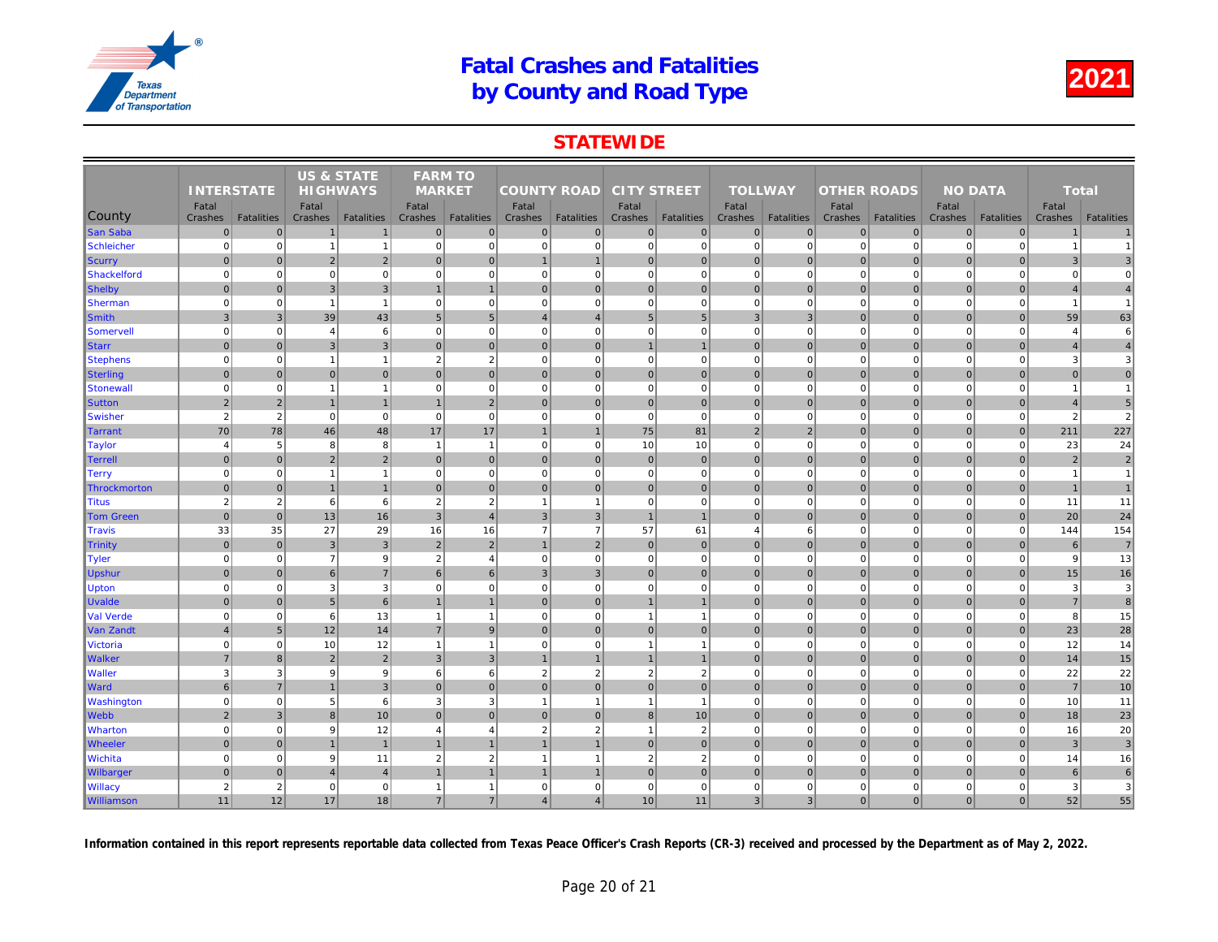# Fatal Crashes and Fatalities by County and Road Type

2021

## STATEWIDE

| County | INTERSTATE | | US & STATE HIGHWAYS | | FARM TO MARKET | | COUNTY ROAD | | CITY STREET | | TOLLWAY | | OTHER ROADS | | NO DATA | | Total | |
|---|---|---|---|---|---|---|---|---|---|---|---|---|---|---|---|---|---|---|
| | Fatal Crashes | Fatalities | Fatal Crashes | Fatalities | Fatal Crashes | Fatalities | Fatal Crashes | Fatalities | Fatal Crashes | Fatalities | Fatal Crashes | Fatalities | Fatal Crashes | Fatalities | Fatal Crashes | Fatalities | Fatal Crashes | Fatalities |
| San Saba | 0 | 0 | 1 | 1 | 0 | 0 | 0 | 0 | 0 | 0 | 0 | 0 | 0 | 0 | 0 | 0 | 1 | 1 |
| Schleicher | 0 | 0 | 1 | 1 | 0 | 0 | 0 | 0 | 0 | 0 | 0 | 0 | 0 | 0 | 0 | 0 | 1 | 1 |
| Scurry | 0 | 0 | 2 | 2 | 0 | 0 | 1 | 1 | 0 | 0 | 0 | 0 | 0 | 0 | 0 | 0 | 3 | 3 |
| Shackelford | 0 | 0 | 0 | 0 | 0 | 0 | 0 | 0 | 0 | 0 | 0 | 0 | 0 | 0 | 0 | 0 | 0 | 0 |
| Shelby | 0 | 0 | 3 | 3 | 1 | 1 | 0 | 0 | 0 | 0 | 0 | 0 | 0 | 0 | 0 | 0 | 4 | 4 |
| Sherman | 0 | 0 | 1 | 1 | 0 | 0 | 0 | 0 | 0 | 0 | 0 | 0 | 0 | 0 | 0 | 0 | 1 | 1 |
| Smith | 3 | 3 | 39 | 43 | 5 | 5 | 4 | 4 | 5 | 5 | 3 | 3 | 0 | 0 | 0 | 0 | 59 | 63 |
| Somervell | 0 | 0 | 4 | 6 | 0 | 0 | 0 | 0 | 0 | 0 | 0 | 0 | 0 | 0 | 0 | 0 | 4 | 6 |
| Starr | 0 | 0 | 3 | 3 | 0 | 0 | 0 | 0 | 1 | 1 | 0 | 0 | 0 | 0 | 0 | 0 | 4 | 4 |
| Stephens | 0 | 0 | 1 | 1 | 2 | 2 | 0 | 0 | 0 | 0 | 0 | 0 | 0 | 0 | 0 | 0 | 3 | 3 |
| Sterling | 0 | 0 | 0 | 0 | 0 | 0 | 0 | 0 | 0 | 0 | 0 | 0 | 0 | 0 | 0 | 0 | 0 | 0 |
| Stonewall | 0 | 0 | 1 | 1 | 0 | 0 | 0 | 0 | 0 | 0 | 0 | 0 | 0 | 0 | 0 | 0 | 1 | 1 |
| Sutton | 2 | 2 | 1 | 1 | 1 | 2 | 0 | 0 | 0 | 0 | 0 | 0 | 0 | 0 | 0 | 0 | 4 | 5 |
| Swisher | 2 | 2 | 0 | 0 | 0 | 0 | 0 | 0 | 0 | 0 | 0 | 0 | 0 | 0 | 0 | 0 | 2 | 2 |
| Tarrant | 70 | 78 | 46 | 48 | 17 | 17 | 1 | 1 | 75 | 81 | 2 | 2 | 0 | 0 | 0 | 0 | 211 | 227 |
| Taylor | 4 | 5 | 8 | 8 | 1 | 1 | 0 | 0 | 10 | 10 | 0 | 0 | 0 | 0 | 0 | 0 | 23 | 24 |
| Terrell | 0 | 0 | 2 | 2 | 0 | 0 | 0 | 0 | 0 | 0 | 0 | 0 | 0 | 0 | 0 | 0 | 2 | 2 |
| Terry | 0 | 0 | 1 | 1 | 0 | 0 | 0 | 0 | 0 | 0 | 0 | 0 | 0 | 0 | 0 | 0 | 1 | 1 |
| Throckmorton | 0 | 0 | 1 | 1 | 0 | 0 | 0 | 0 | 0 | 0 | 0 | 0 | 0 | 0 | 0 | 0 | 1 | 1 |
| Titus | 2 | 2 | 6 | 6 | 2 | 2 | 1 | 1 | 0 | 0 | 0 | 0 | 0 | 0 | 0 | 0 | 11 | 11 |
| Tom Green | 0 | 0 | 13 | 16 | 3 | 4 | 3 | 3 | 1 | 1 | 0 | 0 | 0 | 0 | 0 | 0 | 20 | 24 |
| Travis | 33 | 35 | 27 | 29 | 16 | 16 | 7 | 7 | 57 | 61 | 4 | 6 | 0 | 0 | 0 | 0 | 144 | 154 |
| Trinity | 0 | 0 | 3 | 3 | 2 | 2 | 1 | 2 | 0 | 0 | 0 | 0 | 0 | 0 | 0 | 0 | 6 | 7 |
| Tyler | 0 | 0 | 7 | 9 | 2 | 4 | 0 | 0 | 0 | 0 | 0 | 0 | 0 | 0 | 0 | 0 | 9 | 13 |
| Upshur | 0 | 0 | 6 | 7 | 6 | 6 | 3 | 3 | 0 | 0 | 0 | 0 | 0 | 0 | 0 | 0 | 15 | 16 |
| Upton | 0 | 0 | 3 | 3 | 0 | 0 | 0 | 0 | 0 | 0 | 0 | 0 | 0 | 0 | 0 | 0 | 3 | 3 |
| Uvalde | 0 | 0 | 5 | 6 | 1 | 1 | 0 | 0 | 1 | 1 | 0 | 0 | 0 | 0 | 0 | 0 | 7 | 8 |
| Val Verde | 0 | 0 | 6 | 13 | 1 | 1 | 0 | 0 | 1 | 1 | 0 | 0 | 0 | 0 | 0 | 0 | 8 | 15 |
| Van Zandt | 4 | 5 | 12 | 14 | 7 | 9 | 0 | 0 | 0 | 0 | 0 | 0 | 0 | 0 | 0 | 0 | 23 | 28 |
| Victoria | 0 | 0 | 10 | 12 | 1 | 1 | 0 | 0 | 1 | 1 | 0 | 0 | 0 | 0 | 0 | 0 | 12 | 14 |
| Walker | 7 | 8 | 2 | 2 | 3 | 3 | 1 | 1 | 1 | 1 | 0 | 0 | 0 | 0 | 0 | 0 | 14 | 15 |
| Waller | 3 | 3 | 9 | 9 | 6 | 6 | 2 | 2 | 2 | 2 | 0 | 0 | 0 | 0 | 0 | 0 | 22 | 22 |
| Ward | 6 | 7 | 1 | 3 | 0 | 0 | 0 | 0 | 0 | 0 | 0 | 0 | 0 | 0 | 0 | 0 | 7 | 10 |
| Washington | 0 | 0 | 5 | 6 | 3 | 3 | 1 | 1 | 1 | 1 | 0 | 0 | 0 | 0 | 0 | 0 | 10 | 11 |
| Webb | 2 | 3 | 8 | 10 | 0 | 0 | 0 | 0 | 8 | 10 | 0 | 0 | 0 | 0 | 0 | 0 | 18 | 23 |
| Wharton | 0 | 0 | 9 | 12 | 4 | 4 | 2 | 2 | 1 | 2 | 0 | 0 | 0 | 0 | 0 | 0 | 16 | 20 |
| Wheeler | 0 | 0 | 1 | 1 | 1 | 1 | 1 | 1 | 0 | 0 | 0 | 0 | 0 | 0 | 0 | 0 | 3 | 3 |
| Wichita | 0 | 0 | 9 | 11 | 2 | 2 | 1 | 1 | 2 | 2 | 0 | 0 | 0 | 0 | 0 | 0 | 14 | 16 |
| Wilbarger | 0 | 0 | 4 | 4 | 1 | 1 | 1 | 1 | 0 | 0 | 0 | 0 | 0 | 0 | 0 | 0 | 6 | 6 |
| Willacy | 2 | 2 | 0 | 0 | 1 | 1 | 0 | 0 | 0 | 0 | 0 | 0 | 0 | 0 | 0 | 0 | 3 | 3 |
| Williamson | 11 | 12 | 17 | 18 | 7 | 7 | 4 | 4 | 10 | 11 | 3 | 3 | 0 | 0 | 0 | 0 | 52 | 55 |

**Information contained in this report represents reportable data collected from Texas Peace Officer's Crash Reports (CR-3) received and processed by the Department as of May 2, 2022.**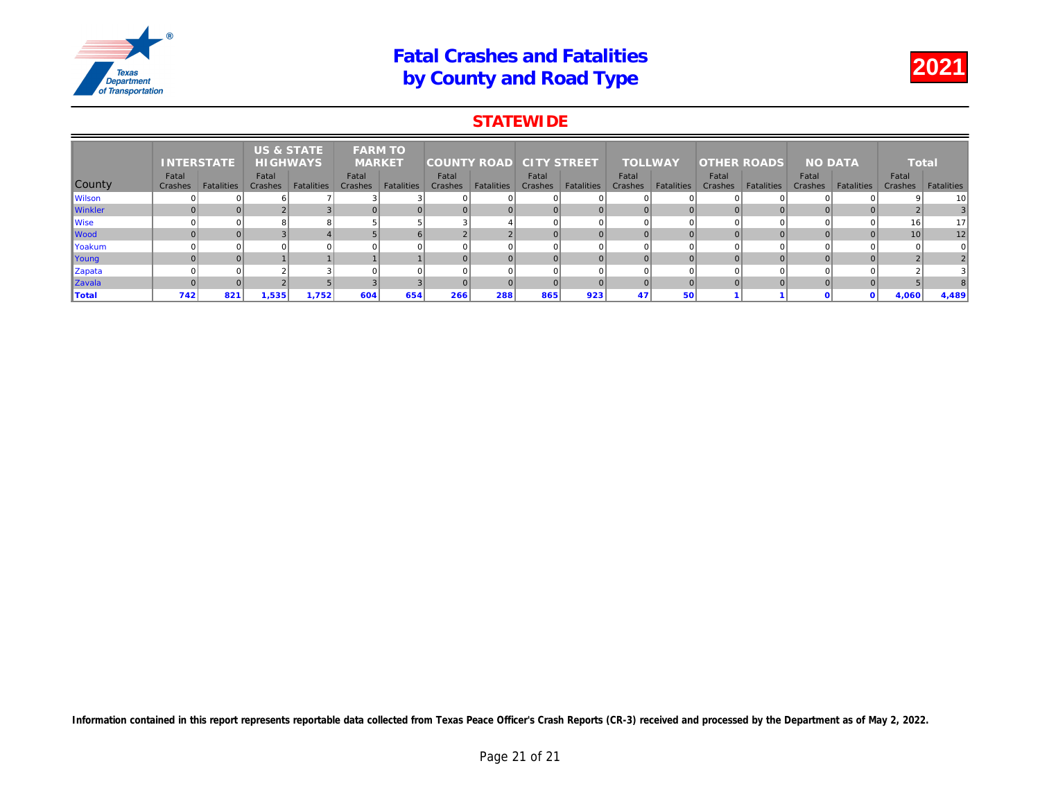# Fatal Crashes and Fatalities by County and Road Type

**2021**

## STATEWIDE

| County | INTERSTATE | | US & STATE HIGHWAYS | | FARM TO MARKET | | COUNTY ROAD | | CITY STREET | | TOLLWAY | | OTHER ROADS | | NO DATA | | Total | |
|---|---|---|---|---|---|---|---|---|---|---|---|---|---|---|---|---|---|---|
| | Fatal Crashes | Fatalities | Fatal Crashes | Fatalities | Fatal Crashes | Fatalities | Fatal Crashes | Fatalities | Fatal Crashes | Fatalities | Fatal Crashes | Fatalities | Fatal Crashes | Fatalities | Fatal Crashes | Fatalities | Fatal Crashes | Fatalities |
| Wilson | 0 | 0 | 6 | 7 | 3 | 3 | 0 | 0 | 0 | 0 | 0 | 0 | 0 | 0 | 0 | 0 | 9 | 10 |
| Winkler | 0 | 0 | 2 | 3 | 0 | 0 | 0 | 0 | 0 | 0 | 0 | 0 | 0 | 0 | 0 | 0 | 2 | 3 |
| Wise | 0 | 0 | 8 | 8 | 5 | 5 | 3 | 4 | 0 | 0 | 0 | 0 | 0 | 0 | 0 | 0 | 16 | 17 |
| Wood | 0 | 0 | 3 | 4 | 5 | 6 | 2 | 2 | 0 | 0 | 0 | 0 | 0 | 0 | 0 | 0 | 10 | 12 |
| Yoakum | 0 | 0 | 0 | 0 | 0 | 0 | 0 | 0 | 0 | 0 | 0 | 0 | 0 | 0 | 0 | 0 | 0 | 0 |
| Young | 0 | 0 | 1 | 1 | 1 | 1 | 0 | 0 | 0 | 0 | 0 | 0 | 0 | 0 | 0 | 0 | 2 | 2 |
| Zapata | 0 | 0 | 2 | 3 | 0 | 0 | 0 | 0 | 0 | 0 | 0 | 0 | 0 | 0 | 0 | 0 | 2 | 3 |
| Zavala | 0 | 0 | 2 | 5 | 3 | 3 | 0 | 0 | 0 | 0 | 0 | 0 | 0 | 0 | 0 | 0 | 5 | 8 |
| **Total** | **742** | **821** | **1,535** | **1,752** | **604** | **654** | **266** | **288** | **865** | **923** | **47** | **50** | **1** | **1** | **0** | **0** | **4,060** | **4,489** |

**Information contained in this report represents reportable data collected from Texas Peace Officer's Crash Reports (CR-3) received and processed by the Department as of May 2, 2022.**